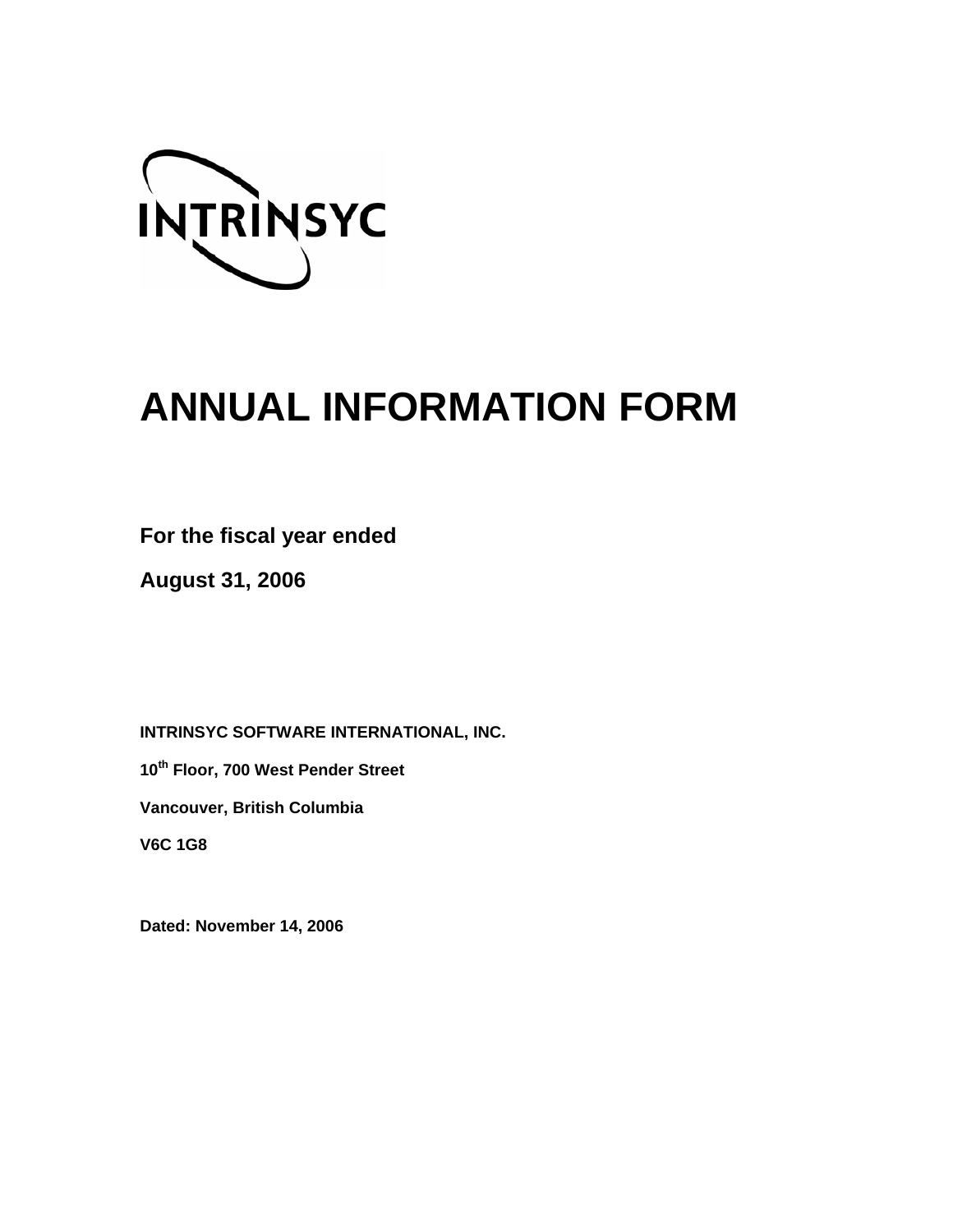INTRINSYC

# ANNUAL INFORMATION FORM

**For the fiscal year ended**

**August 31, 2006**

**INTRINSYC SOFTWARE INTERNATIONAL, INC.**

**10th Floor, 700 West Pender Street**

**Vancouver, British Columbia**

**V6C 1G8**

**Dated: November 14, 2006**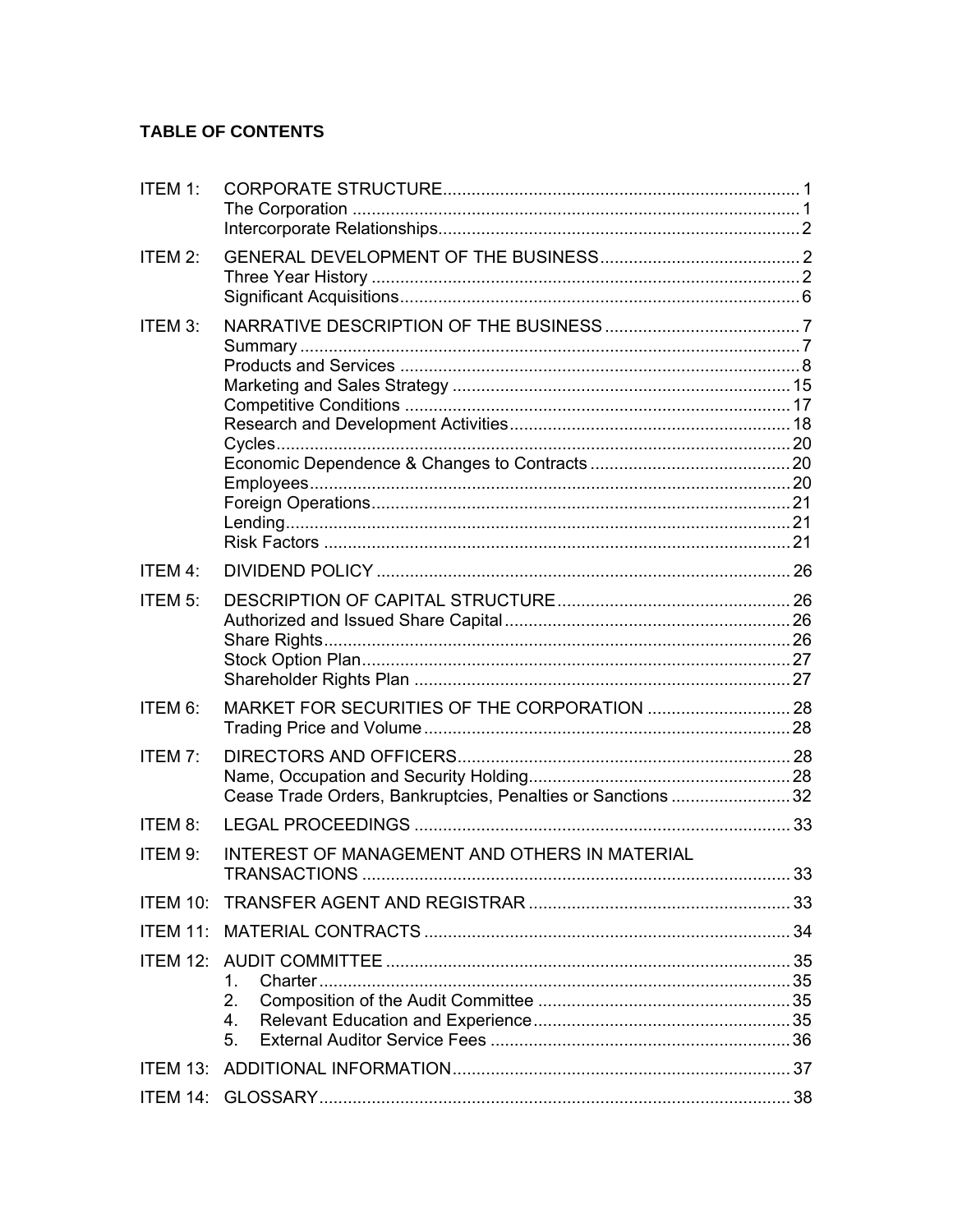# TABLE OF CONTENTS

| | | |
|---|---|---|
| ITEM 1: | CORPORATE STRUCTURE | 1 |
| | The Corporation | 1 |
| | Intercorporate Relationships | 2 |
| ITEM 2: | GENERAL DEVELOPMENT OF THE BUSINESS | 2 |
| | Three Year History | 2 |
| | Significant Acquisitions | 6 |
| ITEM 3: | NARRATIVE DESCRIPTION OF THE BUSINESS | 7 |
| | Summary | 7 |
| | Products and Services | 8 |
| | Marketing and Sales Strategy | 15 |
| | Competitive Conditions | 17 |
| | Research and Development Activities | 18 |
| | Cycles | 20 |
| | Economic Dependence & Changes to Contracts | 20 |
| | Employees | 20 |
| | Foreign Operations | 21 |
| | Lending | 21 |
| | Risk Factors | 21 |
| ITEM 4: | DIVIDEND POLICY | 26 |
| ITEM 5: | DESCRIPTION OF CAPITAL STRUCTURE | 26 |
| | Authorized and Issued Share Capital | 26 |
| | Share Rights | 26 |
| | Stock Option Plan | 27 |
| | Shareholder Rights Plan | 27 |
| ITEM 6: | MARKET FOR SECURITIES OF THE CORPORATION | 28 |
| | Trading Price and Volume | 28 |
| ITEM 7: | DIRECTORS AND OFFICERS | 28 |
| | Name, Occupation and Security Holding | 28 |
| | Cease Trade Orders, Bankruptcies, Penalties or Sanctions | 32 |
| ITEM 8: | LEGAL PROCEEDINGS | 33 |
| ITEM 9: | INTEREST OF MANAGEMENT AND OTHERS IN MATERIAL TRANSACTIONS | 33 |
| ITEM 10: | TRANSFER AGENT AND REGISTRAR | 33 |
| ITEM 11: | MATERIAL CONTRACTS | 34 |
| ITEM 12: | AUDIT COMMITTEE | 35 |
| | 1. Charter | 35 |
| | 2. Composition of the Audit Committee | 35 |
| | 4. Relevant Education and Experience | 35 |
| | 5. External Auditor Service Fees | 36 |
| ITEM 13: | ADDITIONAL INFORMATION | 37 |
| ITEM 14: | GLOSSARY | 38 |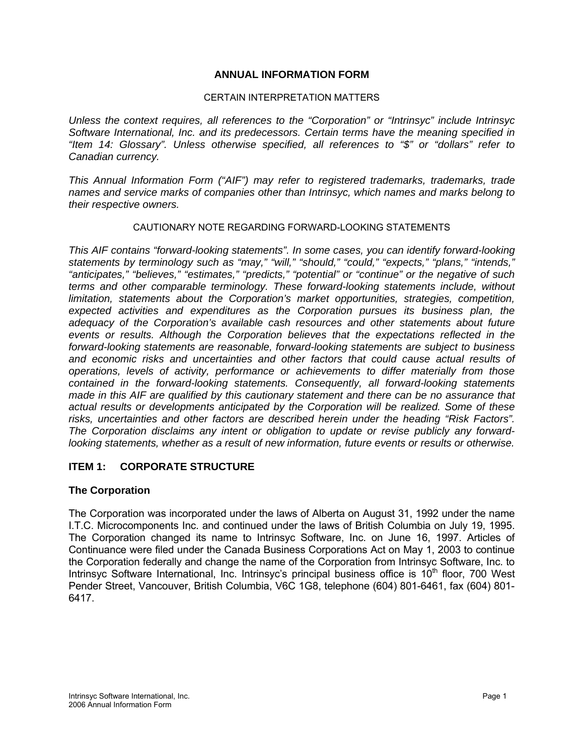# ANNUAL INFORMATION FORM

CERTAIN INTERPRETATION MATTERS

*Unless the context requires, all references to the "Corporation" or "Intrinsyc" include Intrinsyc Software International, Inc. and its predecessors. Certain terms have the meaning specified in "Item 14: Glossary". Unless otherwise specified, all references to "$" or "dollars" refer to Canadian currency.*

*This Annual Information Form ("AIF") may refer to registered trademarks, trademarks, trade names and service marks of companies other than Intrinsyc, which names and marks belong to their respective owners.*

CAUTIONARY NOTE REGARDING FORWARD-LOOKING STATEMENTS

*This AIF contains "forward-looking statements". In some cases, you can identify forward-looking statements by terminology such as "may," "will," "should," "could," "expects," "plans," "intends," "anticipates," "believes," "estimates," "predicts," "potential" or "continue" or the negative of such terms and other comparable terminology. These forward-looking statements include, without limitation, statements about the Corporation's market opportunities, strategies, competition, expected activities and expenditures as the Corporation pursues its business plan, the adequacy of the Corporation's available cash resources and other statements about future events or results. Although the Corporation believes that the expectations reflected in the forward-looking statements are reasonable, forward-looking statements are subject to business and economic risks and uncertainties and other factors that could cause actual results of operations, levels of activity, performance or achievements to differ materially from those contained in the forward-looking statements. Consequently, all forward-looking statements made in this AIF are qualified by this cautionary statement and there can be no assurance that actual results or developments anticipated by the Corporation will be realized. Some of these risks, uncertainties and other factors are described herein under the heading "Risk Factors". The Corporation disclaims any intent or obligation to update or revise publicly any forward-looking statements, whether as a result of new information, future events or results or otherwise.*

## ITEM 1: CORPORATE STRUCTURE

### The Corporation

The Corporation was incorporated under the laws of Alberta on August 31, 1992 under the name I.T.C. Microcomponents Inc. and continued under the laws of British Columbia on July 19, 1995. The Corporation changed its name to Intrinsyc Software, Inc. on June 16, 1997. Articles of Continuance were filed under the Canada Business Corporations Act on May 1, 2003 to continue the Corporation federally and change the name of the Corporation from Intrinsyc Software, Inc. to Intrinsyc Software International, Inc. Intrinsyc's principal business office is 10th floor, 700 West Pender Street, Vancouver, British Columbia, V6C 1G8, telephone (604) 801-6461, fax (604) 801-6417.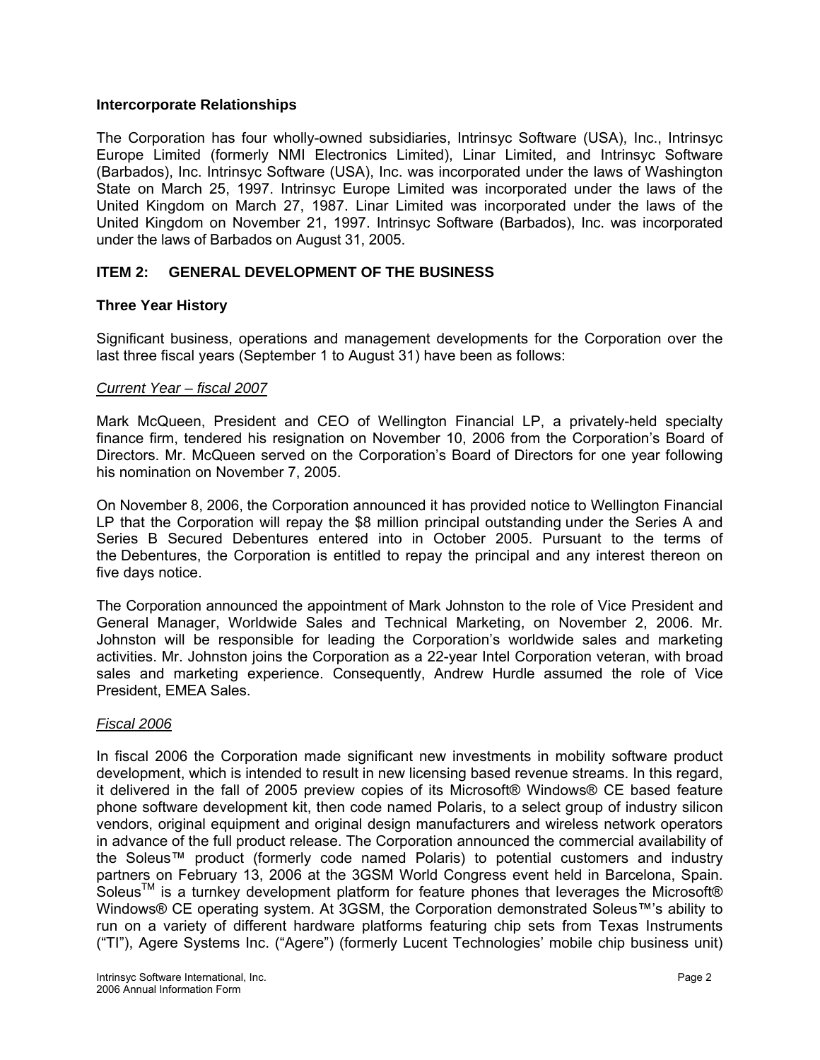### Intercorporate Relationships

The Corporation has four wholly-owned subsidiaries, Intrinsyc Software (USA), Inc., Intrinsyc Europe Limited (formerly NMI Electronics Limited), Linar Limited, and Intrinsyc Software (Barbados), Inc. Intrinsyc Software (USA), Inc. was incorporated under the laws of Washington State on March 25, 1997. Intrinsyc Europe Limited was incorporated under the laws of the United Kingdom on March 27, 1987. Linar Limited was incorporated under the laws of the United Kingdom on November 21, 1997. Intrinsyc Software (Barbados), Inc. was incorporated under the laws of Barbados on August 31, 2005.

## ITEM 2: GENERAL DEVELOPMENT OF THE BUSINESS

### Three Year History

Significant business, operations and management developments for the Corporation over the last three fiscal years (September 1 to August 31) have been as follows:

*Current Year – fiscal 2007*

Mark McQueen, President and CEO of Wellington Financial LP, a privately-held specialty finance firm, tendered his resignation on November 10, 2006 from the Corporation's Board of Directors. Mr. McQueen served on the Corporation's Board of Directors for one year following his nomination on November 7, 2005.

On November 8, 2006, the Corporation announced it has provided notice to Wellington Financial LP that the Corporation will repay the $8 million principal outstanding under the Series A and Series B Secured Debentures entered into in October 2005. Pursuant to the terms of the Debentures, the Corporation is entitled to repay the principal and any interest thereon on five days notice.

The Corporation announced the appointment of Mark Johnston to the role of Vice President and General Manager, Worldwide Sales and Technical Marketing, on November 2, 2006. Mr. Johnston will be responsible for leading the Corporation's worldwide sales and marketing activities. Mr. Johnston joins the Corporation as a 22-year Intel Corporation veteran, with broad sales and marketing experience. Consequently, Andrew Hurdle assumed the role of Vice President, EMEA Sales.

*Fiscal 2006*

In fiscal 2006 the Corporation made significant new investments in mobility software product development, which is intended to result in new licensing based revenue streams. In this regard, it delivered in the fall of 2005 preview copies of its Microsoft® Windows® CE based feature phone software development kit, then code named Polaris, to a select group of industry silicon vendors, original equipment and original design manufacturers and wireless network operators in advance of the full product release. The Corporation announced the commercial availability of the Soleus™ product (formerly code named Polaris) to potential customers and industry partners on February 13, 2006 at the 3GSM World Congress event held in Barcelona, Spain. Soleus™ is a turnkey development platform for feature phones that leverages the Microsoft® Windows® CE operating system. At 3GSM, the Corporation demonstrated Soleus™'s ability to run on a variety of different hardware platforms featuring chip sets from Texas Instruments ("TI"), Agere Systems Inc. ("Agere") (formerly Lucent Technologies' mobile chip business unit)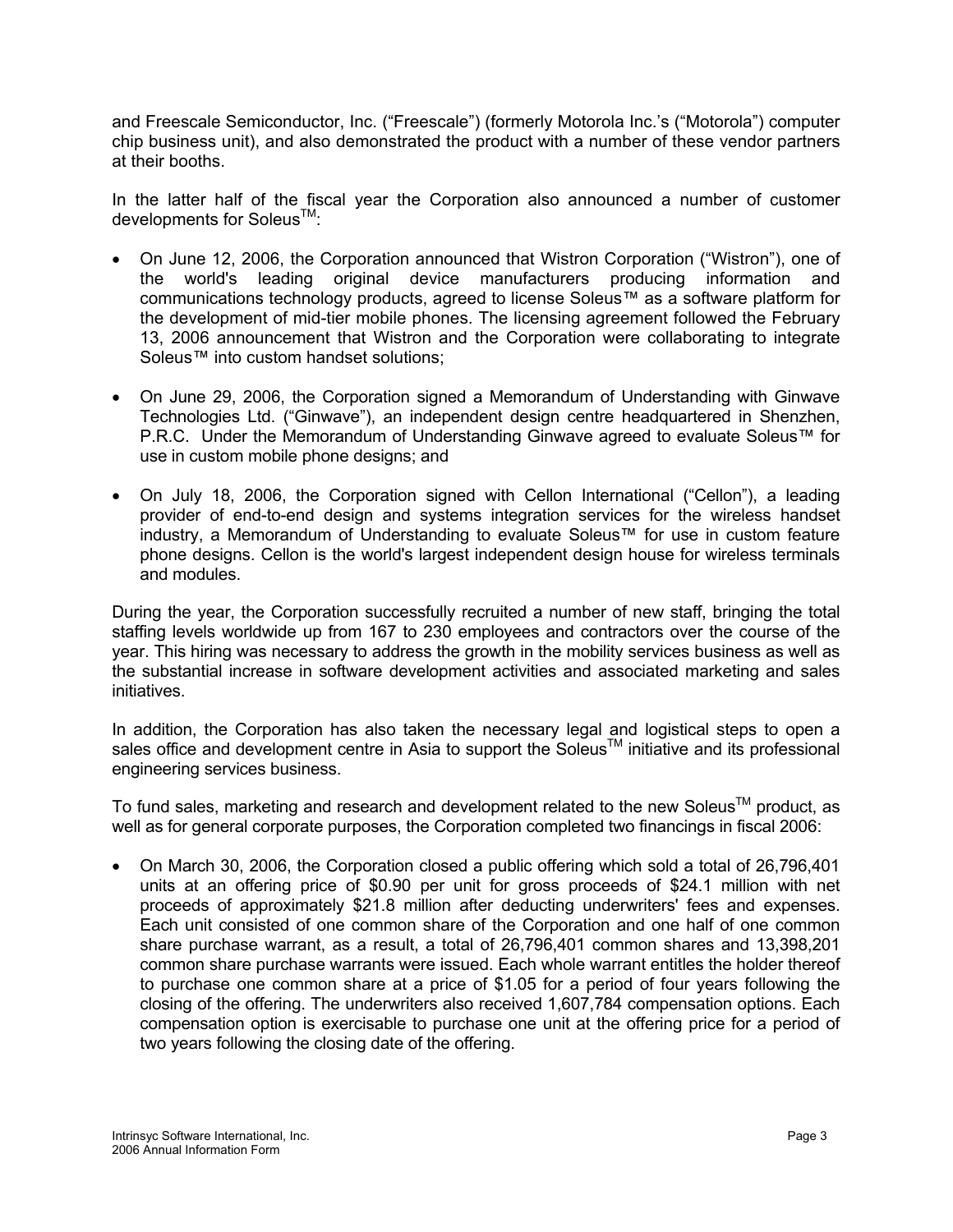and Freescale Semiconductor, Inc. ("Freescale") (formerly Motorola Inc.'s ("Motorola") computer chip business unit), and also demonstrated the product with a number of these vendor partners at their booths.

In the latter half of the fiscal year the Corporation also announced a number of customer developments for Soleus™:

- On June 12, 2006, the Corporation announced that Wistron Corporation ("Wistron"), one of the world's leading original device manufacturers producing information and communications technology products, agreed to license Soleus™ as a software platform for the development of mid-tier mobile phones. The licensing agreement followed the February 13, 2006 announcement that Wistron and the Corporation were collaborating to integrate Soleus™ into custom handset solutions;

- On June 29, 2006, the Corporation signed a Memorandum of Understanding with Ginwave Technologies Ltd. ("Ginwave"), an independent design centre headquartered in Shenzhen, P.R.C. Under the Memorandum of Understanding Ginwave agreed to evaluate Soleus™ for use in custom mobile phone designs; and

- On July 18, 2006, the Corporation signed with Cellon International ("Cellon"), a leading provider of end-to-end design and systems integration services for the wireless handset industry, a Memorandum of Understanding to evaluate Soleus™ for use in custom feature phone designs. Cellon is the world's largest independent design house for wireless terminals and modules.

During the year, the Corporation successfully recruited a number of new staff, bringing the total staffing levels worldwide up from 167 to 230 employees and contractors over the course of the year. This hiring was necessary to address the growth in the mobility services business as well as the substantial increase in software development activities and associated marketing and sales initiatives.

In addition, the Corporation has also taken the necessary legal and logistical steps to open a sales office and development centre in Asia to support the Soleus™ initiative and its professional engineering services business.

To fund sales, marketing and research and development related to the new Soleus™ product, as well as for general corporate purposes, the Corporation completed two financings in fiscal 2006:

- On March 30, 2006, the Corporation closed a public offering which sold a total of 26,796,401 units at an offering price of $0.90 per unit for gross proceeds of $24.1 million with net proceeds of approximately $21.8 million after deducting underwriters' fees and expenses. Each unit consisted of one common share of the Corporation and one half of one common share purchase warrant, as a result, a total of 26,796,401 common shares and 13,398,201 common share purchase warrants were issued. Each whole warrant entitles the holder thereof to purchase one common share at a price of $1.05 for a period of four years following the closing of the offering. The underwriters also received 1,607,784 compensation options. Each compensation option is exercisable to purchase one unit at the offering price for a period of two years following the closing date of the offering.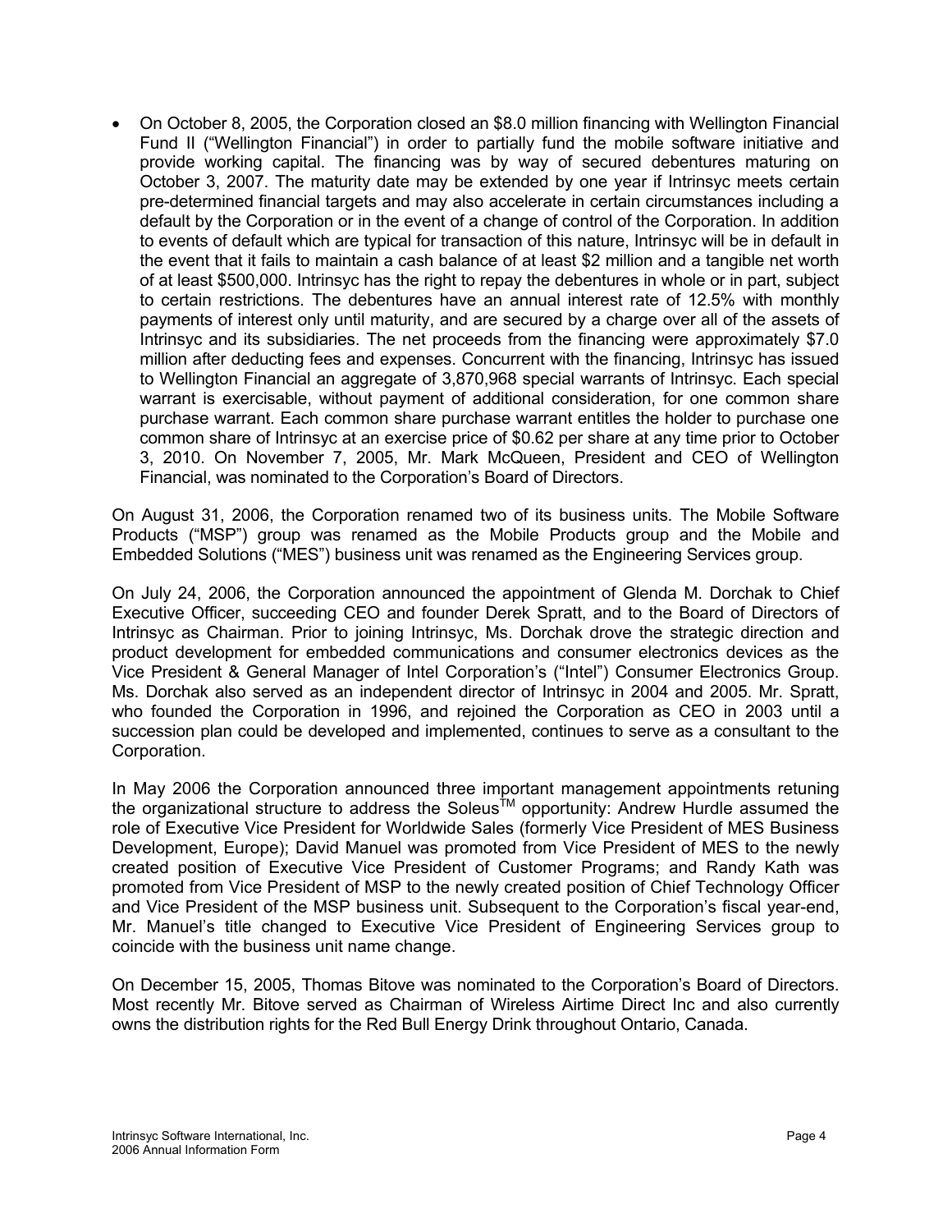- On October 8, 2005, the Corporation closed an $8.0 million financing with Wellington Financial Fund II ("Wellington Financial") in order to partially fund the mobile software initiative and provide working capital. The financing was by way of secured debentures maturing on October 3, 2007. The maturity date may be extended by one year if Intrinsyc meets certain pre-determined financial targets and may also accelerate in certain circumstances including a default by the Corporation or in the event of a change of control of the Corporation. In addition to events of default which are typical for transaction of this nature, Intrinsyc will be in default in the event that it fails to maintain a cash balance of at least $2 million and a tangible net worth of at least $500,000. Intrinsyc has the right to repay the debentures in whole or in part, subject to certain restrictions. The debentures have an annual interest rate of 12.5% with monthly payments of interest only until maturity, and are secured by a charge over all of the assets of Intrinsyc and its subsidiaries. The net proceeds from the financing were approximately $7.0 million after deducting fees and expenses. Concurrent with the financing, Intrinsyc has issued to Wellington Financial an aggregate of 3,870,968 special warrants of Intrinsyc. Each special warrant is exercisable, without payment of additional consideration, for one common share purchase warrant. Each common share purchase warrant entitles the holder to purchase one common share of Intrinsyc at an exercise price of $0.62 per share at any time prior to October 3, 2010. On November 7, 2005, Mr. Mark McQueen, President and CEO of Wellington Financial, was nominated to the Corporation's Board of Directors.

On August 31, 2006, the Corporation renamed two of its business units. The Mobile Software Products ("MSP") group was renamed as the Mobile Products group and the Mobile and Embedded Solutions ("MES") business unit was renamed as the Engineering Services group.

On July 24, 2006, the Corporation announced the appointment of Glenda M. Dorchak to Chief Executive Officer, succeeding CEO and founder Derek Spratt, and to the Board of Directors of Intrinsyc as Chairman. Prior to joining Intrinsyc, Ms. Dorchak drove the strategic direction and product development for embedded communications and consumer electronics devices as the Vice President & General Manager of Intel Corporation's ("Intel") Consumer Electronics Group. Ms. Dorchak also served as an independent director of Intrinsyc in 2004 and 2005. Mr. Spratt, who founded the Corporation in 1996, and rejoined the Corporation as CEO in 2003 until a succession plan could be developed and implemented, continues to serve as a consultant to the Corporation.

In May 2006 the Corporation announced three important management appointments retuning the organizational structure to address the Soleus™ opportunity: Andrew Hurdle assumed the role of Executive Vice President for Worldwide Sales (formerly Vice President of MES Business Development, Europe); David Manuel was promoted from Vice President of MES to the newly created position of Executive Vice President of Customer Programs; and Randy Kath was promoted from Vice President of MSP to the newly created position of Chief Technology Officer and Vice President of the MSP business unit. Subsequent to the Corporation's fiscal year-end, Mr. Manuel's title changed to Executive Vice President of Engineering Services group to coincide with the business unit name change.

On December 15, 2005, Thomas Bitove was nominated to the Corporation's Board of Directors. Most recently Mr. Bitove served as Chairman of Wireless Airtime Direct Inc and also currently owns the distribution rights for the Red Bull Energy Drink throughout Ontario, Canada.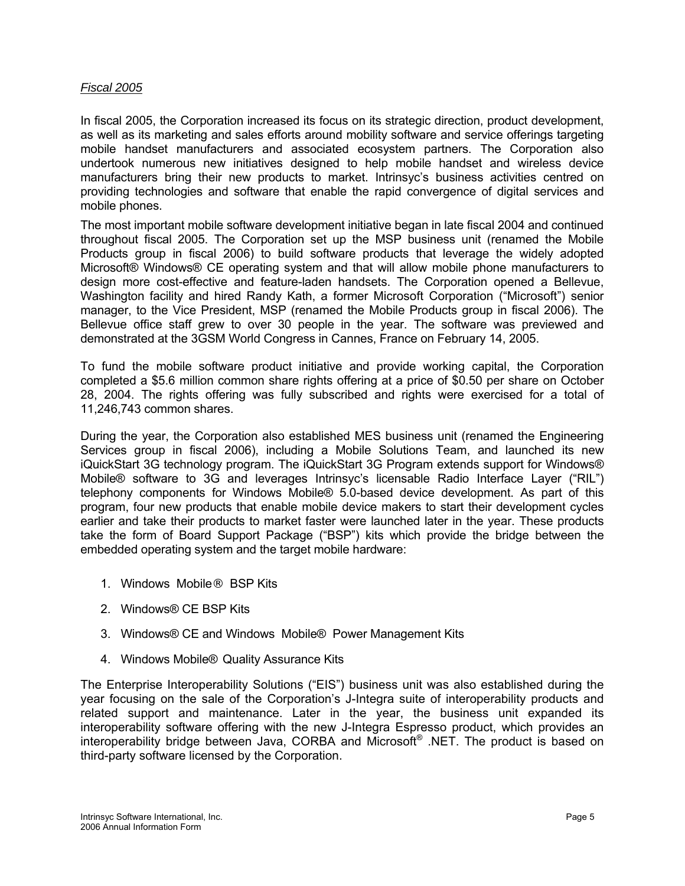*Fiscal 2005*

In fiscal 2005, the Corporation increased its focus on its strategic direction, product development, as well as its marketing and sales efforts around mobility software and service offerings targeting mobile handset manufacturers and associated ecosystem partners. The Corporation also undertook numerous new initiatives designed to help mobile handset and wireless device manufacturers bring their new products to market. Intrinsyc's business activities centred on providing technologies and software that enable the rapid convergence of digital services and mobile phones.

The most important mobile software development initiative began in late fiscal 2004 and continued throughout fiscal 2005. The Corporation set up the MSP business unit (renamed the Mobile Products group in fiscal 2006) to build software products that leverage the widely adopted Microsoft® Windows® CE operating system and that will allow mobile phone manufacturers to design more cost-effective and feature-laden handsets. The Corporation opened a Bellevue, Washington facility and hired Randy Kath, a former Microsoft Corporation ("Microsoft") senior manager, to the Vice President, MSP (renamed the Mobile Products group in fiscal 2006). The Bellevue office staff grew to over 30 people in the year. The software was previewed and demonstrated at the 3GSM World Congress in Cannes, France on February 14, 2005.

To fund the mobile software product initiative and provide working capital, the Corporation completed a $5.6 million common share rights offering at a price of $0.50 per share on October 28, 2004. The rights offering was fully subscribed and rights were exercised for a total of 11,246,743 common shares.

During the year, the Corporation also established MES business unit (renamed the Engineering Services group in fiscal 2006), including a Mobile Solutions Team, and launched its new iQuickStart 3G technology program. The iQuickStart 3G Program extends support for Windows® Mobile® software to 3G and leverages Intrinsyc's licensable Radio Interface Layer ("RIL") telephony components for Windows Mobile® 5.0-based device development. As part of this program, four new products that enable mobile device makers to start their development cycles earlier and take their products to market faster were launched later in the year. These products take the form of Board Support Package ("BSP") kits which provide the bridge between the embedded operating system and the target mobile hardware:

1. Windows Mobile® BSP Kits
2. Windows® CE BSP Kits
3. Windows® CE and Windows Mobile® Power Management Kits
4. Windows Mobile® Quality Assurance Kits

The Enterprise Interoperability Solutions ("EIS") business unit was also established during the year focusing on the sale of the Corporation's J-Integra suite of interoperability products and related support and maintenance. Later in the year, the business unit expanded its interoperability software offering with the new J-Integra Espresso product, which provides an interoperability bridge between Java, CORBA and Microsoft® .NET. The product is based on third-party software licensed by the Corporation.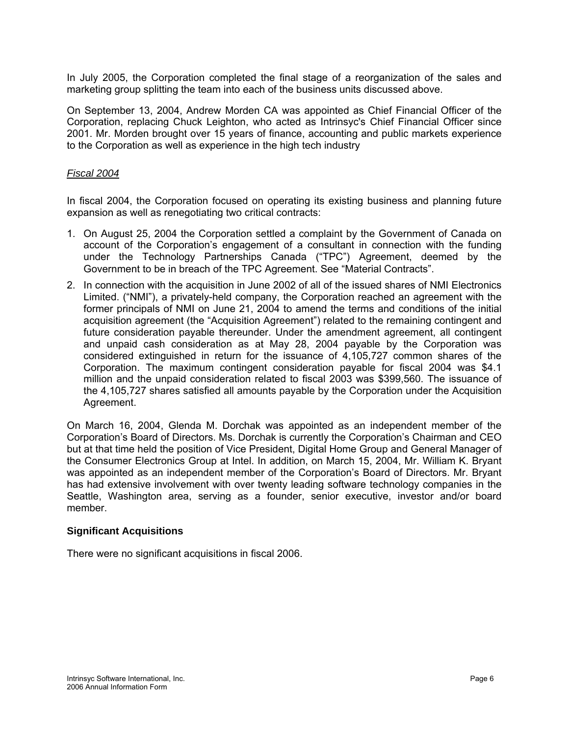In July 2005, the Corporation completed the final stage of a reorganization of the sales and marketing group splitting the team into each of the business units discussed above.

On September 13, 2004, Andrew Morden CA was appointed as Chief Financial Officer of the Corporation, replacing Chuck Leighton, who acted as Intrinsyc's Chief Financial Officer since 2001. Mr. Morden brought over 15 years of finance, accounting and public markets experience to the Corporation as well as experience in the high tech industry

*Fiscal 2004*

In fiscal 2004, the Corporation focused on operating its existing business and planning future expansion as well as renegotiating two critical contracts:

1. On August 25, 2004 the Corporation settled a complaint by the Government of Canada on account of the Corporation's engagement of a consultant in connection with the funding under the Technology Partnerships Canada ("TPC") Agreement, deemed by the Government to be in breach of the TPC Agreement. See "Material Contracts".
2. In connection with the acquisition in June 2002 of all of the issued shares of NMI Electronics Limited. ("NMI"), a privately-held company, the Corporation reached an agreement with the former principals of NMI on June 21, 2004 to amend the terms and conditions of the initial acquisition agreement (the "Acquisition Agreement") related to the remaining contingent and future consideration payable thereunder. Under the amendment agreement, all contingent and unpaid cash consideration as at May 28, 2004 payable by the Corporation was considered extinguished in return for the issuance of 4,105,727 common shares of the Corporation. The maximum contingent consideration payable for fiscal 2004 was $4.1 million and the unpaid consideration related to fiscal 2003 was $399,560. The issuance of the 4,105,727 shares satisfied all amounts payable by the Corporation under the Acquisition Agreement.

On March 16, 2004, Glenda M. Dorchak was appointed as an independent member of the Corporation's Board of Directors. Ms. Dorchak is currently the Corporation's Chairman and CEO but at that time held the position of Vice President, Digital Home Group and General Manager of the Consumer Electronics Group at Intel. In addition, on March 15, 2004, Mr. William K. Bryant was appointed as an independent member of the Corporation's Board of Directors. Mr. Bryant has had extensive involvement with over twenty leading software technology companies in the Seattle, Washington area, serving as a founder, senior executive, investor and/or board member.

**Significant Acquisitions**

There were no significant acquisitions in fiscal 2006.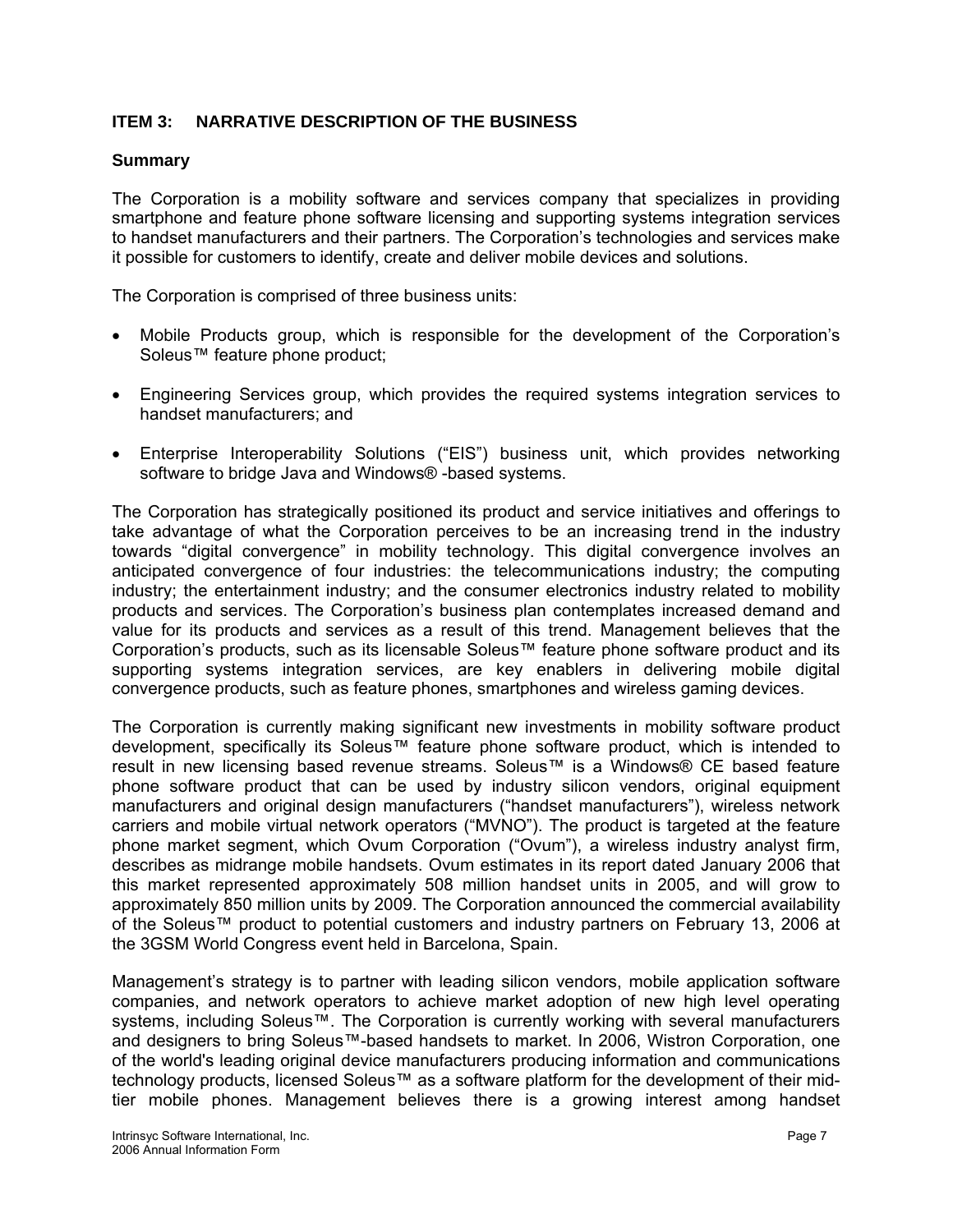## ITEM 3: NARRATIVE DESCRIPTION OF THE BUSINESS

### Summary

The Corporation is a mobility software and services company that specializes in providing smartphone and feature phone software licensing and supporting systems integration services to handset manufacturers and their partners. The Corporation's technologies and services make it possible for customers to identify, create and deliver mobile devices and solutions.

The Corporation is comprised of three business units:

- Mobile Products group, which is responsible for the development of the Corporation's Soleus™ feature phone product;
- Engineering Services group, which provides the required systems integration services to handset manufacturers; and
- Enterprise Interoperability Solutions ("EIS") business unit, which provides networking software to bridge Java and Windows® -based systems.

The Corporation has strategically positioned its product and service initiatives and offerings to take advantage of what the Corporation perceives to be an increasing trend in the industry towards "digital convergence" in mobility technology. This digital convergence involves an anticipated convergence of four industries: the telecommunications industry; the computing industry; the entertainment industry; and the consumer electronics industry related to mobility products and services. The Corporation's business plan contemplates increased demand and value for its products and services as a result of this trend. Management believes that the Corporation's products, such as its licensable Soleus™ feature phone software product and its supporting systems integration services, are key enablers in delivering mobile digital convergence products, such as feature phones, smartphones and wireless gaming devices.

The Corporation is currently making significant new investments in mobility software product development, specifically its Soleus™ feature phone software product, which is intended to result in new licensing based revenue streams. Soleus™ is a Windows® CE based feature phone software product that can be used by industry silicon vendors, original equipment manufacturers and original design manufacturers ("handset manufacturers"), wireless network carriers and mobile virtual network operators ("MVNO"). The product is targeted at the feature phone market segment, which Ovum Corporation ("Ovum"), a wireless industry analyst firm, describes as midrange mobile handsets. Ovum estimates in its report dated January 2006 that this market represented approximately 508 million handset units in 2005, and will grow to approximately 850 million units by 2009. The Corporation announced the commercial availability of the Soleus™ product to potential customers and industry partners on February 13, 2006 at the 3GSM World Congress event held in Barcelona, Spain.

Management's strategy is to partner with leading silicon vendors, mobile application software companies, and network operators to achieve market adoption of new high level operating systems, including Soleus™. The Corporation is currently working with several manufacturers and designers to bring Soleus™-based handsets to market. In 2006, Wistron Corporation, one of the world's leading original device manufacturers producing information and communications technology products, licensed Soleus™ as a software platform for the development of their mid-tier mobile phones. Management believes there is a growing interest among handset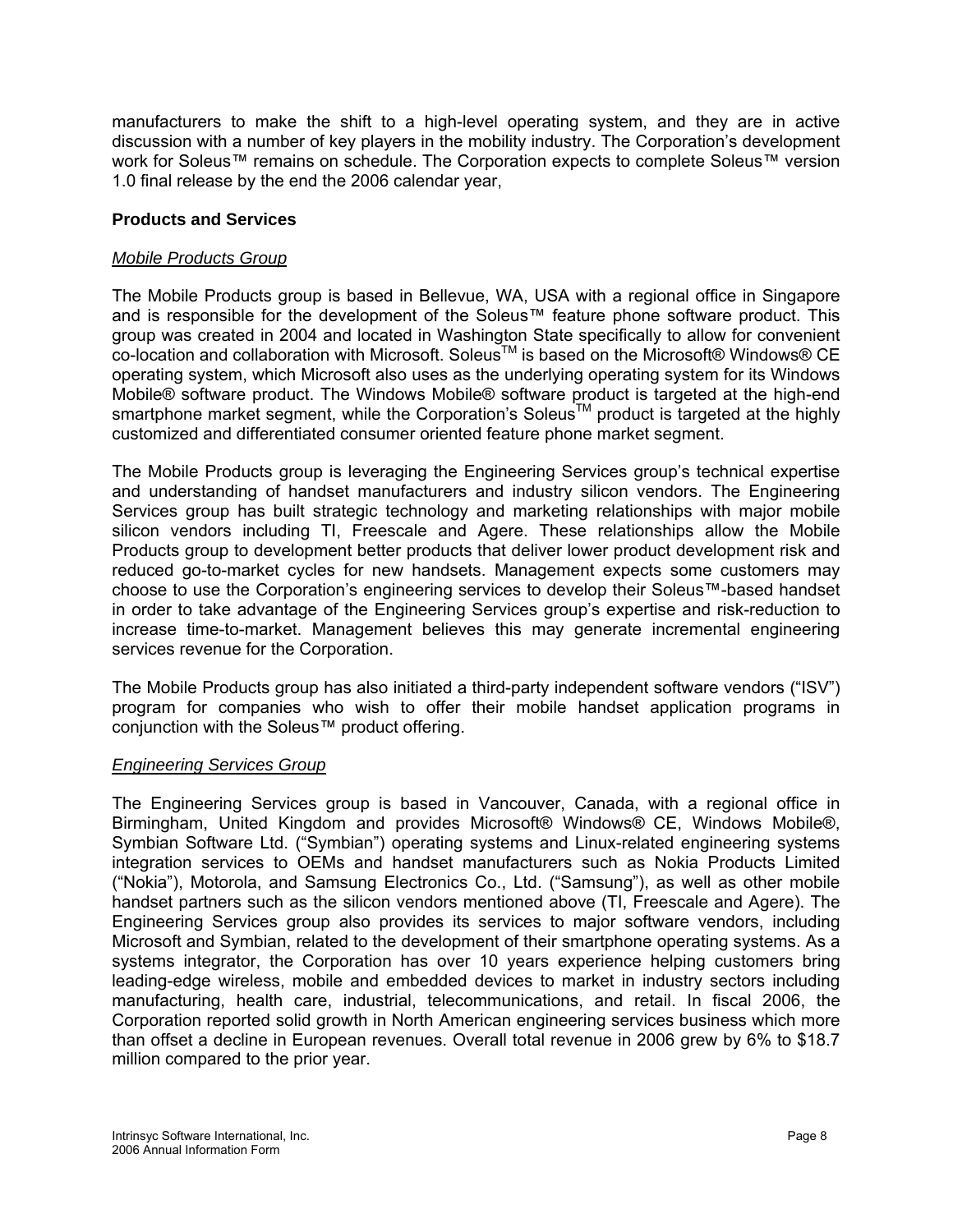manufacturers to make the shift to a high-level operating system, and they are in active discussion with a number of key players in the mobility industry. The Corporation's development work for Soleus™ remains on schedule. The Corporation expects to complete Soleus™ version 1.0 final release by the end the 2006 calendar year,

**Products and Services**

*Mobile Products Group*

The Mobile Products group is based in Bellevue, WA, USA with a regional office in Singapore and is responsible for the development of the Soleus™ feature phone software product. This group was created in 2004 and located in Washington State specifically to allow for convenient co-location and collaboration with Microsoft. Soleus™ is based on the Microsoft® Windows® CE operating system, which Microsoft also uses as the underlying operating system for its Windows Mobile® software product. The Windows Mobile® software product is targeted at the high-end smartphone market segment, while the Corporation's Soleus™ product is targeted at the highly customized and differentiated consumer oriented feature phone market segment.

The Mobile Products group is leveraging the Engineering Services group's technical expertise and understanding of handset manufacturers and industry silicon vendors. The Engineering Services group has built strategic technology and marketing relationships with major mobile silicon vendors including TI, Freescale and Agere. These relationships allow the Mobile Products group to development better products that deliver lower product development risk and reduced go-to-market cycles for new handsets. Management expects some customers may choose to use the Corporation's engineering services to develop their Soleus™-based handset in order to take advantage of the Engineering Services group's expertise and risk-reduction to increase time-to-market. Management believes this may generate incremental engineering services revenue for the Corporation.

The Mobile Products group has also initiated a third-party independent software vendors ("ISV") program for companies who wish to offer their mobile handset application programs in conjunction with the Soleus™ product offering.

*Engineering Services Group*

The Engineering Services group is based in Vancouver, Canada, with a regional office in Birmingham, United Kingdom and provides Microsoft® Windows® CE, Windows Mobile®, Symbian Software Ltd. ("Symbian") operating systems and Linux-related engineering systems integration services to OEMs and handset manufacturers such as Nokia Products Limited ("Nokia"), Motorola, and Samsung Electronics Co., Ltd. ("Samsung"), as well as other mobile handset partners such as the silicon vendors mentioned above (TI, Freescale and Agere). The Engineering Services group also provides its services to major software vendors, including Microsoft and Symbian, related to the development of their smartphone operating systems. As a systems integrator, the Corporation has over 10 years experience helping customers bring leading-edge wireless, mobile and embedded devices to market in industry sectors including manufacturing, health care, industrial, telecommunications, and retail. In fiscal 2006, the Corporation reported solid growth in North American engineering services business which more than offset a decline in European revenues. Overall total revenue in 2006 grew by 6% to $18.7 million compared to the prior year.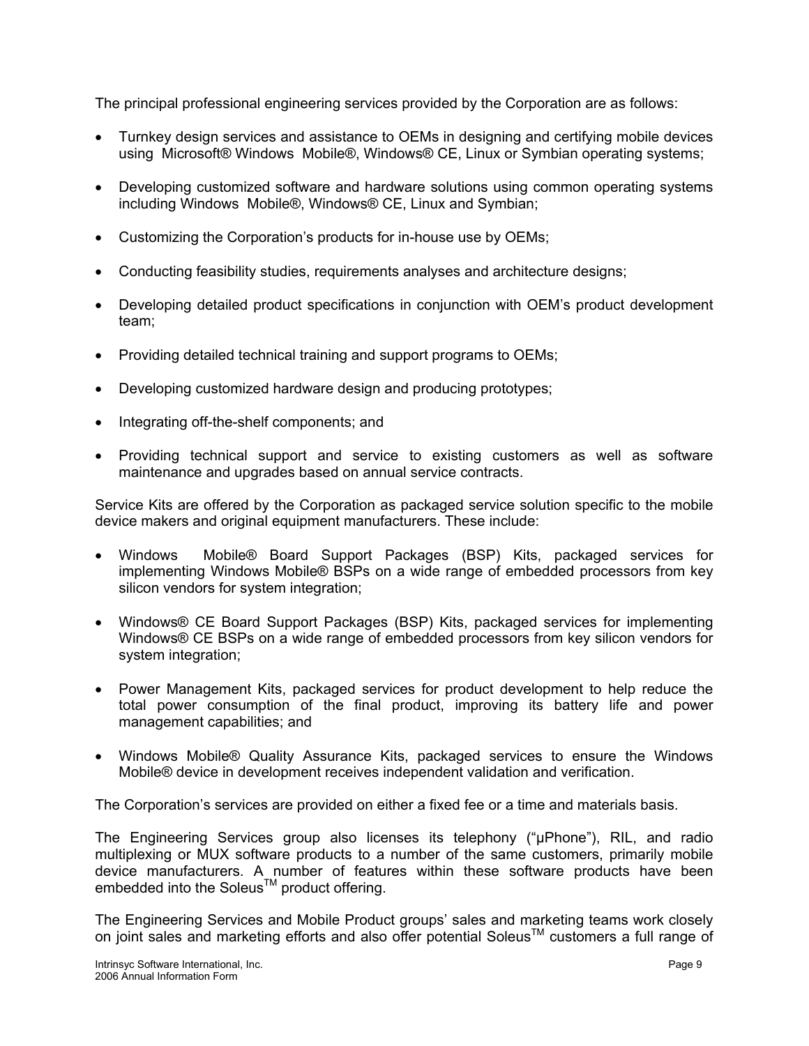The principal professional engineering services provided by the Corporation are as follows:

- Turnkey design services and assistance to OEMs in designing and certifying mobile devices using Microsoft® Windows Mobile®, Windows® CE, Linux or Symbian operating systems;
- Developing customized software and hardware solutions using common operating systems including Windows Mobile®, Windows® CE, Linux and Symbian;
- Customizing the Corporation's products for in-house use by OEMs;
- Conducting feasibility studies, requirements analyses and architecture designs;
- Developing detailed product specifications in conjunction with OEM's product development team;
- Providing detailed technical training and support programs to OEMs;
- Developing customized hardware design and producing prototypes;
- Integrating off-the-shelf components; and
- Providing technical support and service to existing customers as well as software maintenance and upgrades based on annual service contracts.

Service Kits are offered by the Corporation as packaged service solution specific to the mobile device makers and original equipment manufacturers. These include:

- Windows Mobile® Board Support Packages (BSP) Kits, packaged services for implementing Windows Mobile® BSPs on a wide range of embedded processors from key silicon vendors for system integration;
- Windows® CE Board Support Packages (BSP) Kits, packaged services for implementing Windows® CE BSPs on a wide range of embedded processors from key silicon vendors for system integration;
- Power Management Kits, packaged services for product development to help reduce the total power consumption of the final product, improving its battery life and power management capabilities; and
- Windows Mobile® Quality Assurance Kits, packaged services to ensure the Windows Mobile® device in development receives independent validation and verification.

The Corporation's services are provided on either a fixed fee or a time and materials basis.

The Engineering Services group also licenses its telephony ("µPhone"), RIL, and radio multiplexing or MUX software products to a number of the same customers, primarily mobile device manufacturers. A number of features within these software products have been embedded into the Soleus™ product offering.

The Engineering Services and Mobile Product groups' sales and marketing teams work closely on joint sales and marketing efforts and also offer potential Soleus™ customers a full range of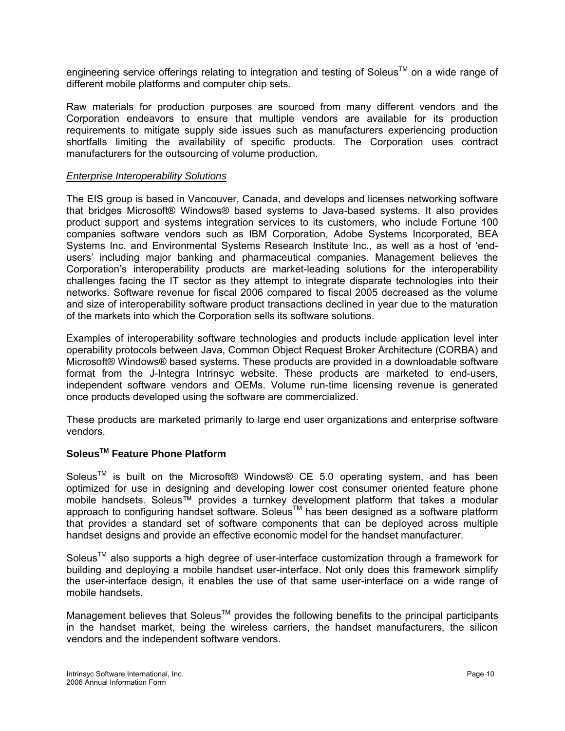engineering service offerings relating to integration and testing of Soleus™ on a wide range of different mobile platforms and computer chip sets.

Raw materials for production purposes are sourced from many different vendors and the Corporation endeavors to ensure that multiple vendors are available for its production requirements to mitigate supply side issues such as manufacturers experiencing production shortfalls limiting the availability of specific products. The Corporation uses contract manufacturers for the outsourcing of volume production.

*Enterprise Interoperability Solutions*

The EIS group is based in Vancouver, Canada, and develops and licenses networking software that bridges Microsoft® Windows® based systems to Java-based systems. It also provides product support and systems integration services to its customers, who include Fortune 100 companies software vendors such as IBM Corporation, Adobe Systems Incorporated, BEA Systems Inc. and Environmental Systems Research Institute Inc., as well as a host of 'end-users' including major banking and pharmaceutical companies. Management believes the Corporation's interoperability products are market-leading solutions for the interoperability challenges facing the IT sector as they attempt to integrate disparate technologies into their networks. Software revenue for fiscal 2006 compared to fiscal 2005 decreased as the volume and size of interoperability software product transactions declined in year due to the maturation of the markets into which the Corporation sells its software solutions.

Examples of interoperability software technologies and products include application level inter operability protocols between Java, Common Object Request Broker Architecture (CORBA) and Microsoft® Windows® based systems. These products are provided in a downloadable software format from the J-Integra Intrinsyc website. These products are marketed to end-users, independent software vendors and OEMs. Volume run-time licensing revenue is generated once products developed using the software are commercialized.

These products are marketed primarily to large end user organizations and enterprise software vendors.

**Soleus™ Feature Phone Platform**

Soleus™ is built on the Microsoft® Windows® CE 5.0 operating system, and has been optimized for use in designing and developing lower cost consumer oriented feature phone mobile handsets. Soleus™ provides a turnkey development platform that takes a modular approach to configuring handset software. Soleus™ has been designed as a software platform that provides a standard set of software components that can be deployed across multiple handset designs and provide an effective economic model for the handset manufacturer.

Soleus™ also supports a high degree of user-interface customization through a framework for building and deploying a mobile handset user-interface. Not only does this framework simplify the user-interface design, it enables the use of that same user-interface on a wide range of mobile handsets.

Management believes that Soleus™ provides the following benefits to the principal participants in the handset market, being the wireless carriers, the handset manufacturers, the silicon vendors and the independent software vendors.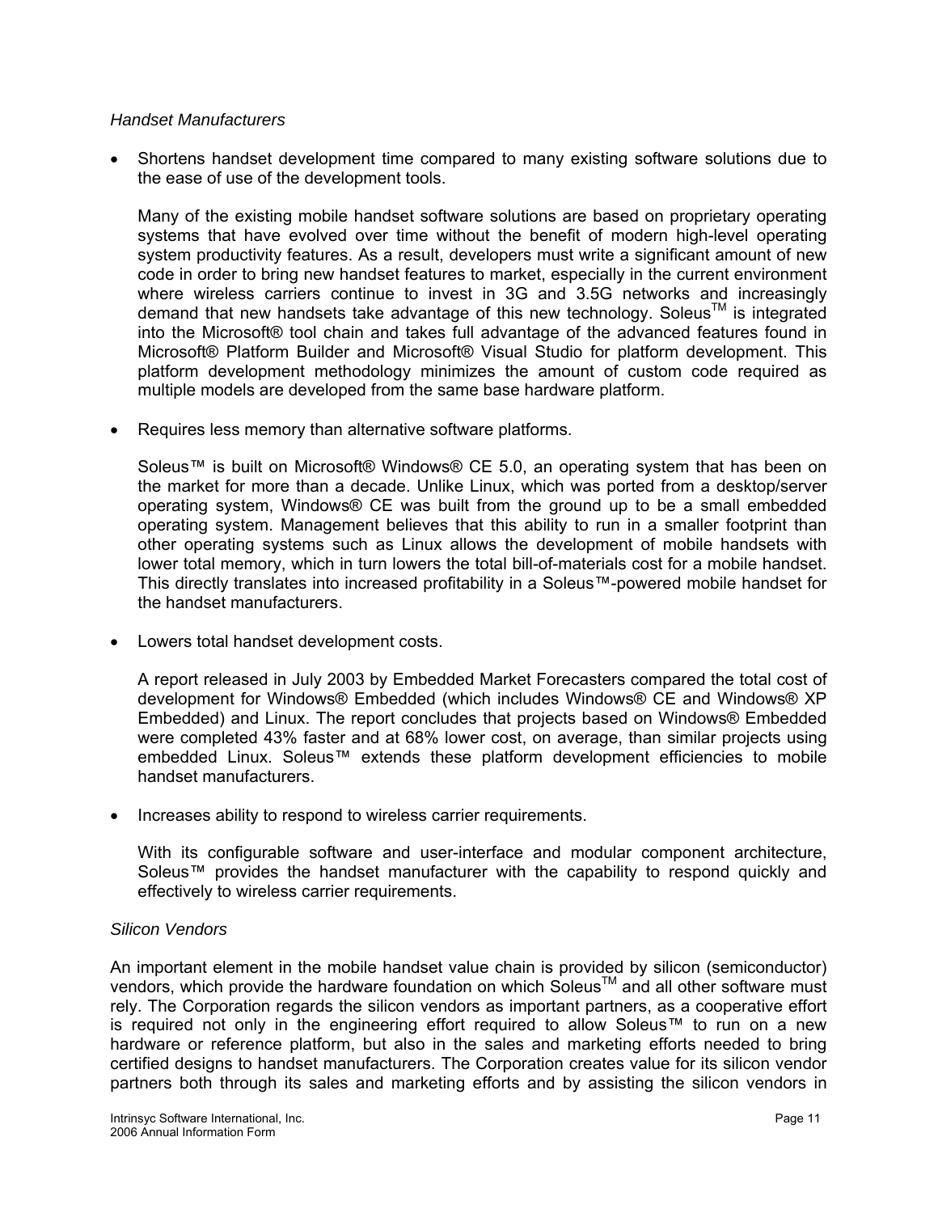*Handset Manufacturers*

- Shortens handset development time compared to many existing software solutions due to the ease of use of the development tools.

  Many of the existing mobile handset software solutions are based on proprietary operating systems that have evolved over time without the benefit of modern high-level operating system productivity features. As a result, developers must write a significant amount of new code in order to bring new handset features to market, especially in the current environment where wireless carriers continue to invest in 3G and 3.5G networks and increasingly demand that new handsets take advantage of this new technology. Soleus™ is integrated into the Microsoft® tool chain and takes full advantage of the advanced features found in Microsoft® Platform Builder and Microsoft® Visual Studio for platform development. This platform development methodology minimizes the amount of custom code required as multiple models are developed from the same base hardware platform.

- Requires less memory than alternative software platforms.

  Soleus™ is built on Microsoft® Windows® CE 5.0, an operating system that has been on the market for more than a decade. Unlike Linux, which was ported from a desktop/server operating system, Windows® CE was built from the ground up to be a small embedded operating system. Management believes that this ability to run in a smaller footprint than other operating systems such as Linux allows the development of mobile handsets with lower total memory, which in turn lowers the total bill-of-materials cost for a mobile handset. This directly translates into increased profitability in a Soleus™-powered mobile handset for the handset manufacturers.

- Lowers total handset development costs.

  A report released in July 2003 by Embedded Market Forecasters compared the total cost of development for Windows® Embedded (which includes Windows® CE and Windows® XP Embedded) and Linux. The report concludes that projects based on Windows® Embedded were completed 43% faster and at 68% lower cost, on average, than similar projects using embedded Linux. Soleus™ extends these platform development efficiencies to mobile handset manufacturers.

- Increases ability to respond to wireless carrier requirements.

  With its configurable software and user-interface and modular component architecture, Soleus™ provides the handset manufacturer with the capability to respond quickly and effectively to wireless carrier requirements.

*Silicon Vendors*

An important element in the mobile handset value chain is provided by silicon (semiconductor) vendors, which provide the hardware foundation on which Soleus™ and all other software must rely. The Corporation regards the silicon vendors as important partners, as a cooperative effort is required not only in the engineering effort required to allow Soleus™ to run on a new hardware or reference platform, but also in the sales and marketing efforts needed to bring certified designs to handset manufacturers. The Corporation creates value for its silicon vendor partners both through its sales and marketing efforts and by assisting the silicon vendors in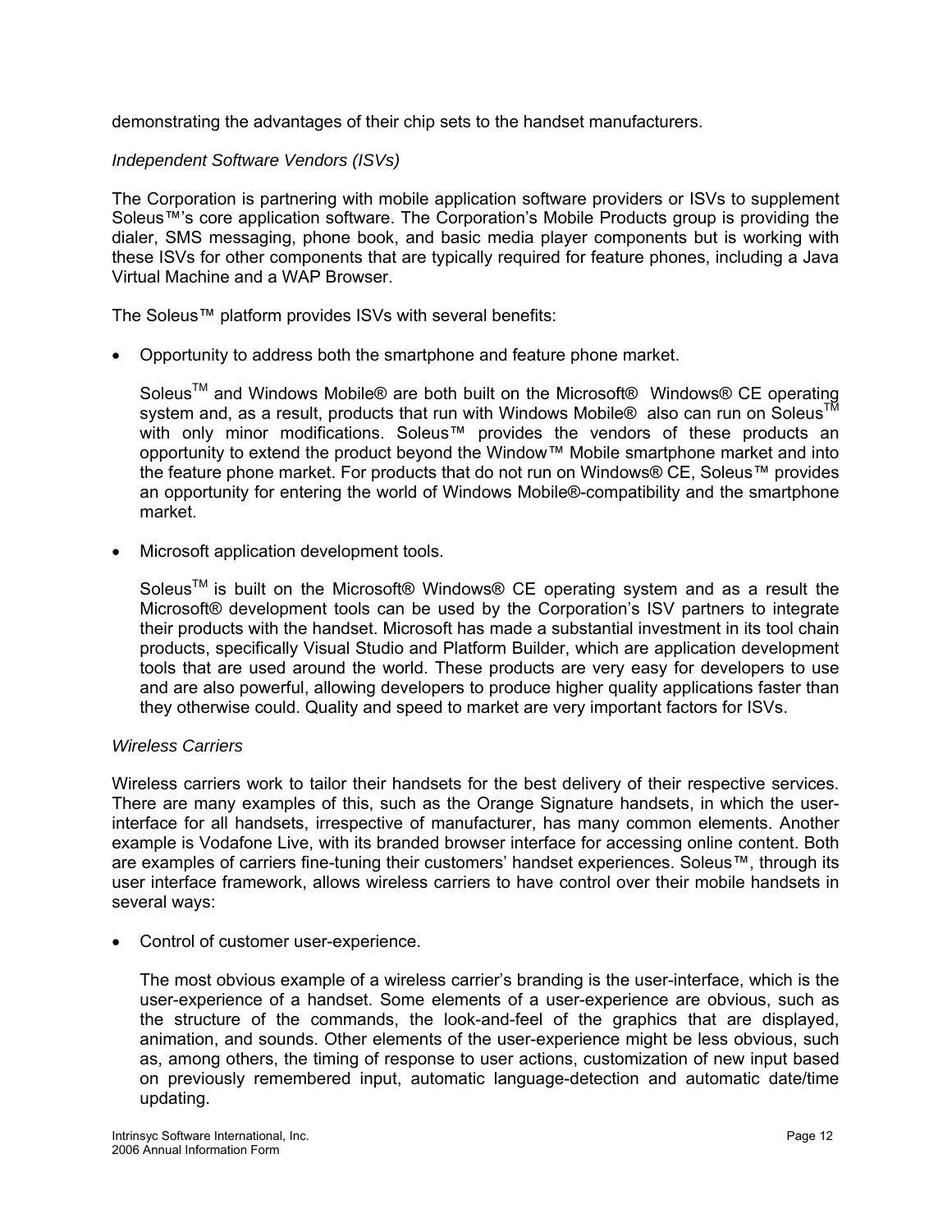demonstrating the advantages of their chip sets to the handset manufacturers.

*Independent Software Vendors (ISVs)*

The Corporation is partnering with mobile application software providers or ISVs to supplement Soleus™'s core application software. The Corporation's Mobile Products group is providing the dialer, SMS messaging, phone book, and basic media player components but is working with these ISVs for other components that are typically required for feature phones, including a Java Virtual Machine and a WAP Browser.

The Soleus™ platform provides ISVs with several benefits:

- Opportunity to address both the smartphone and feature phone market.

  Soleus™ and Windows Mobile® are both built on the Microsoft® Windows® CE operating system and, as a result, products that run with Windows Mobile® also can run on Soleus™ with only minor modifications. Soleus™ provides the vendors of these products an opportunity to extend the product beyond the Window™ Mobile smartphone market and into the feature phone market. For products that do not run on Windows® CE, Soleus™ provides an opportunity for entering the world of Windows Mobile®-compatibility and the smartphone market.

- Microsoft application development tools.

  Soleus™ is built on the Microsoft® Windows® CE operating system and as a result the Microsoft® development tools can be used by the Corporation's ISV partners to integrate their products with the handset. Microsoft has made a substantial investment in its tool chain products, specifically Visual Studio and Platform Builder, which are application development tools that are used around the world. These products are very easy for developers to use and are also powerful, allowing developers to produce higher quality applications faster than they otherwise could. Quality and speed to market are very important factors for ISVs.

*Wireless Carriers*

Wireless carriers work to tailor their handsets for the best delivery of their respective services. There are many examples of this, such as the Orange Signature handsets, in which the user-interface for all handsets, irrespective of manufacturer, has many common elements. Another example is Vodafone Live, with its branded browser interface for accessing online content. Both are examples of carriers fine-tuning their customers' handset experiences. Soleus™, through its user interface framework, allows wireless carriers to have control over their mobile handsets in several ways:

- Control of customer user-experience.

  The most obvious example of a wireless carrier's branding is the user-interface, which is the user-experience of a handset. Some elements of a user-experience are obvious, such as the structure of the commands, the look-and-feel of the graphics that are displayed, animation, and sounds. Other elements of the user-experience might be less obvious, such as, among others, the timing of response to user actions, customization of new input based on previously remembered input, automatic language-detection and automatic date/time updating.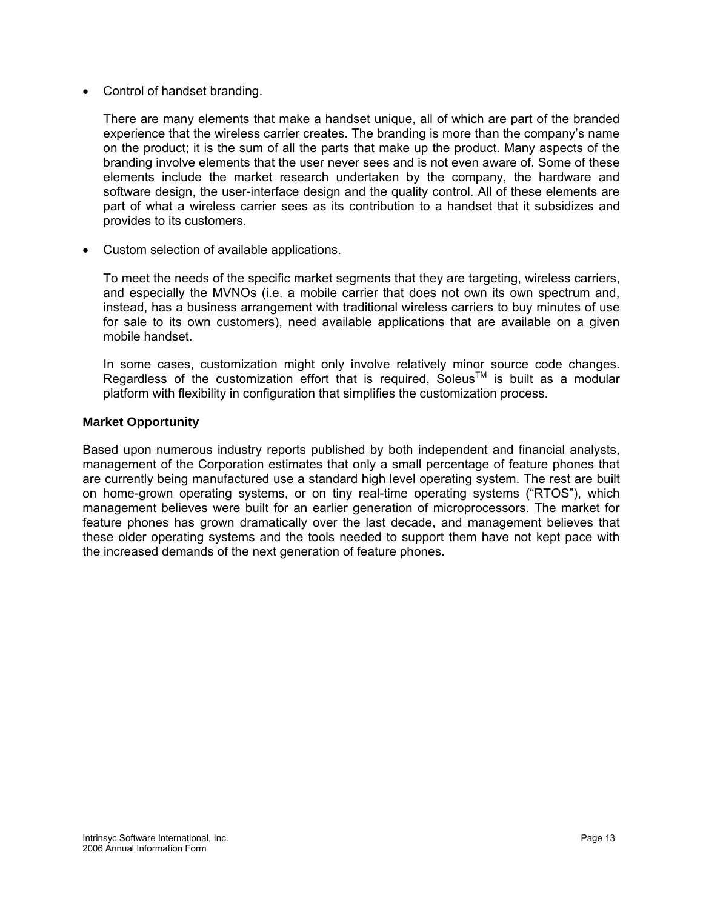- Control of handset branding.

  There are many elements that make a handset unique, all of which are part of the branded experience that the wireless carrier creates. The branding is more than the company's name on the product; it is the sum of all the parts that make up the product. Many aspects of the branding involve elements that the user never sees and is not even aware of. Some of these elements include the market research undertaken by the company, the hardware and software design, the user-interface design and the quality control. All of these elements are part of what a wireless carrier sees as its contribution to a handset that it subsidizes and provides to its customers.

- Custom selection of available applications.

  To meet the needs of the specific market segments that they are targeting, wireless carriers, and especially the MVNOs (i.e. a mobile carrier that does not own its own spectrum and, instead, has a business arrangement with traditional wireless carriers to buy minutes of use for sale to its own customers), need available applications that are available on a given mobile handset.

  In some cases, customization might only involve relatively minor source code changes. Regardless of the customization effort that is required, Soleus™ is built as a modular platform with flexibility in configuration that simplifies the customization process.

**Market Opportunity**

Based upon numerous industry reports published by both independent and financial analysts, management of the Corporation estimates that only a small percentage of feature phones that are currently being manufactured use a standard high level operating system. The rest are built on home-grown operating systems, or on tiny real-time operating systems ("RTOS"), which management believes were built for an earlier generation of microprocessors. The market for feature phones has grown dramatically over the last decade, and management believes that these older operating systems and the tools needed to support them have not kept pace with the increased demands of the next generation of feature phones.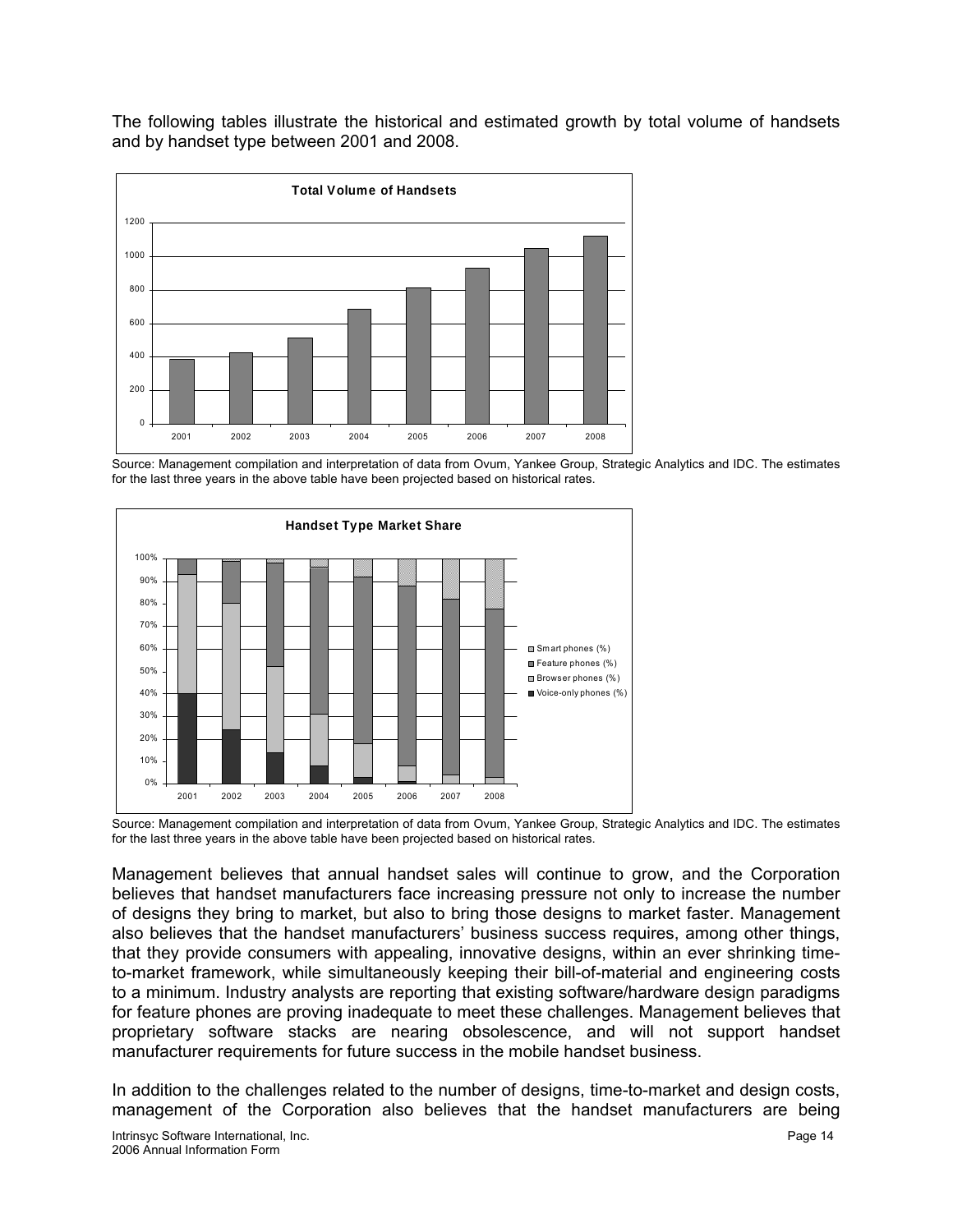The following tables illustrate the historical and estimated growth by total volume of handsets and by handset type between 2001 and 2008.

Source: Management compilation and interpretation of data from Ovum, Yankee Group, Strategic Analytics and IDC. The estimates for the last three years in the above table have been projected based on historical rates.

Source: Management compilation and interpretation of data from Ovum, Yankee Group, Strategic Analytics and IDC. The estimates for the last three years in the above table have been projected based on historical rates.

Management believes that annual handset sales will continue to grow, and the Corporation believes that handset manufacturers face increasing pressure not only to increase the number of designs they bring to market, but also to bring those designs to market faster. Management also believes that the handset manufacturers' business success requires, among other things, that they provide consumers with appealing, innovative designs, within an ever shrinking time-to-market framework, while simultaneously keeping their bill-of-material and engineering costs to a minimum. Industry analysts are reporting that existing software/hardware design paradigms for feature phones are proving inadequate to meet these challenges. Management believes that proprietary software stacks are nearing obsolescence, and will not support handset manufacturer requirements for future success in the mobile handset business.

In addition to the challenges related to the number of designs, time-to-market and design costs, management of the Corporation also believes that the handset manufacturers are being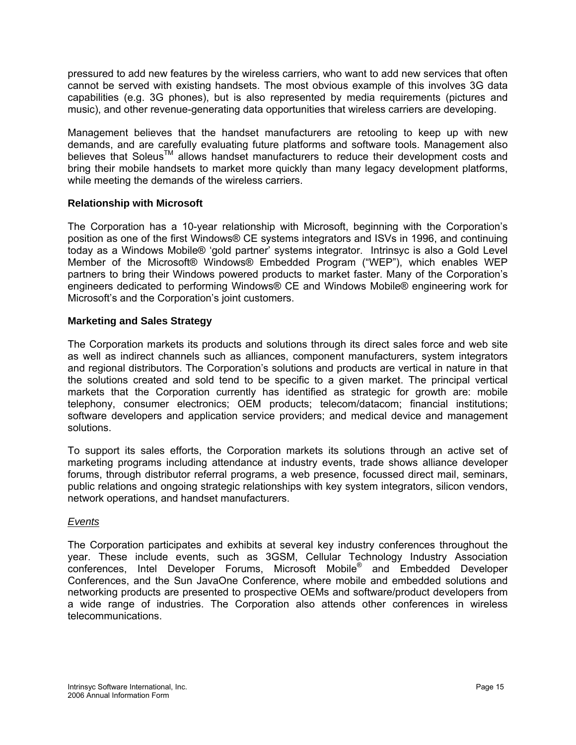pressured to add new features by the wireless carriers, who want to add new services that often cannot be served with existing handsets. The most obvious example of this involves 3G data capabilities (e.g. 3G phones), but is also represented by media requirements (pictures and music), and other revenue-generating data opportunities that wireless carriers are developing.

Management believes that the handset manufacturers are retooling to keep up with new demands, and are carefully evaluating future platforms and software tools. Management also believes that Soleus™ allows handset manufacturers to reduce their development costs and bring their mobile handsets to market more quickly than many legacy development platforms, while meeting the demands of the wireless carriers.

### Relationship with Microsoft

The Corporation has a 10-year relationship with Microsoft, beginning with the Corporation's position as one of the first Windows® CE systems integrators and ISVs in 1996, and continuing today as a Windows Mobile® 'gold partner' systems integrator. Intrinsyc is also a Gold Level Member of the Microsoft® Windows® Embedded Program ("WEP"), which enables WEP partners to bring their Windows powered products to market faster. Many of the Corporation's engineers dedicated to performing Windows® CE and Windows Mobile® engineering work for Microsoft's and the Corporation's joint customers.

### Marketing and Sales Strategy

The Corporation markets its products and solutions through its direct sales force and web site as well as indirect channels such as alliances, component manufacturers, system integrators and regional distributors. The Corporation's solutions and products are vertical in nature in that the solutions created and sold tend to be specific to a given market. The principal vertical markets that the Corporation currently has identified as strategic for growth are: mobile telephony, consumer electronics; OEM products; telecom/datacom; financial institutions; software developers and application service providers; and medical device and management solutions.

To support its sales efforts, the Corporation markets its solutions through an active set of marketing programs including attendance at industry events, trade shows alliance developer forums, through distributor referral programs, a web presence, focussed direct mail, seminars, public relations and ongoing strategic relationships with key system integrators, silicon vendors, network operations, and handset manufacturers.

*Events*

The Corporation participates and exhibits at several key industry conferences throughout the year. These include events, such as 3GSM, Cellular Technology Industry Association conferences, Intel Developer Forums, Microsoft Mobile® and Embedded Developer Conferences, and the Sun JavaOne Conference, where mobile and embedded solutions and networking products are presented to prospective OEMs and software/product developers from a wide range of industries. The Corporation also attends other conferences in wireless telecommunications.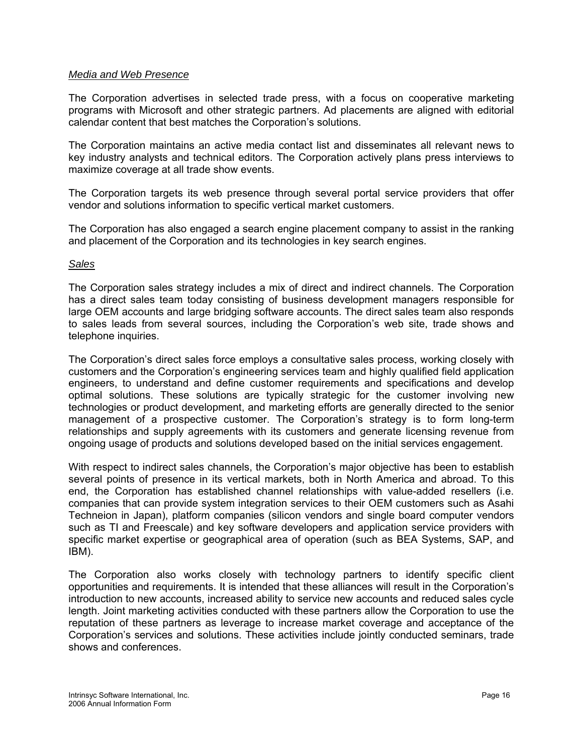*Media and Web Presence*

The Corporation advertises in selected trade press, with a focus on cooperative marketing programs with Microsoft and other strategic partners. Ad placements are aligned with editorial calendar content that best matches the Corporation's solutions.

The Corporation maintains an active media contact list and disseminates all relevant news to key industry analysts and technical editors. The Corporation actively plans press interviews to maximize coverage at all trade show events.

The Corporation targets its web presence through several portal service providers that offer vendor and solutions information to specific vertical market customers.

The Corporation has also engaged a search engine placement company to assist in the ranking and placement of the Corporation and its technologies in key search engines.

*Sales*

The Corporation sales strategy includes a mix of direct and indirect channels. The Corporation has a direct sales team today consisting of business development managers responsible for large OEM accounts and large bridging software accounts. The direct sales team also responds to sales leads from several sources, including the Corporation's web site, trade shows and telephone inquiries.

The Corporation's direct sales force employs a consultative sales process, working closely with customers and the Corporation's engineering services team and highly qualified field application engineers, to understand and define customer requirements and specifications and develop optimal solutions. These solutions are typically strategic for the customer involving new technologies or product development, and marketing efforts are generally directed to the senior management of a prospective customer. The Corporation's strategy is to form long-term relationships and supply agreements with its customers and generate licensing revenue from ongoing usage of products and solutions developed based on the initial services engagement.

With respect to indirect sales channels, the Corporation's major objective has been to establish several points of presence in its vertical markets, both in North America and abroad. To this end, the Corporation has established channel relationships with value-added resellers (i.e. companies that can provide system integration services to their OEM customers such as Asahi Techneion in Japan), platform companies (silicon vendors and single board computer vendors such as TI and Freescale) and key software developers and application service providers with specific market expertise or geographical area of operation (such as BEA Systems, SAP, and IBM).

The Corporation also works closely with technology partners to identify specific client opportunities and requirements. It is intended that these alliances will result in the Corporation's introduction to new accounts, increased ability to service new accounts and reduced sales cycle length. Joint marketing activities conducted with these partners allow the Corporation to use the reputation of these partners as leverage to increase market coverage and acceptance of the Corporation's services and solutions. These activities include jointly conducted seminars, trade shows and conferences.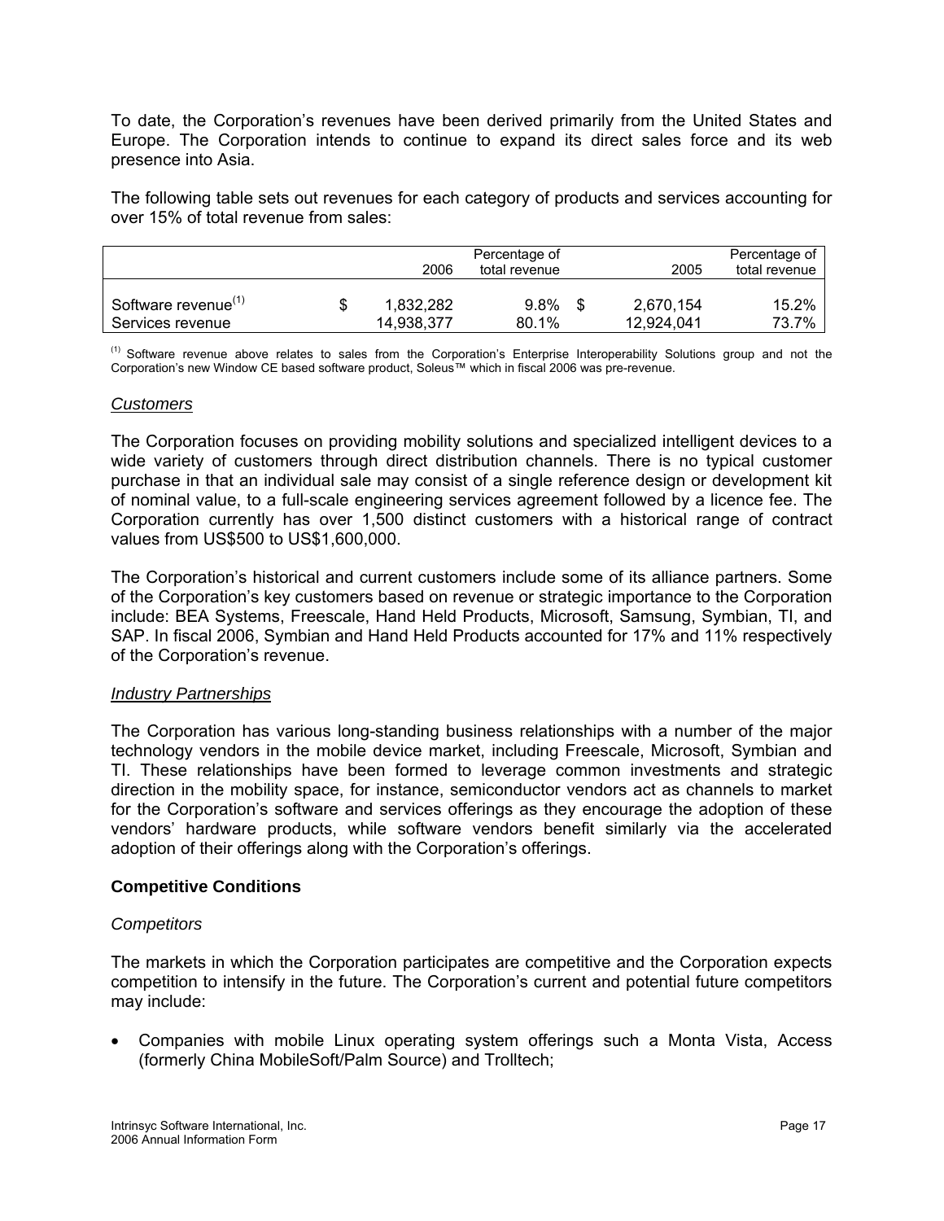To date, the Corporation's revenues have been derived primarily from the United States and Europe. The Corporation intends to continue to expand its direct sales force and its web presence into Asia.

The following table sets out revenues for each category of products and services accounting for over 15% of total revenue from sales:

| | 2006 | Percentage of total revenue | 2005 | Percentage of total revenue |
|---|---|---|---|---|
| Software revenue[(1)] | $ 1,832,282 | 9.8% | $ 2,670,154 | 15.2% |
| Services revenue | 14,938,377 | 80.1% | 12,924,041 | 73.7% |

[(1)] Software revenue above relates to sales from the Corporation's Enterprise Interoperability Solutions group and not the Corporation's new Window CE based software product, Soleus™ which in fiscal 2006 was pre-revenue.

### *Customers*

The Corporation focuses on providing mobility solutions and specialized intelligent devices to a wide variety of customers through direct distribution channels. There is no typical customer purchase in that an individual sale may consist of a single reference design or development kit of nominal value, to a full-scale engineering services agreement followed by a licence fee. The Corporation currently has over 1,500 distinct customers with a historical range of contract values from US$500 to US$1,600,000.

The Corporation's historical and current customers include some of its alliance partners. Some of the Corporation's key customers based on revenue or strategic importance to the Corporation include: BEA Systems, Freescale, Hand Held Products, Microsoft, Samsung, Symbian, TI, and SAP. In fiscal 2006, Symbian and Hand Held Products accounted for 17% and 11% respectively of the Corporation's revenue.

### *Industry Partnerships*

The Corporation has various long-standing business relationships with a number of the major technology vendors in the mobile device market, including Freescale, Microsoft, Symbian and TI. These relationships have been formed to leverage common investments and strategic direction in the mobility space, for instance, semiconductor vendors act as channels to market for the Corporation's software and services offerings as they encourage the adoption of these vendors' hardware products, while software vendors benefit similarly via the accelerated adoption of their offerings along with the Corporation's offerings.

## **Competitive Conditions**

### *Competitors*

The markets in which the Corporation participates are competitive and the Corporation expects competition to intensify in the future. The Corporation's current and potential future competitors may include:

- Companies with mobile Linux operating system offerings such a Monta Vista, Access (formerly China MobileSoft/Palm Source) and Trolltech;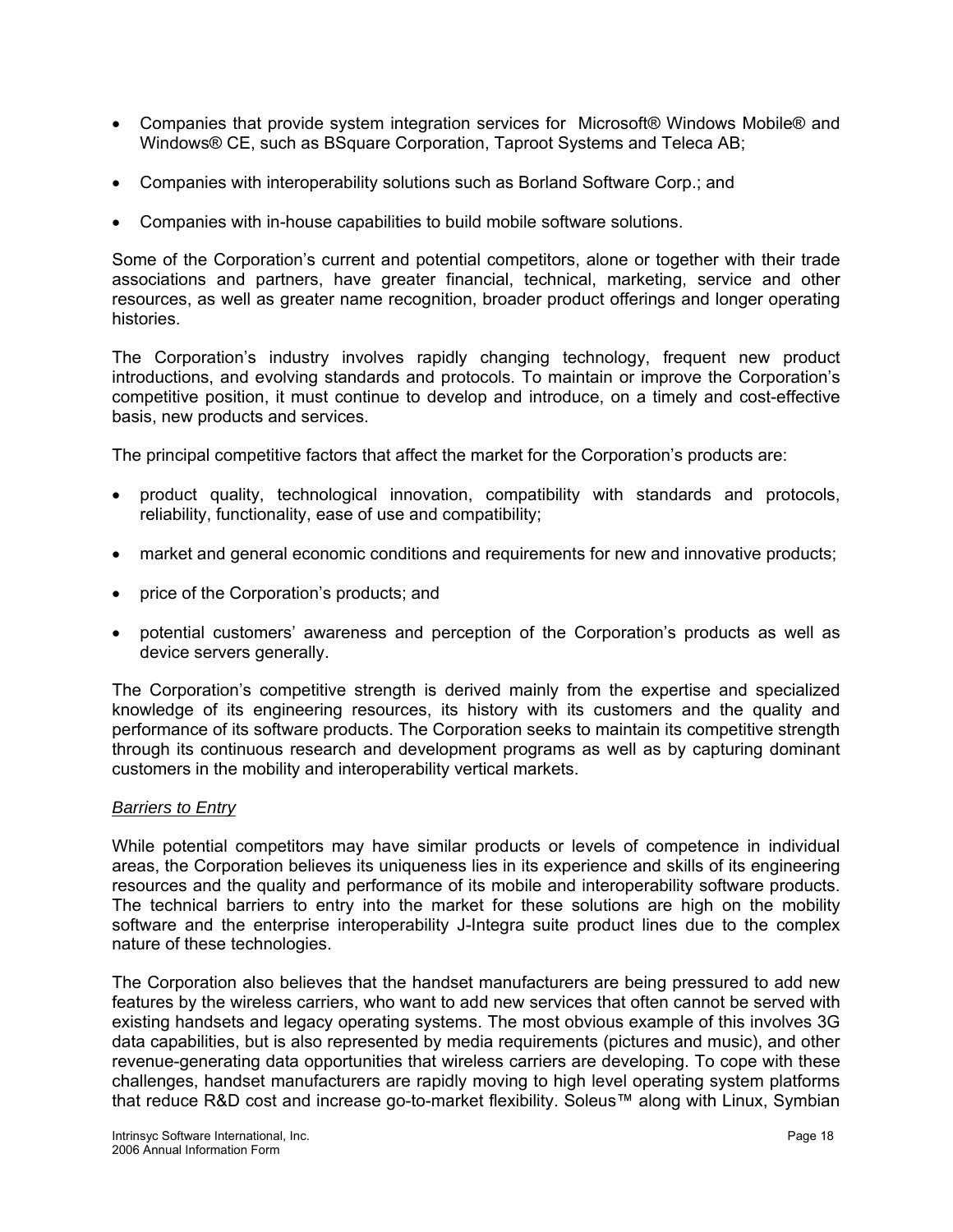- Companies that provide system integration services for Microsoft® Windows Mobile® and Windows® CE, such as BSquare Corporation, Taproot Systems and Teleca AB;
- Companies with interoperability solutions such as Borland Software Corp.; and
- Companies with in-house capabilities to build mobile software solutions.

Some of the Corporation's current and potential competitors, alone or together with their trade associations and partners, have greater financial, technical, marketing, service and other resources, as well as greater name recognition, broader product offerings and longer operating histories.

The Corporation's industry involves rapidly changing technology, frequent new product introductions, and evolving standards and protocols. To maintain or improve the Corporation's competitive position, it must continue to develop and introduce, on a timely and cost-effective basis, new products and services.

The principal competitive factors that affect the market for the Corporation's products are:

- product quality, technological innovation, compatibility with standards and protocols, reliability, functionality, ease of use and compatibility;
- market and general economic conditions and requirements for new and innovative products;
- price of the Corporation's products; and
- potential customers' awareness and perception of the Corporation's products as well as device servers generally.

The Corporation's competitive strength is derived mainly from the expertise and specialized knowledge of its engineering resources, its history with its customers and the quality and performance of its software products. The Corporation seeks to maintain its competitive strength through its continuous research and development programs as well as by capturing dominant customers in the mobility and interoperability vertical markets.

*Barriers to Entry*

While potential competitors may have similar products or levels of competence in individual areas, the Corporation believes its uniqueness lies in its experience and skills of its engineering resources and the quality and performance of its mobile and interoperability software products. The technical barriers to entry into the market for these solutions are high on the mobility software and the enterprise interoperability J-Integra suite product lines due to the complex nature of these technologies.

The Corporation also believes that the handset manufacturers are being pressured to add new features by the wireless carriers, who want to add new services that often cannot be served with existing handsets and legacy operating systems. The most obvious example of this involves 3G data capabilities, but is also represented by media requirements (pictures and music), and other revenue-generating data opportunities that wireless carriers are developing. To cope with these challenges, handset manufacturers are rapidly moving to high level operating system platforms that reduce R&D cost and increase go-to-market flexibility. Soleus™ along with Linux, Symbian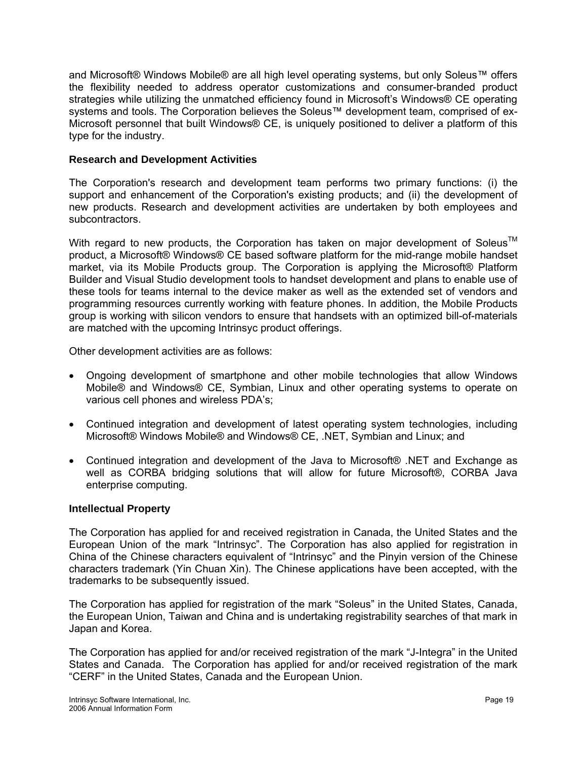and Microsoft® Windows Mobile® are all high level operating systems, but only Soleus™ offers the flexibility needed to address operator customizations and consumer-branded product strategies while utilizing the unmatched efficiency found in Microsoft's Windows® CE operating systems and tools. The Corporation believes the Soleus™ development team, comprised of ex-Microsoft personnel that built Windows® CE, is uniquely positioned to deliver a platform of this type for the industry.

### Research and Development Activities

The Corporation's research and development team performs two primary functions: (i) the support and enhancement of the Corporation's existing products; and (ii) the development of new products. Research and development activities are undertaken by both employees and subcontractors.

With regard to new products, the Corporation has taken on major development of Soleus™ product, a Microsoft® Windows® CE based software platform for the mid-range mobile handset market, via its Mobile Products group. The Corporation is applying the Microsoft® Platform Builder and Visual Studio development tools to handset development and plans to enable use of these tools for teams internal to the device maker as well as the extended set of vendors and programming resources currently working with feature phones. In addition, the Mobile Products group is working with silicon vendors to ensure that handsets with an optimized bill-of-materials are matched with the upcoming Intrinsyc product offerings.

Other development activities are as follows:

- Ongoing development of smartphone and other mobile technologies that allow Windows Mobile® and Windows® CE, Symbian, Linux and other operating systems to operate on various cell phones and wireless PDA's;
- Continued integration and development of latest operating system technologies, including Microsoft® Windows Mobile® and Windows® CE, .NET, Symbian and Linux; and
- Continued integration and development of the Java to Microsoft® .NET and Exchange as well as CORBA bridging solutions that will allow for future Microsoft®, CORBA Java enterprise computing.

### Intellectual Property

The Corporation has applied for and received registration in Canada, the United States and the European Union of the mark "Intrinsyc". The Corporation has also applied for registration in China of the Chinese characters equivalent of "Intrinsyc" and the Pinyin version of the Chinese characters trademark (Yin Chuan Xin). The Chinese applications have been accepted, with the trademarks to be subsequently issued.

The Corporation has applied for registration of the mark "Soleus" in the United States, Canada, the European Union, Taiwan and China and is undertaking registrability searches of that mark in Japan and Korea.

The Corporation has applied for and/or received registration of the mark "J-Integra" in the United States and Canada. The Corporation has applied for and/or received registration of the mark "CERF" in the United States, Canada and the European Union.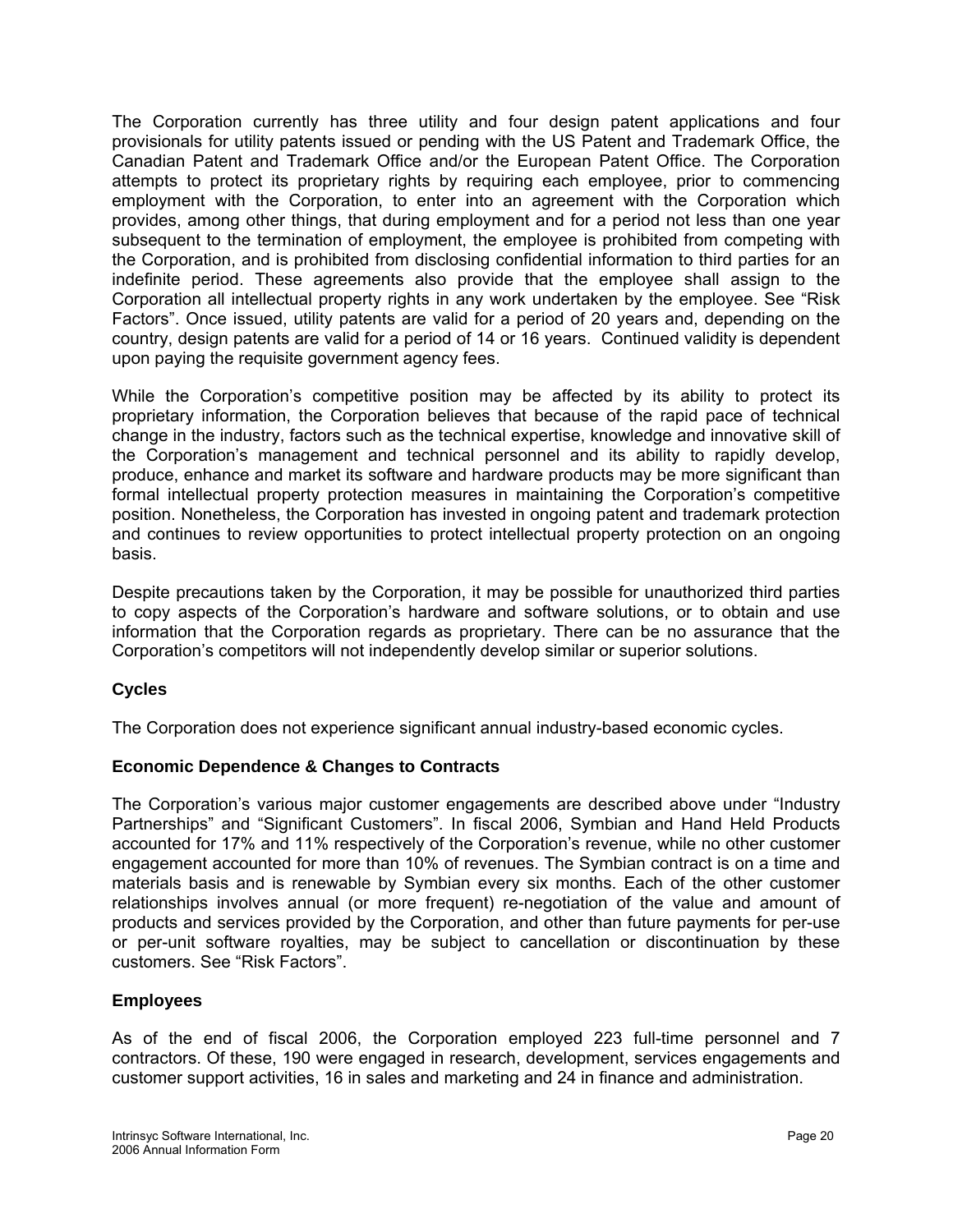The Corporation currently has three utility and four design patent applications and four provisionals for utility patents issued or pending with the US Patent and Trademark Office, the Canadian Patent and Trademark Office and/or the European Patent Office. The Corporation attempts to protect its proprietary rights by requiring each employee, prior to commencing employment with the Corporation, to enter into an agreement with the Corporation which provides, among other things, that during employment and for a period not less than one year subsequent to the termination of employment, the employee is prohibited from competing with the Corporation, and is prohibited from disclosing confidential information to third parties for an indefinite period. These agreements also provide that the employee shall assign to the Corporation all intellectual property rights in any work undertaken by the employee. See "Risk Factors". Once issued, utility patents are valid for a period of 20 years and, depending on the country, design patents are valid for a period of 14 or 16 years. Continued validity is dependent upon paying the requisite government agency fees.

While the Corporation's competitive position may be affected by its ability to protect its proprietary information, the Corporation believes that because of the rapid pace of technical change in the industry, factors such as the technical expertise, knowledge and innovative skill of the Corporation's management and technical personnel and its ability to rapidly develop, produce, enhance and market its software and hardware products may be more significant than formal intellectual property protection measures in maintaining the Corporation's competitive position. Nonetheless, the Corporation has invested in ongoing patent and trademark protection and continues to review opportunities to protect intellectual property protection on an ongoing basis.

Despite precautions taken by the Corporation, it may be possible for unauthorized third parties to copy aspects of the Corporation's hardware and software solutions, or to obtain and use information that the Corporation regards as proprietary. There can be no assurance that the Corporation's competitors will not independently develop similar or superior solutions.

### Cycles

The Corporation does not experience significant annual industry-based economic cycles.

### Economic Dependence & Changes to Contracts

The Corporation's various major customer engagements are described above under "Industry Partnerships" and "Significant Customers". In fiscal 2006, Symbian and Hand Held Products accounted for 17% and 11% respectively of the Corporation's revenue, while no other customer engagement accounted for more than 10% of revenues. The Symbian contract is on a time and materials basis and is renewable by Symbian every six months. Each of the other customer relationships involves annual (or more frequent) re-negotiation of the value and amount of products and services provided by the Corporation, and other than future payments for per-use or per-unit software royalties, may be subject to cancellation or discontinuation by these customers. See "Risk Factors".

### Employees

As of the end of fiscal 2006, the Corporation employed 223 full-time personnel and 7 contractors. Of these, 190 were engaged in research, development, services engagements and customer support activities, 16 in sales and marketing and 24 in finance and administration.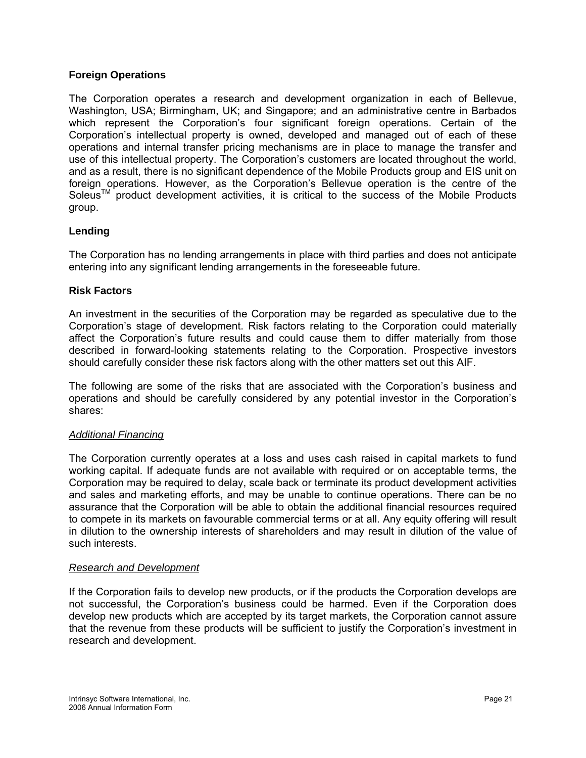### Foreign Operations

The Corporation operates a research and development organization in each of Bellevue, Washington, USA; Birmingham, UK; and Singapore; and an administrative centre in Barbados which represent the Corporation's four significant foreign operations. Certain of the Corporation's intellectual property is owned, developed and managed out of each of these operations and internal transfer pricing mechanisms are in place to manage the transfer and use of this intellectual property. The Corporation's customers are located throughout the world, and as a result, there is no significant dependence of the Mobile Products group and EIS unit on foreign operations. However, as the Corporation's Bellevue operation is the centre of the Soleus™ product development activities, it is critical to the success of the Mobile Products group.

### Lending

The Corporation has no lending arrangements in place with third parties and does not anticipate entering into any significant lending arrangements in the foreseeable future.

### Risk Factors

An investment in the securities of the Corporation may be regarded as speculative due to the Corporation's stage of development. Risk factors relating to the Corporation could materially affect the Corporation's future results and could cause them to differ materially from those described in forward-looking statements relating to the Corporation. Prospective investors should carefully consider these risk factors along with the other matters set out this AIF.

The following are some of the risks that are associated with the Corporation's business and operations and should be carefully considered by any potential investor in the Corporation's shares:

*Additional Financing*

The Corporation currently operates at a loss and uses cash raised in capital markets to fund working capital. If adequate funds are not available with required or on acceptable terms, the Corporation may be required to delay, scale back or terminate its product development activities and sales and marketing efforts, and may be unable to continue operations. There can be no assurance that the Corporation will be able to obtain the additional financial resources required to compete in its markets on favourable commercial terms or at all. Any equity offering will result in dilution to the ownership interests of shareholders and may result in dilution of the value of such interests.

*Research and Development*

If the Corporation fails to develop new products, or if the products the Corporation develops are not successful, the Corporation's business could be harmed. Even if the Corporation does develop new products which are accepted by its target markets, the Corporation cannot assure that the revenue from these products will be sufficient to justify the Corporation's investment in research and development.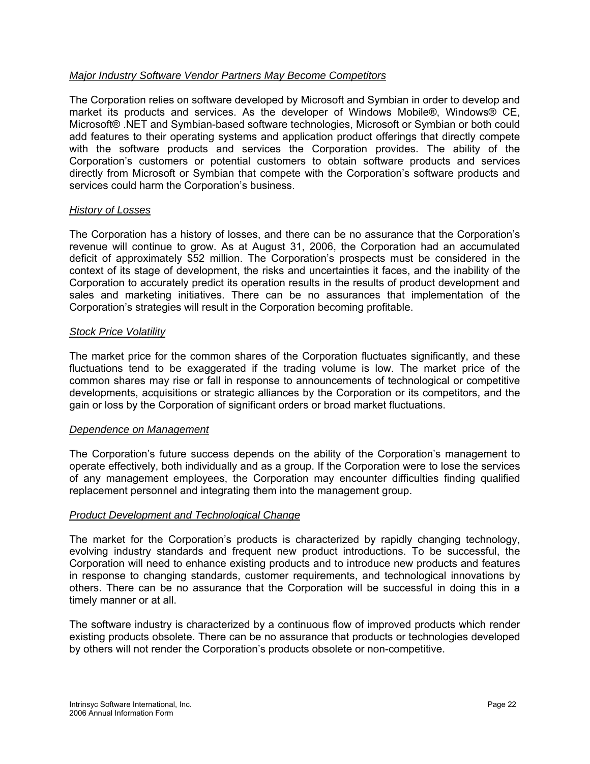*Major Industry Software Vendor Partners May Become Competitors*

The Corporation relies on software developed by Microsoft and Symbian in order to develop and market its products and services. As the developer of Windows Mobile®, Windows® CE, Microsoft® .NET and Symbian-based software technologies, Microsoft or Symbian or both could add features to their operating systems and application product offerings that directly compete with the software products and services the Corporation provides. The ability of the Corporation's customers or potential customers to obtain software products and services directly from Microsoft or Symbian that compete with the Corporation's software products and services could harm the Corporation's business.

*History of Losses*

The Corporation has a history of losses, and there can be no assurance that the Corporation's revenue will continue to grow. As at August 31, 2006, the Corporation had an accumulated deficit of approximately $52 million. The Corporation's prospects must be considered in the context of its stage of development, the risks and uncertainties it faces, and the inability of the Corporation to accurately predict its operation results in the results of product development and sales and marketing initiatives. There can be no assurances that implementation of the Corporation's strategies will result in the Corporation becoming profitable.

*Stock Price Volatility*

The market price for the common shares of the Corporation fluctuates significantly, and these fluctuations tend to be exaggerated if the trading volume is low. The market price of the common shares may rise or fall in response to announcements of technological or competitive developments, acquisitions or strategic alliances by the Corporation or its competitors, and the gain or loss by the Corporation of significant orders or broad market fluctuations.

*Dependence on Management*

The Corporation's future success depends on the ability of the Corporation's management to operate effectively, both individually and as a group. If the Corporation were to lose the services of any management employees, the Corporation may encounter difficulties finding qualified replacement personnel and integrating them into the management group.

*Product Development and Technological Change*

The market for the Corporation's products is characterized by rapidly changing technology, evolving industry standards and frequent new product introductions. To be successful, the Corporation will need to enhance existing products and to introduce new products and features in response to changing standards, customer requirements, and technological innovations by others. There can be no assurance that the Corporation will be successful in doing this in a timely manner or at all.

The software industry is characterized by a continuous flow of improved products which render existing products obsolete. There can be no assurance that products or technologies developed by others will not render the Corporation's products obsolete or non-competitive.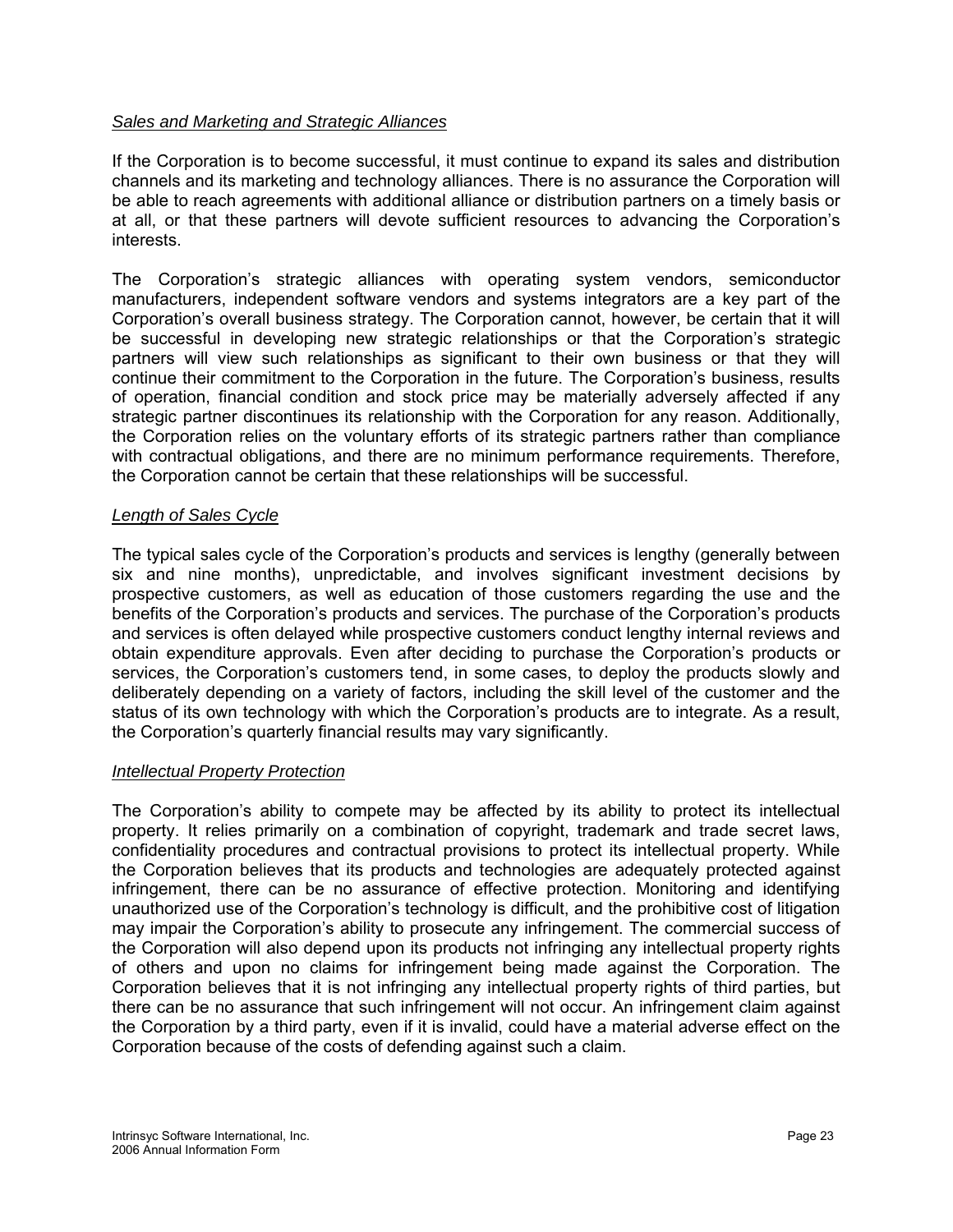*Sales and Marketing and Strategic Alliances*

If the Corporation is to become successful, it must continue to expand its sales and distribution channels and its marketing and technology alliances. There is no assurance the Corporation will be able to reach agreements with additional alliance or distribution partners on a timely basis or at all, or that these partners will devote sufficient resources to advancing the Corporation's interests.

The Corporation's strategic alliances with operating system vendors, semiconductor manufacturers, independent software vendors and systems integrators are a key part of the Corporation's overall business strategy. The Corporation cannot, however, be certain that it will be successful in developing new strategic relationships or that the Corporation's strategic partners will view such relationships as significant to their own business or that they will continue their commitment to the Corporation in the future. The Corporation's business, results of operation, financial condition and stock price may be materially adversely affected if any strategic partner discontinues its relationship with the Corporation for any reason. Additionally, the Corporation relies on the voluntary efforts of its strategic partners rather than compliance with contractual obligations, and there are no minimum performance requirements. Therefore, the Corporation cannot be certain that these relationships will be successful.

*Length of Sales Cycle*

The typical sales cycle of the Corporation's products and services is lengthy (generally between six and nine months), unpredictable, and involves significant investment decisions by prospective customers, as well as education of those customers regarding the use and the benefits of the Corporation's products and services. The purchase of the Corporation's products and services is often delayed while prospective customers conduct lengthy internal reviews and obtain expenditure approvals. Even after deciding to purchase the Corporation's products or services, the Corporation's customers tend, in some cases, to deploy the products slowly and deliberately depending on a variety of factors, including the skill level of the customer and the status of its own technology with which the Corporation's products are to integrate. As a result, the Corporation's quarterly financial results may vary significantly.

*Intellectual Property Protection*

The Corporation's ability to compete may be affected by its ability to protect its intellectual property. It relies primarily on a combination of copyright, trademark and trade secret laws, confidentiality procedures and contractual provisions to protect its intellectual property. While the Corporation believes that its products and technologies are adequately protected against infringement, there can be no assurance of effective protection. Monitoring and identifying unauthorized use of the Corporation's technology is difficult, and the prohibitive cost of litigation may impair the Corporation's ability to prosecute any infringement. The commercial success of the Corporation will also depend upon its products not infringing any intellectual property rights of others and upon no claims for infringement being made against the Corporation. The Corporation believes that it is not infringing any intellectual property rights of third parties, but there can be no assurance that such infringement will not occur. An infringement claim against the Corporation by a third party, even if it is invalid, could have a material adverse effect on the Corporation because of the costs of defending against such a claim.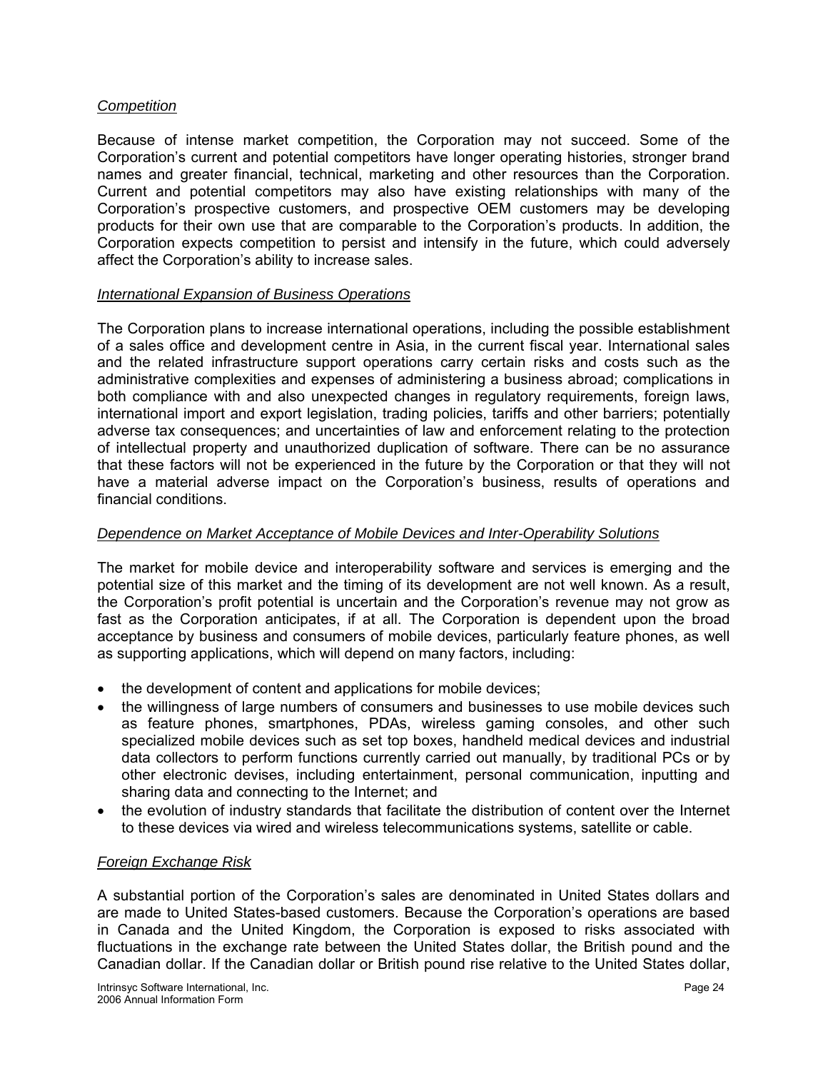*Competition*

Because of intense market competition, the Corporation may not succeed. Some of the Corporation's current and potential competitors have longer operating histories, stronger brand names and greater financial, technical, marketing and other resources than the Corporation. Current and potential competitors may also have existing relationships with many of the Corporation's prospective customers, and prospective OEM customers may be developing products for their own use that are comparable to the Corporation's products. In addition, the Corporation expects competition to persist and intensify in the future, which could adversely affect the Corporation's ability to increase sales.

*International Expansion of Business Operations*

The Corporation plans to increase international operations, including the possible establishment of a sales office and development centre in Asia, in the current fiscal year. International sales and the related infrastructure support operations carry certain risks and costs such as the administrative complexities and expenses of administering a business abroad; complications in both compliance with and also unexpected changes in regulatory requirements, foreign laws, international import and export legislation, trading policies, tariffs and other barriers; potentially adverse tax consequences; and uncertainties of law and enforcement relating to the protection of intellectual property and unauthorized duplication of software. There can be no assurance that these factors will not be experienced in the future by the Corporation or that they will not have a material adverse impact on the Corporation's business, results of operations and financial conditions.

*Dependence on Market Acceptance of Mobile Devices and Inter-Operability Solutions*

The market for mobile device and interoperability software and services is emerging and the potential size of this market and the timing of its development are not well known. As a result, the Corporation's profit potential is uncertain and the Corporation's revenue may not grow as fast as the Corporation anticipates, if at all. The Corporation is dependent upon the broad acceptance by business and consumers of mobile devices, particularly feature phones, as well as supporting applications, which will depend on many factors, including:

- the development of content and applications for mobile devices;
- the willingness of large numbers of consumers and businesses to use mobile devices such as feature phones, smartphones, PDAs, wireless gaming consoles, and other such specialized mobile devices such as set top boxes, handheld medical devices and industrial data collectors to perform functions currently carried out manually, by traditional PCs or by other electronic devises, including entertainment, personal communication, inputting and sharing data and connecting to the Internet; and
- the evolution of industry standards that facilitate the distribution of content over the Internet to these devices via wired and wireless telecommunications systems, satellite or cable.

*Foreign Exchange Risk*

A substantial portion of the Corporation's sales are denominated in United States dollars and are made to United States-based customers. Because the Corporation's operations are based in Canada and the United Kingdom, the Corporation is exposed to risks associated with fluctuations in the exchange rate between the United States dollar, the British pound and the Canadian dollar. If the Canadian dollar or British pound rise relative to the United States dollar,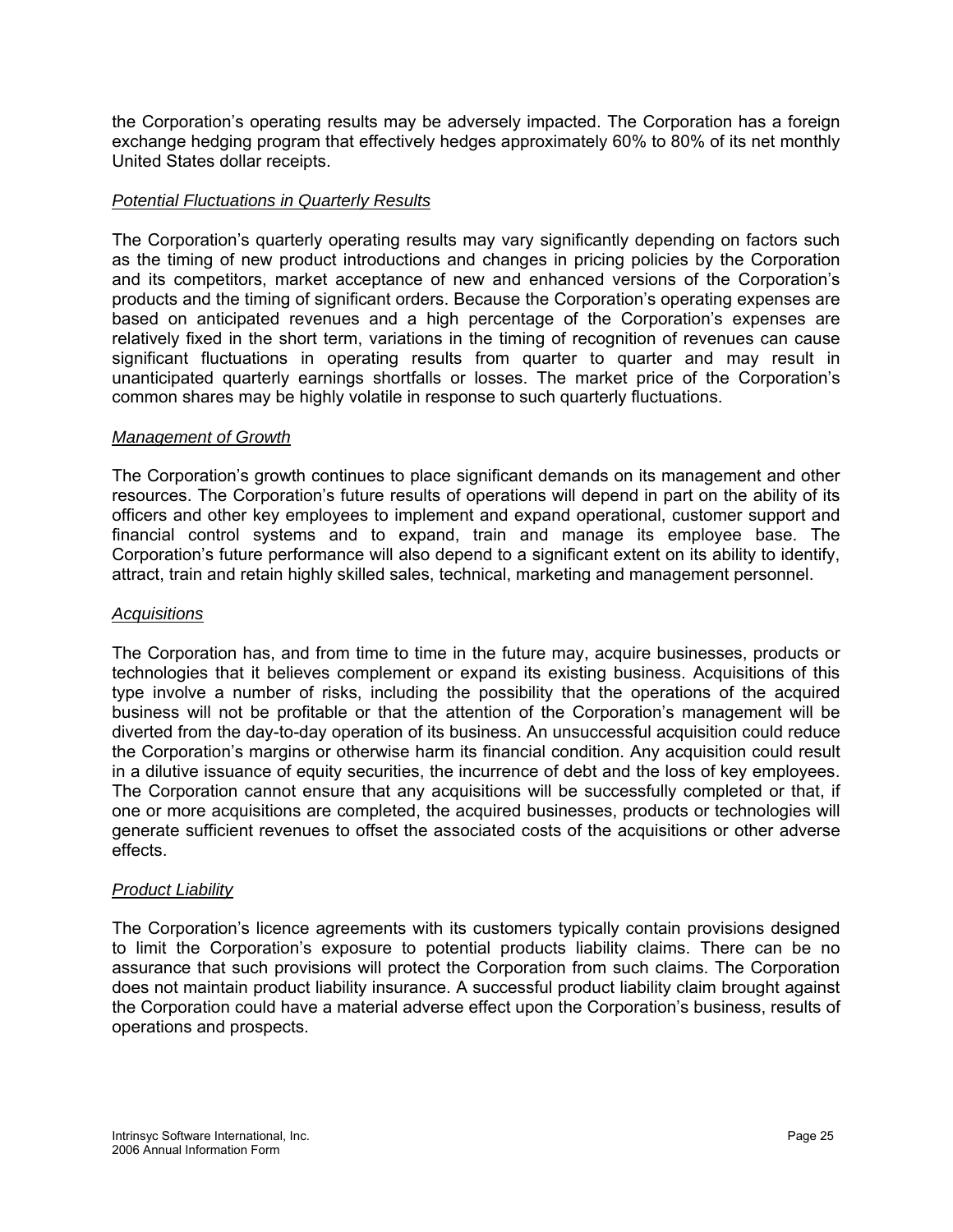the Corporation's operating results may be adversely impacted. The Corporation has a foreign exchange hedging program that effectively hedges approximately 60% to 80% of its net monthly United States dollar receipts.

*Potential Fluctuations in Quarterly Results*

The Corporation's quarterly operating results may vary significantly depending on factors such as the timing of new product introductions and changes in pricing policies by the Corporation and its competitors, market acceptance of new and enhanced versions of the Corporation's products and the timing of significant orders. Because the Corporation's operating expenses are based on anticipated revenues and a high percentage of the Corporation's expenses are relatively fixed in the short term, variations in the timing of recognition of revenues can cause significant fluctuations in operating results from quarter to quarter and may result in unanticipated quarterly earnings shortfalls or losses. The market price of the Corporation's common shares may be highly volatile in response to such quarterly fluctuations.

*Management of Growth*

The Corporation's growth continues to place significant demands on its management and other resources. The Corporation's future results of operations will depend in part on the ability of its officers and other key employees to implement and expand operational, customer support and financial control systems and to expand, train and manage its employee base. The Corporation's future performance will also depend to a significant extent on its ability to identify, attract, train and retain highly skilled sales, technical, marketing and management personnel.

*Acquisitions*

The Corporation has, and from time to time in the future may, acquire businesses, products or technologies that it believes complement or expand its existing business. Acquisitions of this type involve a number of risks, including the possibility that the operations of the acquired business will not be profitable or that the attention of the Corporation's management will be diverted from the day-to-day operation of its business. An unsuccessful acquisition could reduce the Corporation's margins or otherwise harm its financial condition. Any acquisition could result in a dilutive issuance of equity securities, the incurrence of debt and the loss of key employees. The Corporation cannot ensure that any acquisitions will be successfully completed or that, if one or more acquisitions are completed, the acquired businesses, products or technologies will generate sufficient revenues to offset the associated costs of the acquisitions or other adverse effects.

*Product Liability*

The Corporation's licence agreements with its customers typically contain provisions designed to limit the Corporation's exposure to potential products liability claims. There can be no assurance that such provisions will protect the Corporation from such claims. The Corporation does not maintain product liability insurance. A successful product liability claim brought against the Corporation could have a material adverse effect upon the Corporation's business, results of operations and prospects.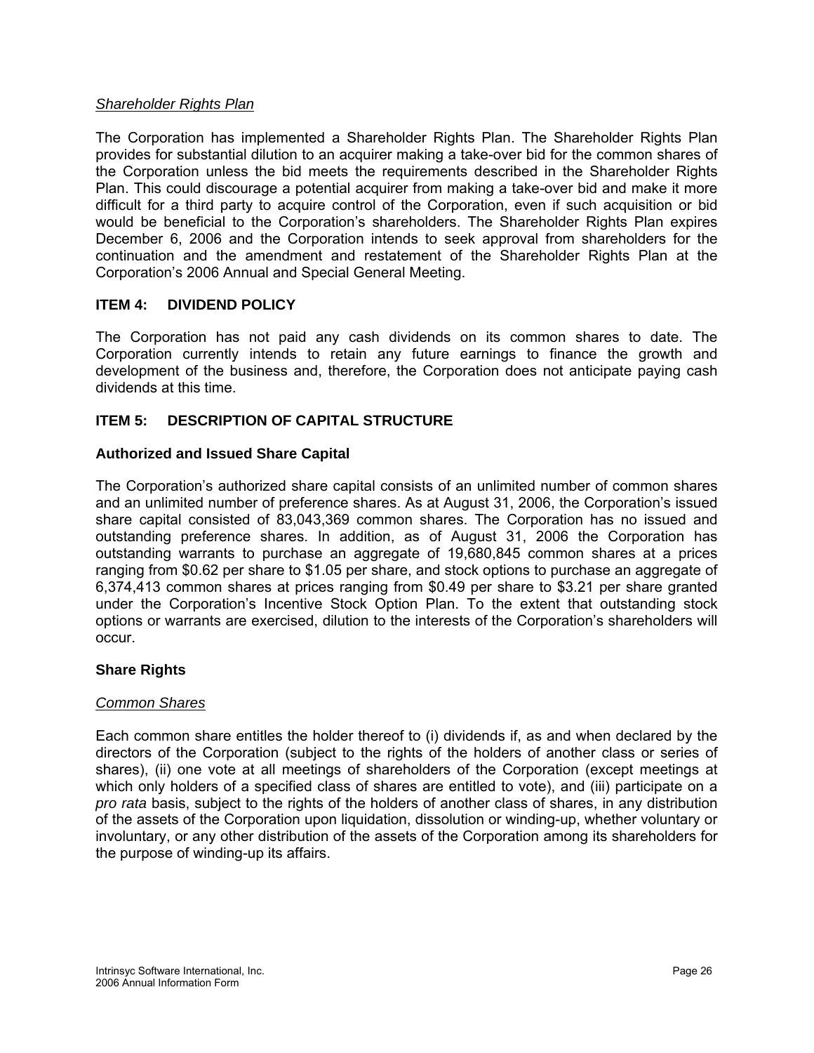*Shareholder Rights Plan*

The Corporation has implemented a Shareholder Rights Plan. The Shareholder Rights Plan provides for substantial dilution to an acquirer making a take-over bid for the common shares of the Corporation unless the bid meets the requirements described in the Shareholder Rights Plan. This could discourage a potential acquirer from making a take-over bid and make it more difficult for a third party to acquire control of the Corporation, even if such acquisition or bid would be beneficial to the Corporation's shareholders. The Shareholder Rights Plan expires December 6, 2006 and the Corporation intends to seek approval from shareholders for the continuation and the amendment and restatement of the Shareholder Rights Plan at the Corporation's 2006 Annual and Special General Meeting.

## ITEM 4: DIVIDEND POLICY

The Corporation has not paid any cash dividends on its common shares to date. The Corporation currently intends to retain any future earnings to finance the growth and development of the business and, therefore, the Corporation does not anticipate paying cash dividends at this time.

## ITEM 5: DESCRIPTION OF CAPITAL STRUCTURE

### Authorized and Issued Share Capital

The Corporation's authorized share capital consists of an unlimited number of common shares and an unlimited number of preference shares. As at August 31, 2006, the Corporation's issued share capital consisted of 83,043,369 common shares. The Corporation has no issued and outstanding preference shares. In addition, as of August 31, 2006 the Corporation has outstanding warrants to purchase an aggregate of 19,680,845 common shares at a prices ranging from $0.62 per share to $1.05 per share, and stock options to purchase an aggregate of 6,374,413 common shares at prices ranging from $0.49 per share to $3.21 per share granted under the Corporation's Incentive Stock Option Plan. To the extent that outstanding stock options or warrants are exercised, dilution to the interests of the Corporation's shareholders will occur.

### Share Rights

*Common Shares*

Each common share entitles the holder thereof to (i) dividends if, as and when declared by the directors of the Corporation (subject to the rights of the holders of another class or series of shares), (ii) one vote at all meetings of shareholders of the Corporation (except meetings at which only holders of a specified class of shares are entitled to vote), and (iii) participate on a *pro rata* basis, subject to the rights of the holders of another class of shares, in any distribution of the assets of the Corporation upon liquidation, dissolution or winding-up, whether voluntary or involuntary, or any other distribution of the assets of the Corporation among its shareholders for the purpose of winding-up its affairs.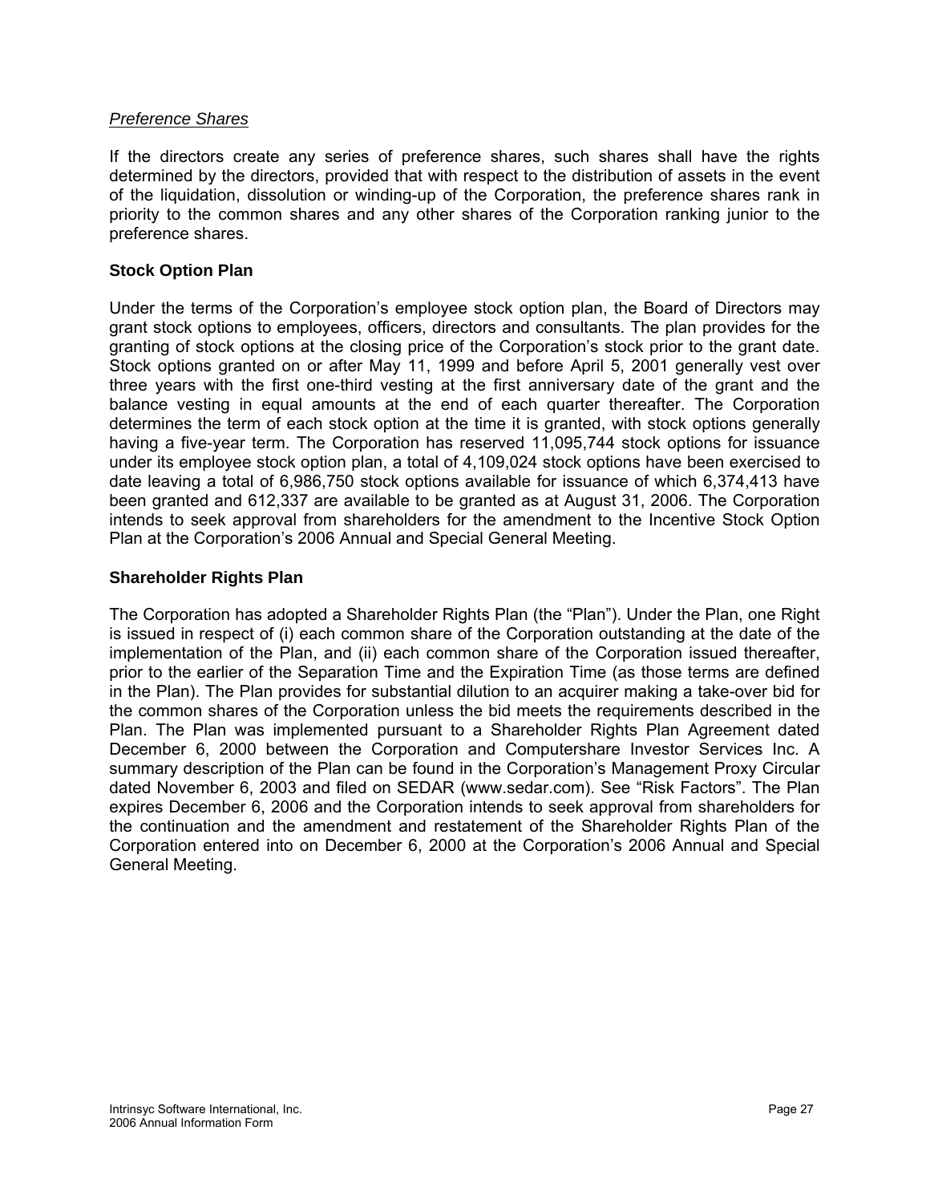*Preference Shares*

If the directors create any series of preference shares, such shares shall have the rights determined by the directors, provided that with respect to the distribution of assets in the event of the liquidation, dissolution or winding-up of the Corporation, the preference shares rank in priority to the common shares and any other shares of the Corporation ranking junior to the preference shares.

**Stock Option Plan**

Under the terms of the Corporation's employee stock option plan, the Board of Directors may grant stock options to employees, officers, directors and consultants. The plan provides for the granting of stock options at the closing price of the Corporation's stock prior to the grant date. Stock options granted on or after May 11, 1999 and before April 5, 2001 generally vest over three years with the first one-third vesting at the first anniversary date of the grant and the balance vesting in equal amounts at the end of each quarter thereafter. The Corporation determines the term of each stock option at the time it is granted, with stock options generally having a five-year term. The Corporation has reserved 11,095,744 stock options for issuance under its employee stock option plan, a total of 4,109,024 stock options have been exercised to date leaving a total of 6,986,750 stock options available for issuance of which 6,374,413 have been granted and 612,337 are available to be granted as at August 31, 2006. The Corporation intends to seek approval from shareholders for the amendment to the Incentive Stock Option Plan at the Corporation's 2006 Annual and Special General Meeting.

**Shareholder Rights Plan**

The Corporation has adopted a Shareholder Rights Plan (the "Plan"). Under the Plan, one Right is issued in respect of (i) each common share of the Corporation outstanding at the date of the implementation of the Plan, and (ii) each common share of the Corporation issued thereafter, prior to the earlier of the Separation Time and the Expiration Time (as those terms are defined in the Plan). The Plan provides for substantial dilution to an acquirer making a take-over bid for the common shares of the Corporation unless the bid meets the requirements described in the Plan. The Plan was implemented pursuant to a Shareholder Rights Plan Agreement dated December 6, 2000 between the Corporation and Computershare Investor Services Inc. A summary description of the Plan can be found in the Corporation's Management Proxy Circular dated November 6, 2003 and filed on SEDAR (www.sedar.com). See "Risk Factors". The Plan expires December 6, 2006 and the Corporation intends to seek approval from shareholders for the continuation and the amendment and restatement of the Shareholder Rights Plan of the Corporation entered into on December 6, 2000 at the Corporation's 2006 Annual and Special General Meeting.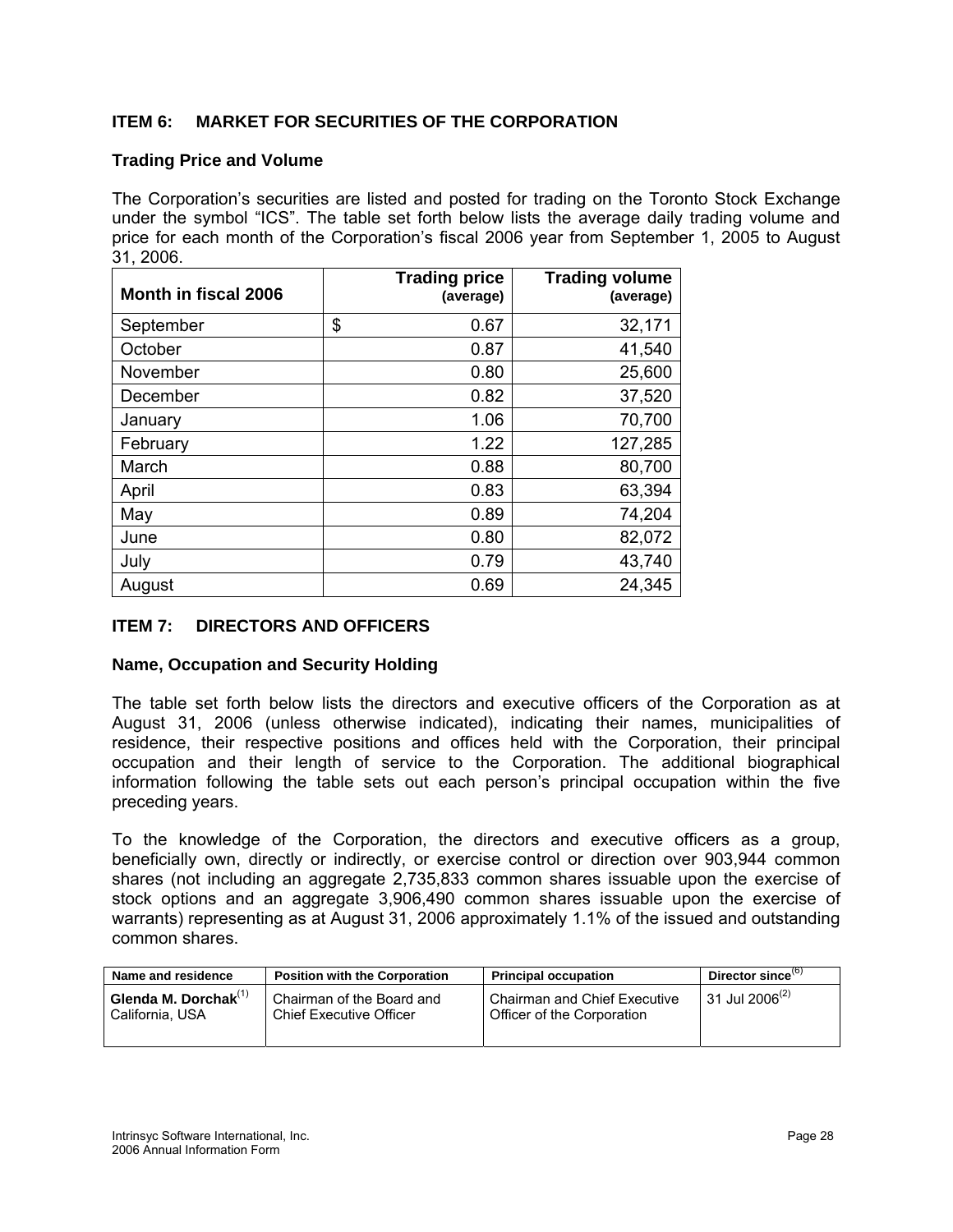## ITEM 6: MARKET FOR SECURITIES OF THE CORPORATION

### Trading Price and Volume

The Corporation's securities are listed and posted for trading on the Toronto Stock Exchange under the symbol "ICS". The table set forth below lists the average daily trading volume and price for each month of the Corporation's fiscal 2006 year from September 1, 2005 to August 31, 2006.

| Month in fiscal 2006 | Trading price (average) | Trading volume (average) |
|---|---|---|
| September | $ 0.67 | 32,171 |
| October | 0.87 | 41,540 |
| November | 0.80 | 25,600 |
| December | 0.82 | 37,520 |
| January | 1.06 | 70,700 |
| February | 1.22 | 127,285 |
| March | 0.88 | 80,700 |
| April | 0.83 | 63,394 |
| May | 0.89 | 74,204 |
| June | 0.80 | 82,072 |
| July | 0.79 | 43,740 |
| August | 0.69 | 24,345 |

## ITEM 7: DIRECTORS AND OFFICERS

### Name, Occupation and Security Holding

The table set forth below lists the directors and executive officers of the Corporation as at August 31, 2006 (unless otherwise indicated), indicating their names, municipalities of residence, their respective positions and offices held with the Corporation, their principal occupation and their length of service to the Corporation. The additional biographical information following the table sets out each person's principal occupation within the five preceding years.

To the knowledge of the Corporation, the directors and executive officers as a group, beneficially own, directly or indirectly, or exercise control or direction over 903,944 common shares (not including an aggregate 2,735,833 common shares issuable upon the exercise of stock options and an aggregate 3,906,490 common shares issuable upon the exercise of warrants) representing as at August 31, 2006 approximately 1.1% of the issued and outstanding common shares.

| Name and residence | Position with the Corporation | Principal occupation | Director since[6] |
|---|---|---|---|
| **Glenda M. Dorchak**[1] California, USA | Chairman of the Board and Chief Executive Officer | Chairman and Chief Executive Officer of the Corporation | 31 Jul 2006[2] |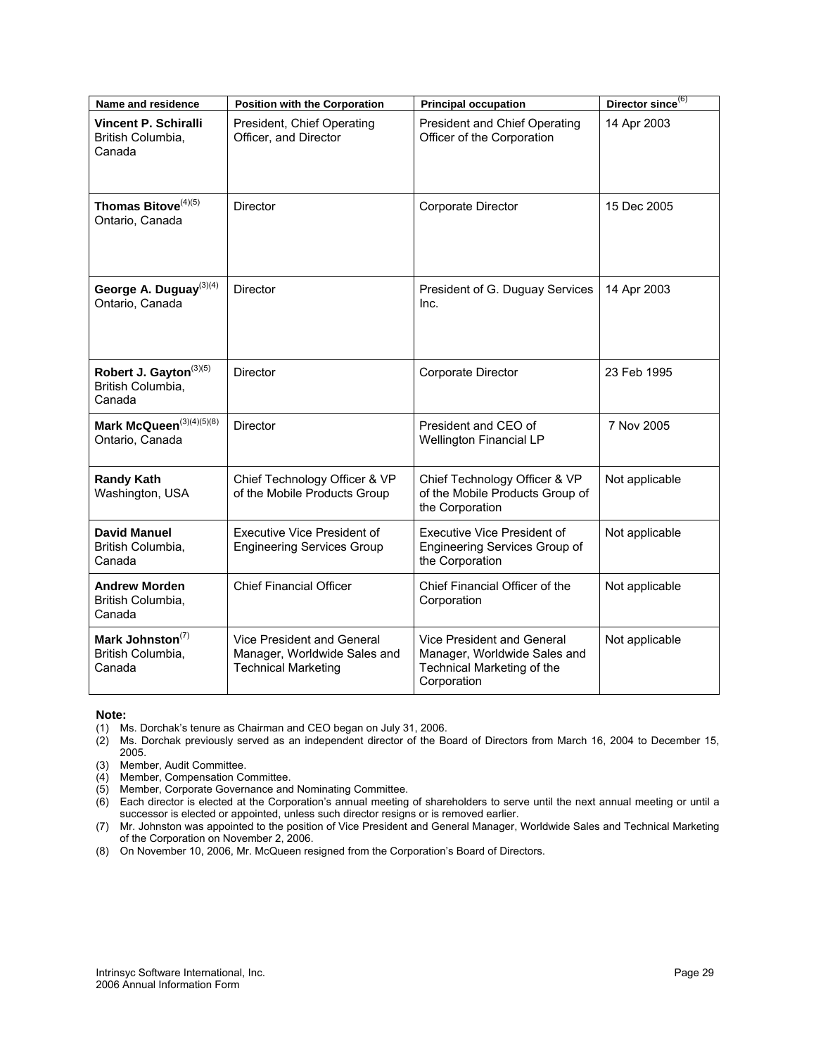| Name and residence | Position with the Corporation | Principal occupation | Director since[6] |
|---|---|---|---|
| **Vincent P. Schiralli** British Columbia, Canada | President, Chief Operating Officer, and Director | President and Chief Operating Officer of the Corporation | 14 Apr 2003 |
| **Thomas Bitove**[4][5] Ontario, Canada | Director | Corporate Director | 15 Dec 2005 |
| **George A. Duguay**[3][4] Ontario, Canada | Director | President of G. Duguay Services Inc. | 14 Apr 2003 |
| **Robert J. Gayton**[3][5] British Columbia, Canada | Director | Corporate Director | 23 Feb 1995 |
| **Mark McQueen**[3][4][5][8] Ontario, Canada | Director | President and CEO of Wellington Financial LP | 7 Nov 2005 |
| **Randy Kath** Washington, USA | Chief Technology Officer & VP of the Mobile Products Group | Chief Technology Officer & VP of the Mobile Products Group of the Corporation | Not applicable |
| **David Manuel** British Columbia, Canada | Executive Vice President of Engineering Services Group | Executive Vice President of Engineering Services Group of the Corporation | Not applicable |
| **Andrew Morden** British Columbia, Canada | Chief Financial Officer | Chief Financial Officer of the Corporation | Not applicable |
| **Mark Johnston**[7] British Columbia, Canada | Vice President and General Manager, Worldwide Sales and Technical Marketing | Vice President and General Manager, Worldwide Sales and Technical Marketing of the Corporation | Not applicable |

**Note:**

(1) Ms. Dorchak's tenure as Chairman and CEO began on July 31, 2006.

(2) Ms. Dorchak previously served as an independent director of the Board of Directors from March 16, 2004 to December 15, 2005.

(3) Member, Audit Committee.

(4) Member, Compensation Committee.

(5) Member, Corporate Governance and Nominating Committee.

(6) Each director is elected at the Corporation's annual meeting of shareholders to serve until the next annual meeting or until a successor is elected or appointed, unless such director resigns or is removed earlier.

(7) Mr. Johnston was appointed to the position of Vice President and General Manager, Worldwide Sales and Technical Marketing of the Corporation on November 2, 2006.

(8) On November 10, 2006, Mr. McQueen resigned from the Corporation's Board of Directors.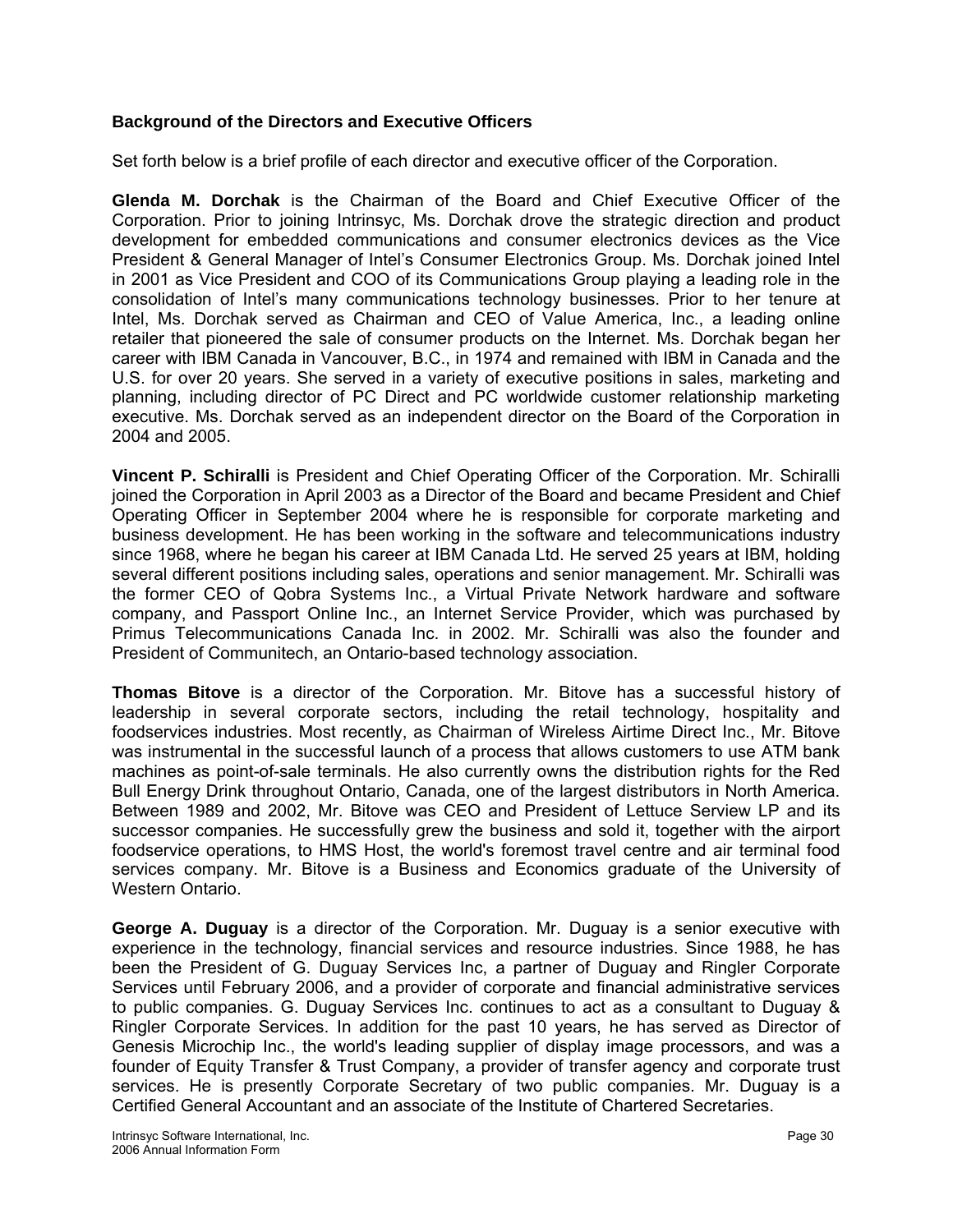### Background of the Directors and Executive Officers

Set forth below is a brief profile of each director and executive officer of the Corporation.

**Glenda M. Dorchak** is the Chairman of the Board and Chief Executive Officer of the Corporation. Prior to joining Intrinsyc, Ms. Dorchak drove the strategic direction and product development for embedded communications and consumer electronics devices as the Vice President & General Manager of Intel's Consumer Electronics Group. Ms. Dorchak joined Intel in 2001 as Vice President and COO of its Communications Group playing a leading role in the consolidation of Intel's many communications technology businesses. Prior to her tenure at Intel, Ms. Dorchak served as Chairman and CEO of Value America, Inc., a leading online retailer that pioneered the sale of consumer products on the Internet. Ms. Dorchak began her career with IBM Canada in Vancouver, B.C., in 1974 and remained with IBM in Canada and the U.S. for over 20 years. She served in a variety of executive positions in sales, marketing and planning, including director of PC Direct and PC worldwide customer relationship marketing executive. Ms. Dorchak served as an independent director on the Board of the Corporation in 2004 and 2005.

**Vincent P. Schiralli** is President and Chief Operating Officer of the Corporation. Mr. Schiralli joined the Corporation in April 2003 as a Director of the Board and became President and Chief Operating Officer in September 2004 where he is responsible for corporate marketing and business development. He has been working in the software and telecommunications industry since 1968, where he began his career at IBM Canada Ltd. He served 25 years at IBM, holding several different positions including sales, operations and senior management. Mr. Schiralli was the former CEO of Qobra Systems Inc., a Virtual Private Network hardware and software company, and Passport Online Inc., an Internet Service Provider, which was purchased by Primus Telecommunications Canada Inc. in 2002. Mr. Schiralli was also the founder and President of Communitech, an Ontario-based technology association.

**Thomas Bitove** is a director of the Corporation. Mr. Bitove has a successful history of leadership in several corporate sectors, including the retail technology, hospitality and foodservices industries. Most recently, as Chairman of Wireless Airtime Direct Inc., Mr. Bitove was instrumental in the successful launch of a process that allows customers to use ATM bank machines as point-of-sale terminals. He also currently owns the distribution rights for the Red Bull Energy Drink throughout Ontario, Canada, one of the largest distributors in North America. Between 1989 and 2002, Mr. Bitove was CEO and President of Lettuce Serview LP and its successor companies. He successfully grew the business and sold it, together with the airport foodservice operations, to HMS Host, the world's foremost travel centre and air terminal food services company. Mr. Bitove is a Business and Economics graduate of the University of Western Ontario.

**George A. Duguay** is a director of the Corporation. Mr. Duguay is a senior executive with experience in the technology, financial services and resource industries. Since 1988, he has been the President of G. Duguay Services Inc, a partner of Duguay and Ringler Corporate Services until February 2006, and a provider of corporate and financial administrative services to public companies. G. Duguay Services Inc. continues to act as a consultant to Duguay & Ringler Corporate Services. In addition for the past 10 years, he has served as Director of Genesis Microchip Inc., the world's leading supplier of display image processors, and was a founder of Equity Transfer & Trust Company, a provider of transfer agency and corporate trust services. He is presently Corporate Secretary of two public companies. Mr. Duguay is a Certified General Accountant and an associate of the Institute of Chartered Secretaries.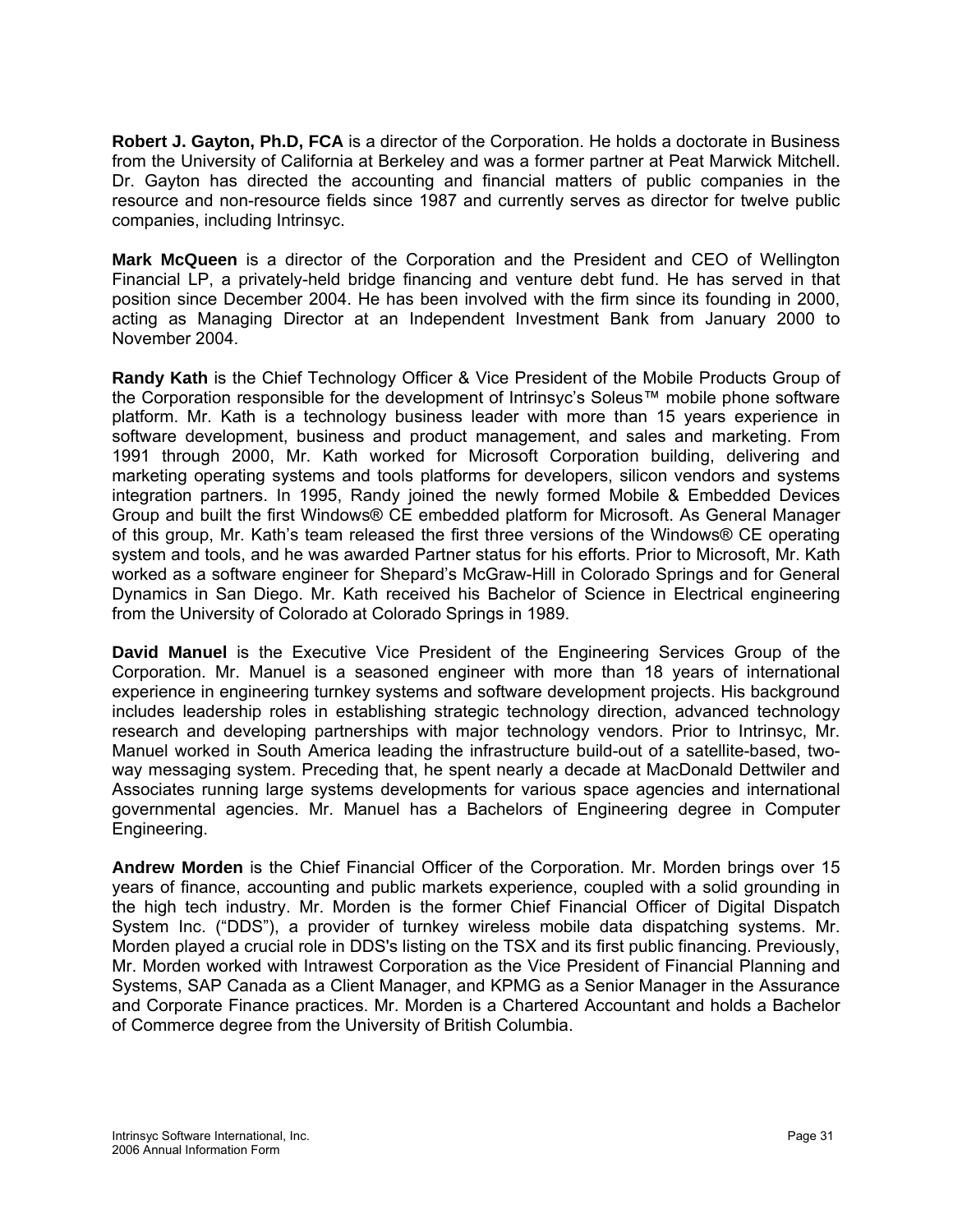**Robert J. Gayton, Ph.D, FCA** is a director of the Corporation. He holds a doctorate in Business from the University of California at Berkeley and was a former partner at Peat Marwick Mitchell. Dr. Gayton has directed the accounting and financial matters of public companies in the resource and non-resource fields since 1987 and currently serves as director for twelve public companies, including Intrinsyc.

**Mark McQueen** is a director of the Corporation and the President and CEO of Wellington Financial LP, a privately-held bridge financing and venture debt fund. He has served in that position since December 2004. He has been involved with the firm since its founding in 2000, acting as Managing Director at an Independent Investment Bank from January 2000 to November 2004.

**Randy Kath** is the Chief Technology Officer & Vice President of the Mobile Products Group of the Corporation responsible for the development of Intrinsyc's Soleus™ mobile phone software platform. Mr. Kath is a technology business leader with more than 15 years experience in software development, business and product management, and sales and marketing. From 1991 through 2000, Mr. Kath worked for Microsoft Corporation building, delivering and marketing operating systems and tools platforms for developers, silicon vendors and systems integration partners. In 1995, Randy joined the newly formed Mobile & Embedded Devices Group and built the first Windows® CE embedded platform for Microsoft. As General Manager of this group, Mr. Kath's team released the first three versions of the Windows® CE operating system and tools, and he was awarded Partner status for his efforts. Prior to Microsoft, Mr. Kath worked as a software engineer for Shepard's McGraw-Hill in Colorado Springs and for General Dynamics in San Diego. Mr. Kath received his Bachelor of Science in Electrical engineering from the University of Colorado at Colorado Springs in 1989.

**David Manuel** is the Executive Vice President of the Engineering Services Group of the Corporation. Mr. Manuel is a seasoned engineer with more than 18 years of international experience in engineering turnkey systems and software development projects. His background includes leadership roles in establishing strategic technology direction, advanced technology research and developing partnerships with major technology vendors. Prior to Intrinsyc, Mr. Manuel worked in South America leading the infrastructure build-out of a satellite-based, two-way messaging system. Preceding that, he spent nearly a decade at MacDonald Dettwiler and Associates running large systems developments for various space agencies and international governmental agencies. Mr. Manuel has a Bachelors of Engineering degree in Computer Engineering.

**Andrew Morden** is the Chief Financial Officer of the Corporation. Mr. Morden brings over 15 years of finance, accounting and public markets experience, coupled with a solid grounding in the high tech industry. Mr. Morden is the former Chief Financial Officer of Digital Dispatch System Inc. ("DDS"), a provider of turnkey wireless mobile data dispatching systems. Mr. Morden played a crucial role in DDS's listing on the TSX and its first public financing. Previously, Mr. Morden worked with Intrawest Corporation as the Vice President of Financial Planning and Systems, SAP Canada as a Client Manager, and KPMG as a Senior Manager in the Assurance and Corporate Finance practices. Mr. Morden is a Chartered Accountant and holds a Bachelor of Commerce degree from the University of British Columbia.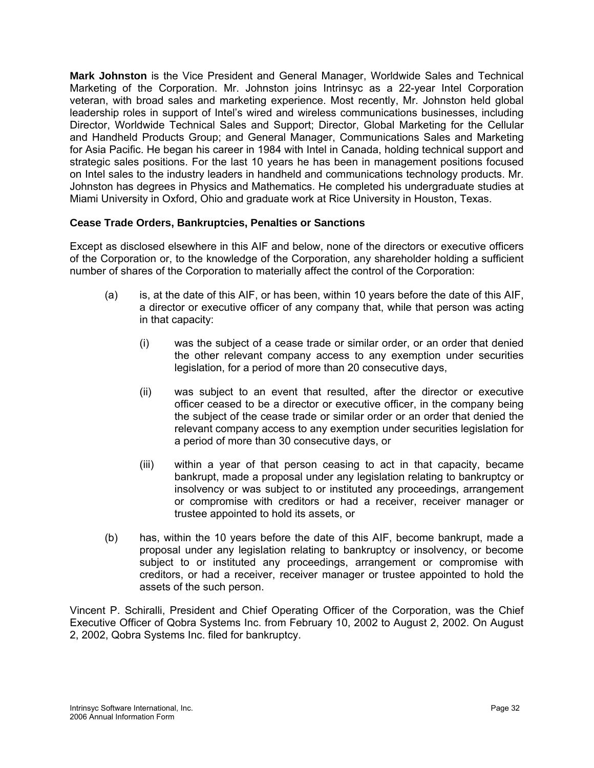**Mark Johnston** is the Vice President and General Manager, Worldwide Sales and Technical Marketing of the Corporation. Mr. Johnston joins Intrinsyc as a 22-year Intel Corporation veteran, with broad sales and marketing experience. Most recently, Mr. Johnston held global leadership roles in support of Intel's wired and wireless communications businesses, including Director, Worldwide Technical Sales and Support; Director, Global Marketing for the Cellular and Handheld Products Group; and General Manager, Communications Sales and Marketing for Asia Pacific. He began his career in 1984 with Intel in Canada, holding technical support and strategic sales positions. For the last 10 years he has been in management positions focused on Intel sales to the industry leaders in handheld and communications technology products. Mr. Johnston has degrees in Physics and Mathematics. He completed his undergraduate studies at Miami University in Oxford, Ohio and graduate work at Rice University in Houston, Texas.

### Cease Trade Orders, Bankruptcies, Penalties or Sanctions

Except as disclosed elsewhere in this AIF and below, none of the directors or executive officers of the Corporation or, to the knowledge of the Corporation, any shareholder holding a sufficient number of shares of the Corporation to materially affect the control of the Corporation:

(a) is, at the date of this AIF, or has been, within 10 years before the date of this AIF, a director or executive officer of any company that, while that person was acting in that capacity:

  (i) was the subject of a cease trade or similar order, or an order that denied the other relevant company access to any exemption under securities legislation, for a period of more than 20 consecutive days,

  (ii) was subject to an event that resulted, after the director or executive officer ceased to be a director or executive officer, in the company being the subject of the cease trade or similar order or an order that denied the relevant company access to any exemption under securities legislation for a period of more than 30 consecutive days, or

  (iii) within a year of that person ceasing to act in that capacity, became bankrupt, made a proposal under any legislation relating to bankruptcy or insolvency or was subject to or instituted any proceedings, arrangement or compromise with creditors or had a receiver, receiver manager or trustee appointed to hold its assets, or

(b) has, within the 10 years before the date of this AIF, become bankrupt, made a proposal under any legislation relating to bankruptcy or insolvency, or become subject to or instituted any proceedings, arrangement or compromise with creditors, or had a receiver, receiver manager or trustee appointed to hold the assets of the such person.

Vincent P. Schiralli, President and Chief Operating Officer of the Corporation, was the Chief Executive Officer of Qobra Systems Inc. from February 10, 2002 to August 2, 2002. On August 2, 2002, Qobra Systems Inc. filed for bankruptcy.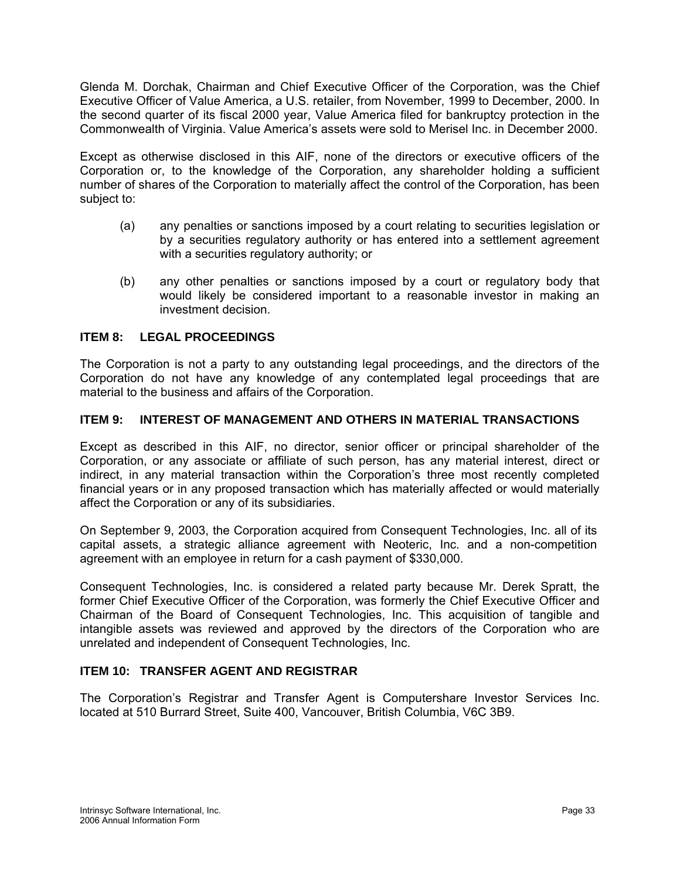Glenda M. Dorchak, Chairman and Chief Executive Officer of the Corporation, was the Chief Executive Officer of Value America, a U.S. retailer, from November, 1999 to December, 2000. In the second quarter of its fiscal 2000 year, Value America filed for bankruptcy protection in the Commonwealth of Virginia. Value America's assets were sold to Merisel Inc. in December 2000.

Except as otherwise disclosed in this AIF, none of the directors or executive officers of the Corporation or, to the knowledge of the Corporation, any shareholder holding a sufficient number of shares of the Corporation to materially affect the control of the Corporation, has been subject to:

(a) any penalties or sanctions imposed by a court relating to securities legislation or by a securities regulatory authority or has entered into a settlement agreement with a securities regulatory authority; or

(b) any other penalties or sanctions imposed by a court or regulatory body that would likely be considered important to a reasonable investor in making an investment decision.

## ITEM 8: LEGAL PROCEEDINGS

The Corporation is not a party to any outstanding legal proceedings, and the directors of the Corporation do not have any knowledge of any contemplated legal proceedings that are material to the business and affairs of the Corporation.

## ITEM 9: INTEREST OF MANAGEMENT AND OTHERS IN MATERIAL TRANSACTIONS

Except as described in this AIF, no director, senior officer or principal shareholder of the Corporation, or any associate or affiliate of such person, has any material interest, direct or indirect, in any material transaction within the Corporation's three most recently completed financial years or in any proposed transaction which has materially affected or would materially affect the Corporation or any of its subsidiaries.

On September 9, 2003, the Corporation acquired from Consequent Technologies, Inc. all of its capital assets, a strategic alliance agreement with Neoteric, Inc. and a non-competition agreement with an employee in return for a cash payment of $330,000.

Consequent Technologies, Inc. is considered a related party because Mr. Derek Spratt, the former Chief Executive Officer of the Corporation, was formerly the Chief Executive Officer and Chairman of the Board of Consequent Technologies, Inc. This acquisition of tangible and intangible assets was reviewed and approved by the directors of the Corporation who are unrelated and independent of Consequent Technologies, Inc.

## ITEM 10: TRANSFER AGENT AND REGISTRAR

The Corporation's Registrar and Transfer Agent is Computershare Investor Services Inc. located at 510 Burrard Street, Suite 400, Vancouver, British Columbia, V6C 3B9.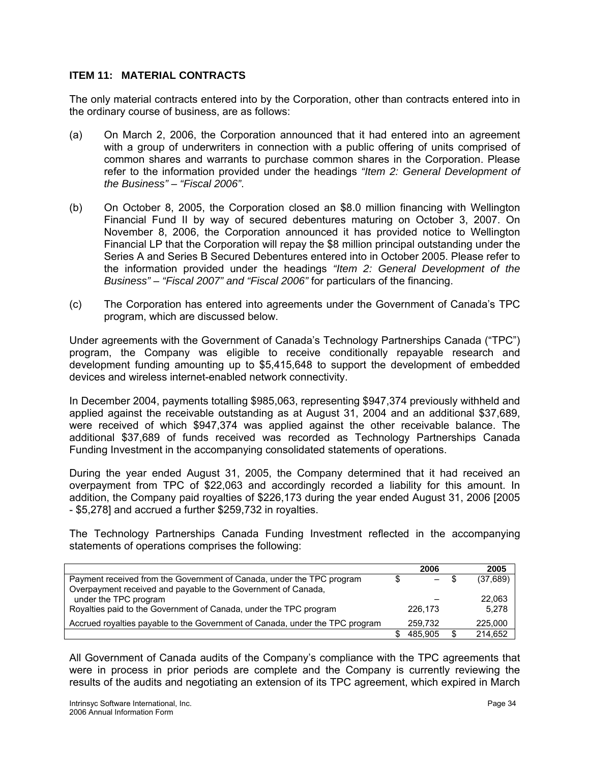### ITEM 11: MATERIAL CONTRACTS

The only material contracts entered into by the Corporation, other than contracts entered into in the ordinary course of business, are as follows:

(a) On March 2, 2006, the Corporation announced that it had entered into an agreement with a group of underwriters in connection with a public offering of units comprised of common shares and warrants to purchase common shares in the Corporation. Please refer to the information provided under the headings *"Item 2: General Development of the Business" – "Fiscal 2006"*.

(b) On October 8, 2005, the Corporation closed an $8.0 million financing with Wellington Financial Fund II by way of secured debentures maturing on October 3, 2007. On November 8, 2006, the Corporation announced it has provided notice to Wellington Financial LP that the Corporation will repay the $8 million principal outstanding under the Series A and Series B Secured Debentures entered into in October 2005. Please refer to the information provided under the headings *"Item 2: General Development of the Business" – "Fiscal 2007" and "Fiscal 2006"* for particulars of the financing.

(c) The Corporation has entered into agreements under the Government of Canada's TPC program, which are discussed below.

Under agreements with the Government of Canada's Technology Partnerships Canada ("TPC") program, the Company was eligible to receive conditionally repayable research and development funding amounting up to $5,415,648 to support the development of embedded devices and wireless internet-enabled network connectivity.

In December 2004, payments totalling $985,063, representing $947,374 previously withheld and applied against the receivable outstanding as at August 31, 2004 and an additional $37,689, were received of which $947,374 was applied against the other receivable balance. The additional $37,689 of funds received was recorded as Technology Partnerships Canada Funding Investment in the accompanying consolidated statements of operations.

During the year ended August 31, 2005, the Company determined that it had received an overpayment from TPC of $22,063 and accordingly recorded a liability for this amount. In addition, the Company paid royalties of $226,173 during the year ended August 31, 2006 [2005 - $5,278] and accrued a further $259,732 in royalties.

The Technology Partnerships Canada Funding Investment reflected in the accompanying statements of operations comprises the following:

| | 2006 | 2005 |
|---|---|---|
| Payment received from the Government of Canada, under the TPC program | $ – | $ (37,689) |
| Overpayment received and payable to the Government of Canada, under the TPC program | – | 22,063 |
| Royalties paid to the Government of Canada, under the TPC program | 226,173 | 5,278 |
| Accrued royalties payable to the Government of Canada, under the TPC program | 259,732 | 225,000 |
| | $ 485,905 | $ 214,652 |

All Government of Canada audits of the Company's compliance with the TPC agreements that were in process in prior periods are complete and the Company is currently reviewing the results of the audits and negotiating an extension of its TPC agreement, which expired in March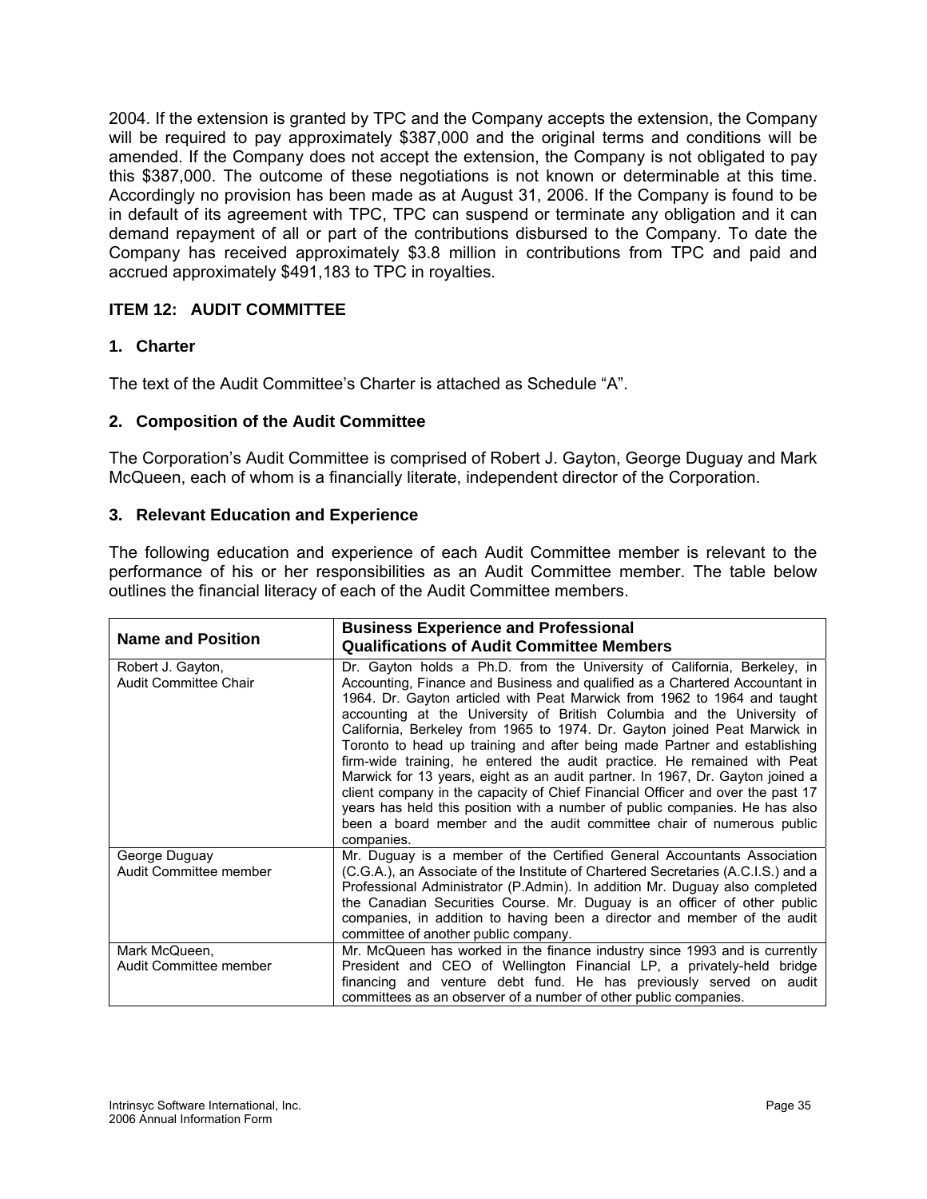2004. If the extension is granted by TPC and the Company accepts the extension, the Company will be required to pay approximately $387,000 and the original terms and conditions will be amended. If the Company does not accept the extension, the Company is not obligated to pay this $387,000. The outcome of these negotiations is not known or determinable at this time. Accordingly no provision has been made as at August 31, 2006. If the Company is found to be in default of its agreement with TPC, TPC can suspend or terminate any obligation and it can demand repayment of all or part of the contributions disbursed to the Company. To date the Company has received approximately $3.8 million in contributions from TPC and paid and accrued approximately $491,183 to TPC in royalties.

## ITEM 12: AUDIT COMMITTEE

### 1. Charter

The text of the Audit Committee's Charter is attached as Schedule "A".

### 2. Composition of the Audit Committee

The Corporation's Audit Committee is comprised of Robert J. Gayton, George Duguay and Mark McQueen, each of whom is a financially literate, independent director of the Corporation.

### 3. Relevant Education and Experience

The following education and experience of each Audit Committee member is relevant to the performance of his or her responsibilities as an Audit Committee member. The table below outlines the financial literacy of each of the Audit Committee members.

| Name and Position | Business Experience and Professional Qualifications of Audit Committee Members |
|---|---|
| Robert J. Gayton, Audit Committee Chair | Dr. Gayton holds a Ph.D. from the University of California, Berkeley, in Accounting, Finance and Business and qualified as a Chartered Accountant in 1964. Dr. Gayton articled with Peat Marwick from 1962 to 1964 and taught accounting at the University of British Columbia and the University of California, Berkeley from 1965 to 1974. Dr. Gayton joined Peat Marwick in Toronto to head up training and after being made Partner and establishing firm-wide training, he entered the audit practice. He remained with Peat Marwick for 13 years, eight as an audit partner. In 1967, Dr. Gayton joined a client company in the capacity of Chief Financial Officer and over the past 17 years has held this position with a number of public companies. He has also been a board member and the audit committee chair of numerous public companies. |
| George Duguay Audit Committee member | Mr. Duguay is a member of the Certified General Accountants Association (C.G.A.), an Associate of the Institute of Chartered Secretaries (A.C.I.S.) and a Professional Administrator (P.Admin). In addition Mr. Duguay also completed the Canadian Securities Course. Mr. Duguay is an officer of other public companies, in addition to having been a director and member of the audit committee of another public company. |
| Mark McQueen, Audit Committee member | Mr. McQueen has worked in the finance industry since 1993 and is currently President and CEO of Wellington Financial LP, a privately-held bridge financing and venture debt fund. He has previously served on audit committees as an observer of a number of other public companies. |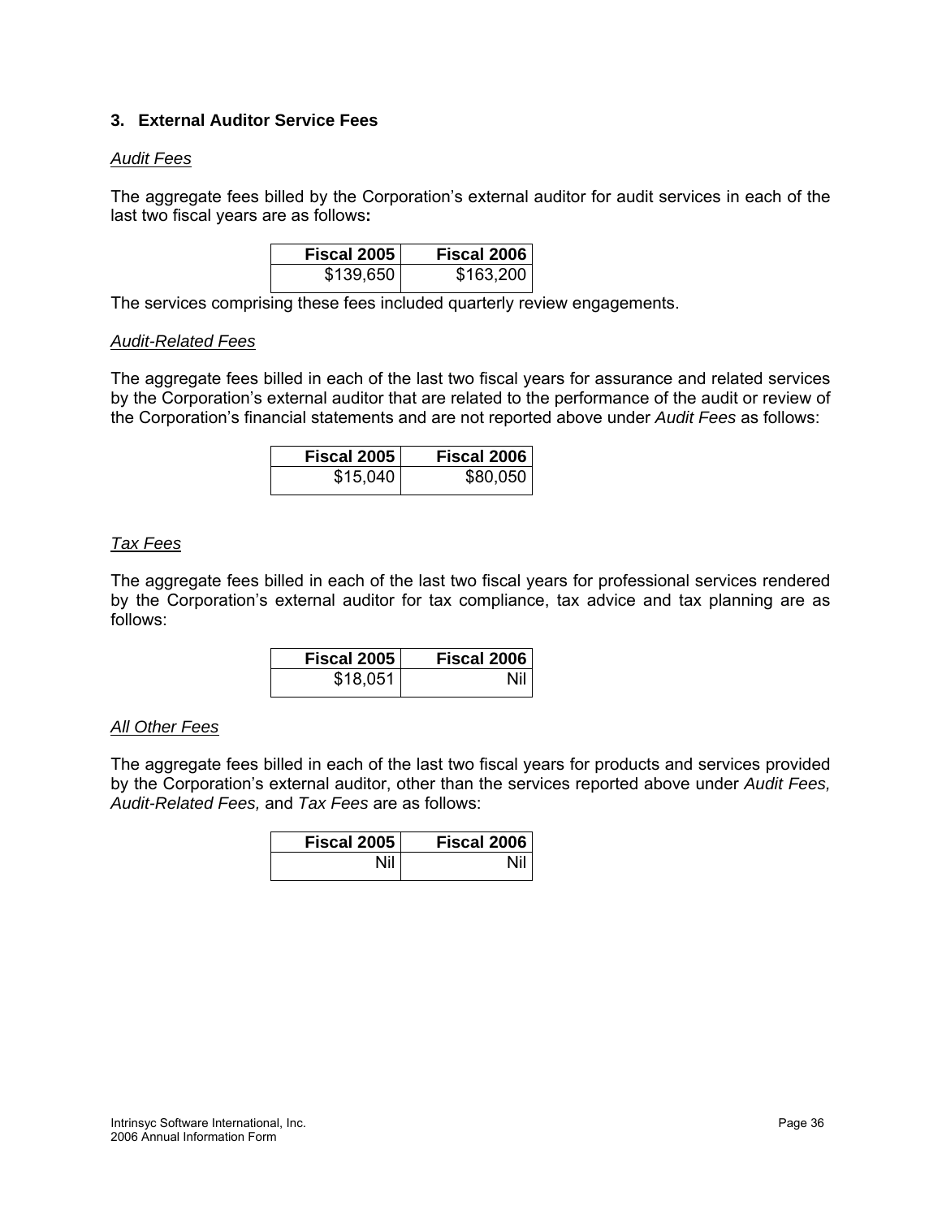### 3. External Auditor Service Fees

*Audit Fees*

The aggregate fees billed by the Corporation's external auditor for audit services in each of the last two fiscal years are as follows**:**

| Fiscal 2005 | Fiscal 2006 |
|---:|---:|
| $139,650 | $163,200 |

The services comprising these fees included quarterly review engagements.

*Audit-Related Fees*

The aggregate fees billed in each of the last two fiscal years for assurance and related services by the Corporation's external auditor that are related to the performance of the audit or review of the Corporation's financial statements and are not reported above under *Audit Fees* as follows:

| Fiscal 2005 | Fiscal 2006 |
|---:|---:|
| $15,040 | $80,050 |

*Tax Fees*

The aggregate fees billed in each of the last two fiscal years for professional services rendered by the Corporation's external auditor for tax compliance, tax advice and tax planning are as follows:

| Fiscal 2005 | Fiscal 2006 |
|---:|---:|
| $18,051 | Nil |

*All Other Fees*

The aggregate fees billed in each of the last two fiscal years for products and services provided by the Corporation's external auditor, other than the services reported above under *Audit Fees, Audit-Related Fees,* and *Tax Fees* are as follows:

| Fiscal 2005 | Fiscal 2006 |
|---:|---:|
| Nil | Nil |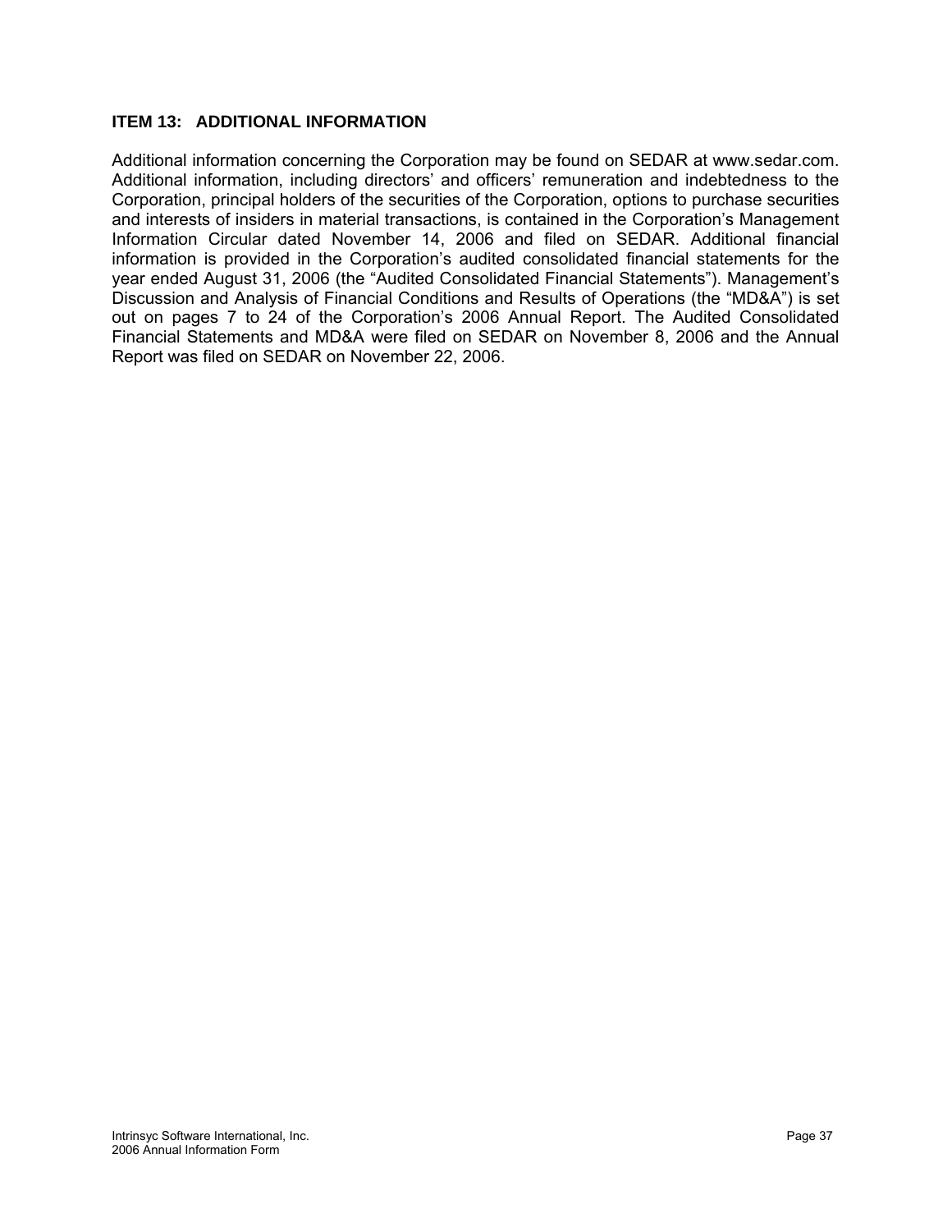## ITEM 13: ADDITIONAL INFORMATION

Additional information concerning the Corporation may be found on SEDAR at www.sedar.com. Additional information, including directors' and officers' remuneration and indebtedness to the Corporation, principal holders of the securities of the Corporation, options to purchase securities and interests of insiders in material transactions, is contained in the Corporation's Management Information Circular dated November 14, 2006 and filed on SEDAR. Additional financial information is provided in the Corporation's audited consolidated financial statements for the year ended August 31, 2006 (the "Audited Consolidated Financial Statements"). Management's Discussion and Analysis of Financial Conditions and Results of Operations (the "MD&A") is set out on pages 7 to 24 of the Corporation's 2006 Annual Report. The Audited Consolidated Financial Statements and MD&A were filed on SEDAR on November 8, 2006 and the Annual Report was filed on SEDAR on November 22, 2006.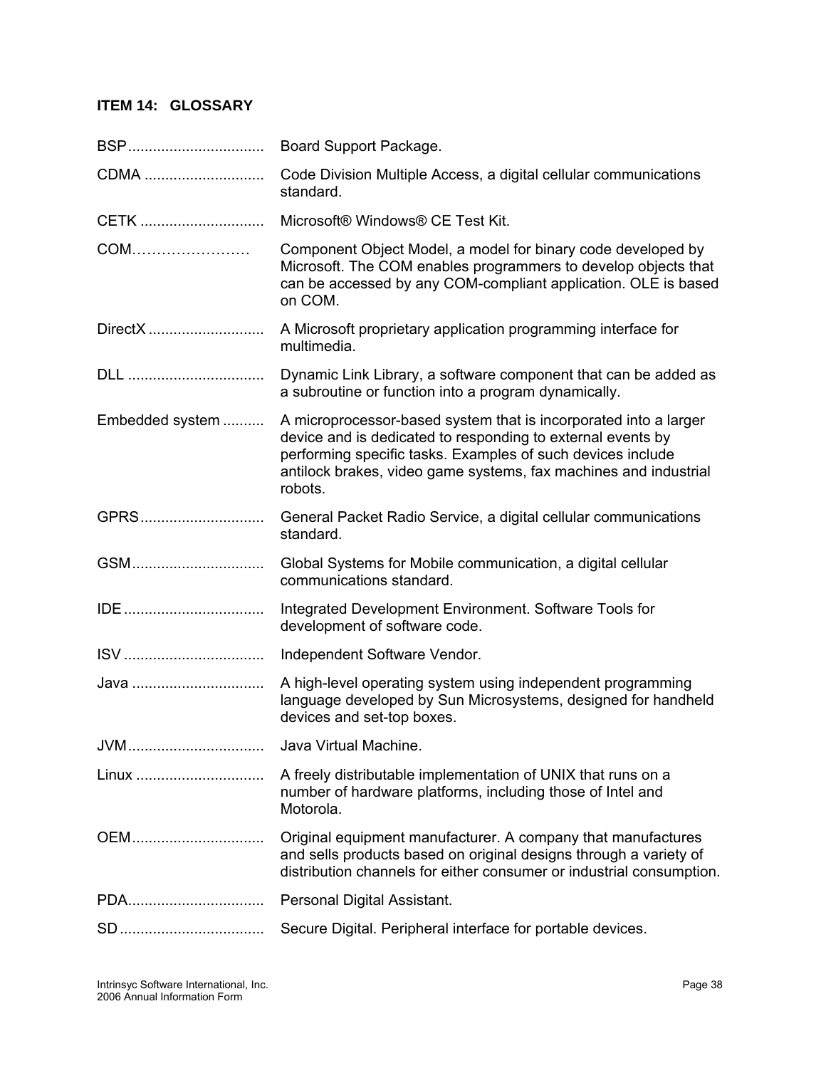### ITEM 14: GLOSSARY

| | |
|---|---|
| BSP | Board Support Package. |
| CDMA | Code Division Multiple Access, a digital cellular communications standard. |
| CETK | Microsoft® Windows® CE Test Kit. |
| COM | Component Object Model, a model for binary code developed by Microsoft. The COM enables programmers to develop objects that can be accessed by any COM-compliant application. OLE is based on COM. |
| DirectX | A Microsoft proprietary application programming interface for multimedia. |
| DLL | Dynamic Link Library, a software component that can be added as a subroutine or function into a program dynamically. |
| Embedded system | A microprocessor-based system that is incorporated into a larger device and is dedicated to responding to external events by performing specific tasks. Examples of such devices include antilock brakes, video game systems, fax machines and industrial robots. |
| GPRS | General Packet Radio Service, a digital cellular communications standard. |
| GSM | Global Systems for Mobile communication, a digital cellular communications standard. |
| IDE | Integrated Development Environment. Software Tools for development of software code. |
| ISV | Independent Software Vendor. |
| Java | A high-level operating system using independent programming language developed by Sun Microsystems, designed for handheld devices and set-top boxes. |
| JVM | Java Virtual Machine. |
| Linux | A freely distributable implementation of UNIX that runs on a number of hardware platforms, including those of Intel and Motorola. |
| OEM | Original equipment manufacturer. A company that manufactures and sells products based on original designs through a variety of distribution channels for either consumer or industrial consumption. |
| PDA | Personal Digital Assistant. |
| SD | Secure Digital. Peripheral interface for portable devices. |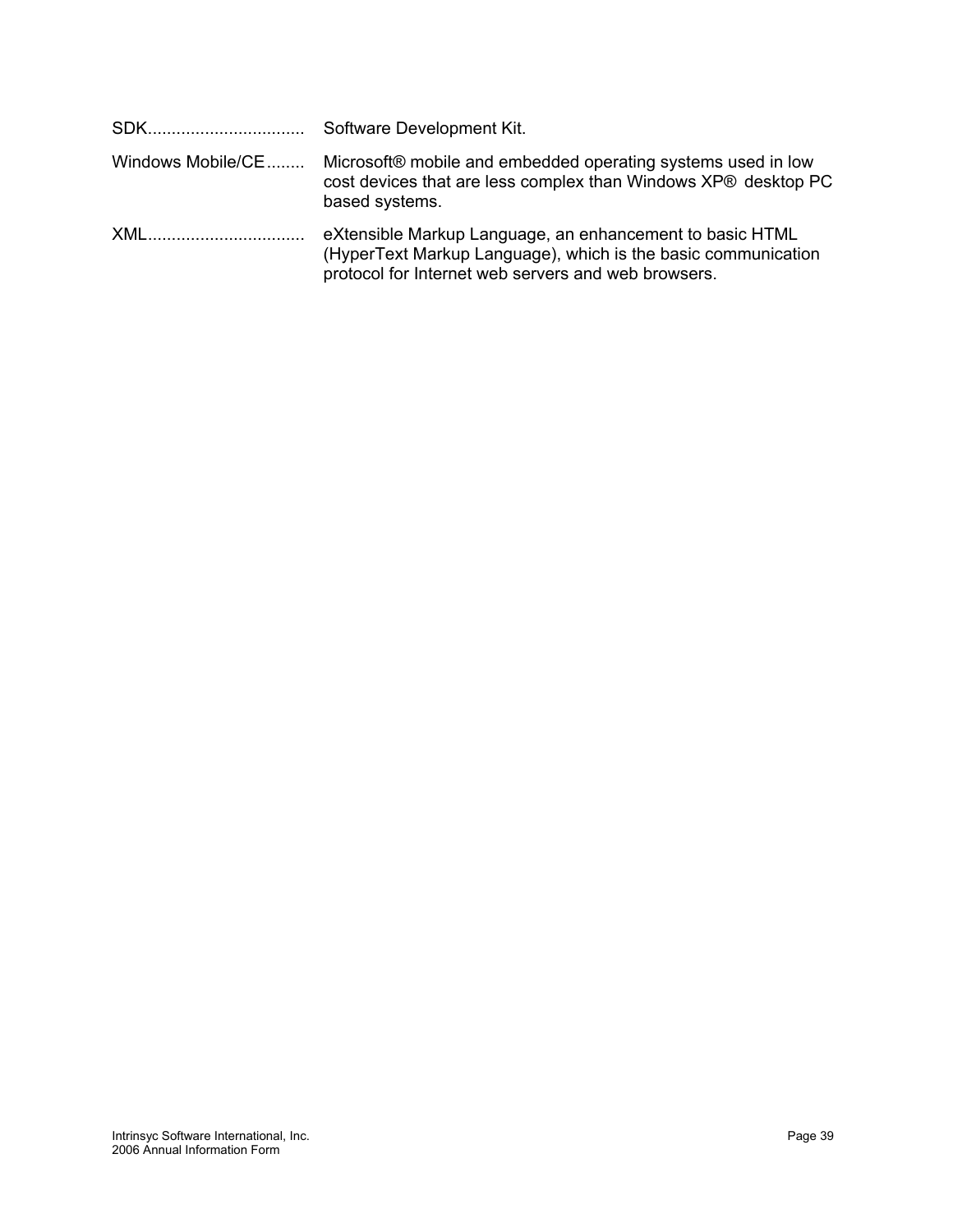SDK................................ Software Development Kit.

Windows Mobile/CE........ Microsoft® mobile and embedded operating systems used in low cost devices that are less complex than Windows XP® desktop PC based systems.

XML................................ eXtensible Markup Language, an enhancement to basic HTML (HyperText Markup Language), which is the basic communication protocol for Internet web servers and web browsers.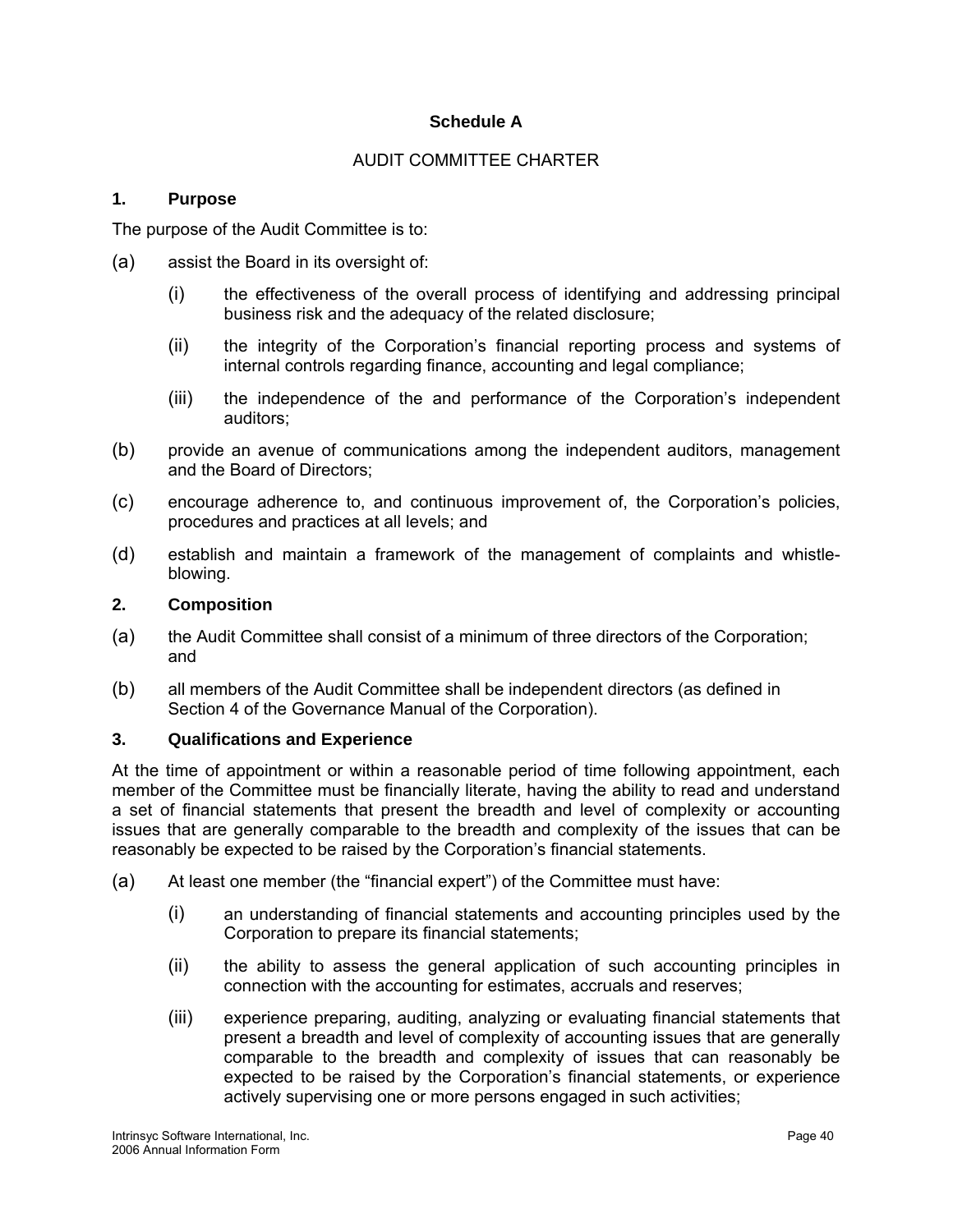# Schedule A

## AUDIT COMMITTEE CHARTER

### 1. Purpose

The purpose of the Audit Committee is to:

(a) assist the Board in its oversight of:

  (i) the effectiveness of the overall process of identifying and addressing principal business risk and the adequacy of the related disclosure;

  (ii) the integrity of the Corporation's financial reporting process and systems of internal controls regarding finance, accounting and legal compliance;

  (iii) the independence of the and performance of the Corporation's independent auditors;

(b) provide an avenue of communications among the independent auditors, management and the Board of Directors;

(c) encourage adherence to, and continuous improvement of, the Corporation's policies, procedures and practices at all levels; and

(d) establish and maintain a framework of the management of complaints and whistle-blowing.

### 2. Composition

(a) the Audit Committee shall consist of a minimum of three directors of the Corporation; and

(b) all members of the Audit Committee shall be independent directors (as defined in Section 4 of the Governance Manual of the Corporation).

### 3. Qualifications and Experience

At the time of appointment or within a reasonable period of time following appointment, each member of the Committee must be financially literate, having the ability to read and understand a set of financial statements that present the breadth and level of complexity or accounting issues that are generally comparable to the breadth and complexity of the issues that can be reasonably be expected to be raised by the Corporation's financial statements.

(a) At least one member (the "financial expert") of the Committee must have:

  (i) an understanding of financial statements and accounting principles used by the Corporation to prepare its financial statements;

  (ii) the ability to assess the general application of such accounting principles in connection with the accounting for estimates, accruals and reserves;

  (iii) experience preparing, auditing, analyzing or evaluating financial statements that present a breadth and level of complexity of accounting issues that are generally comparable to the breadth and complexity of issues that can reasonably be expected to be raised by the Corporation's financial statements, or experience actively supervising one or more persons engaged in such activities;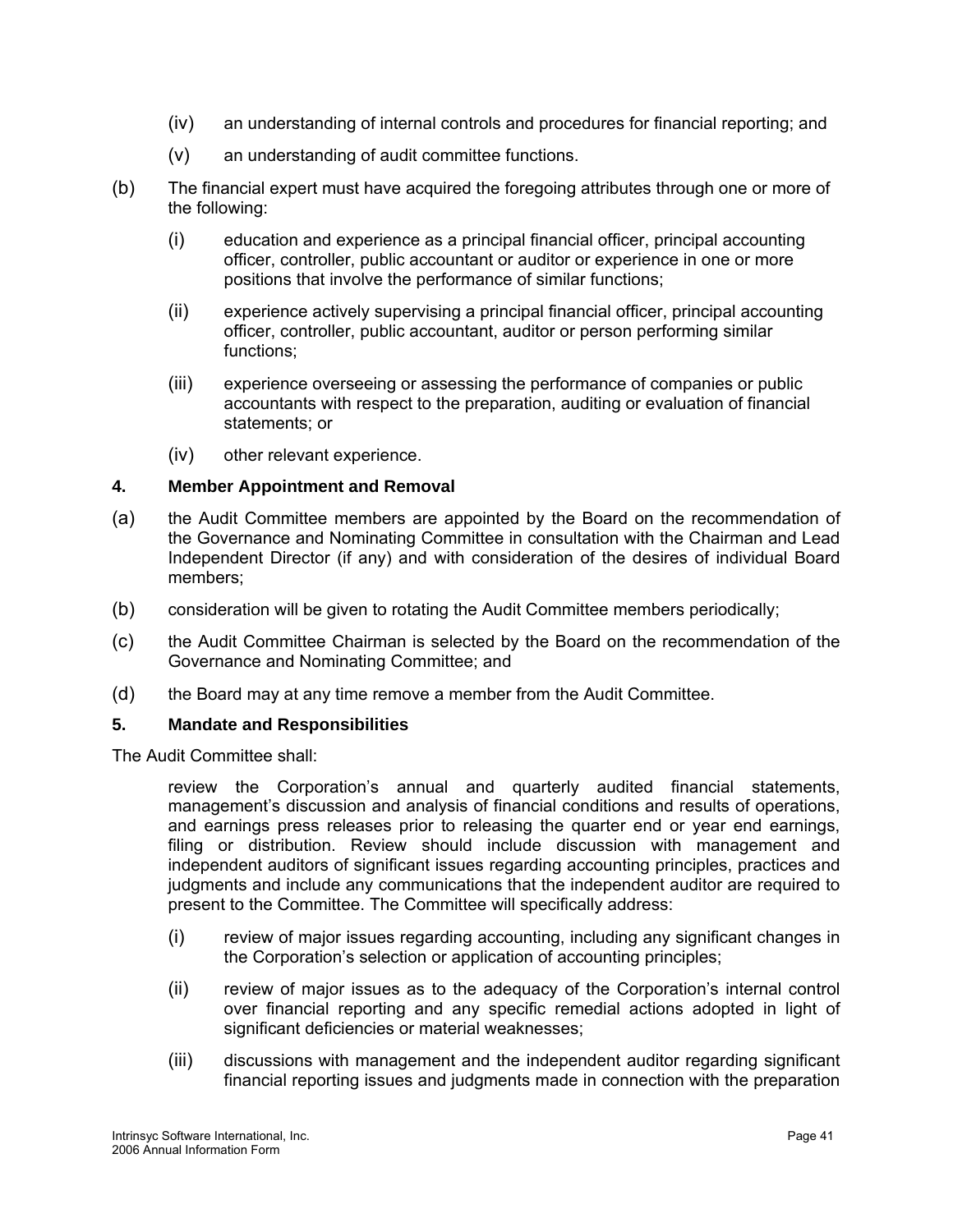(iv) an understanding of internal controls and procedures for financial reporting; and

(v) an understanding of audit committee functions.

(b) The financial expert must have acquired the foregoing attributes through one or more of the following:

(i) education and experience as a principal financial officer, principal accounting officer, controller, public accountant or auditor or experience in one or more positions that involve the performance of similar functions;

(ii) experience actively supervising a principal financial officer, principal accounting officer, controller, public accountant, auditor or person performing similar functions;

(iii) experience overseeing or assessing the performance of companies or public accountants with respect to the preparation, auditing or evaluation of financial statements; or

(iv) other relevant experience.

### 4. Member Appointment and Removal

(a) the Audit Committee members are appointed by the Board on the recommendation of the Governance and Nominating Committee in consultation with the Chairman and Lead Independent Director (if any) and with consideration of the desires of individual Board members;

(b) consideration will be given to rotating the Audit Committee members periodically;

(c) the Audit Committee Chairman is selected by the Board on the recommendation of the Governance and Nominating Committee; and

(d) the Board may at any time remove a member from the Audit Committee.

### 5. Mandate and Responsibilities

The Audit Committee shall:

review the Corporation's annual and quarterly audited financial statements, management's discussion and analysis of financial conditions and results of operations, and earnings press releases prior to releasing the quarter end or year end earnings, filing or distribution. Review should include discussion with management and independent auditors of significant issues regarding accounting principles, practices and judgments and include any communications that the independent auditor are required to present to the Committee. The Committee will specifically address:

(i) review of major issues regarding accounting, including any significant changes in the Corporation's selection or application of accounting principles;

(ii) review of major issues as to the adequacy of the Corporation's internal control over financial reporting and any specific remedial actions adopted in light of significant deficiencies or material weaknesses;

(iii) discussions with management and the independent auditor regarding significant financial reporting issues and judgments made in connection with the preparation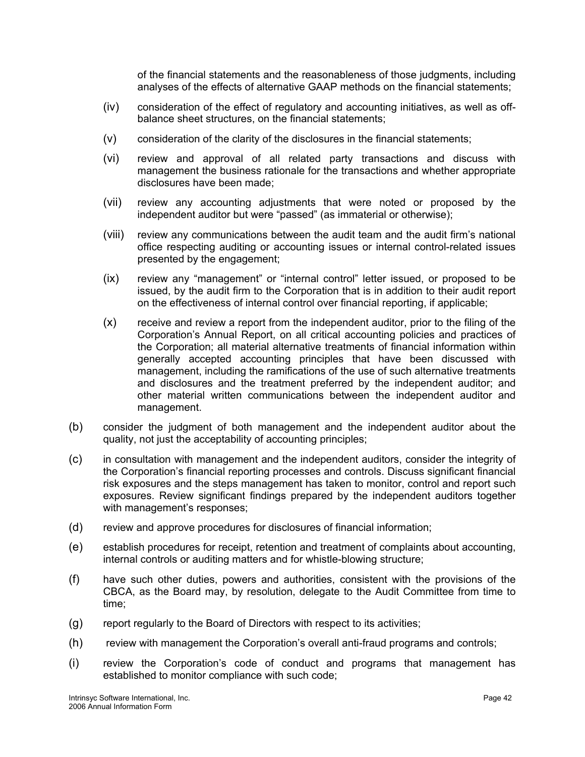of the financial statements and the reasonableness of those judgments, including analyses of the effects of alternative GAAP methods on the financial statements;

(iv) consideration of the effect of regulatory and accounting initiatives, as well as off-balance sheet structures, on the financial statements;

(v) consideration of the clarity of the disclosures in the financial statements;

(vi) review and approval of all related party transactions and discuss with management the business rationale for the transactions and whether appropriate disclosures have been made;

(vii) review any accounting adjustments that were noted or proposed by the independent auditor but were "passed" (as immaterial or otherwise);

(viii) review any communications between the audit team and the audit firm's national office respecting auditing or accounting issues or internal control-related issues presented by the engagement;

(ix) review any "management" or "internal control" letter issued, or proposed to be issued, by the audit firm to the Corporation that is in addition to their audit report on the effectiveness of internal control over financial reporting, if applicable;

(x) receive and review a report from the independent auditor, prior to the filing of the Corporation's Annual Report, on all critical accounting policies and practices of the Corporation; all material alternative treatments of financial information within generally accepted accounting principles that have been discussed with management, including the ramifications of the use of such alternative treatments and disclosures and the treatment preferred by the independent auditor; and other material written communications between the independent auditor and management.

(b) consider the judgment of both management and the independent auditor about the quality, not just the acceptability of accounting principles;

(c) in consultation with management and the independent auditors, consider the integrity of the Corporation's financial reporting processes and controls. Discuss significant financial risk exposures and the steps management has taken to monitor, control and report such exposures. Review significant findings prepared by the independent auditors together with management's responses;

(d) review and approve procedures for disclosures of financial information;

(e) establish procedures for receipt, retention and treatment of complaints about accounting, internal controls or auditing matters and for whistle-blowing structure;

(f) have such other duties, powers and authorities, consistent with the provisions of the CBCA, as the Board may, by resolution, delegate to the Audit Committee from time to time;

(g) report regularly to the Board of Directors with respect to its activities;

(h) review with management the Corporation's overall anti-fraud programs and controls;

(i) review the Corporation's code of conduct and programs that management has established to monitor compliance with such code;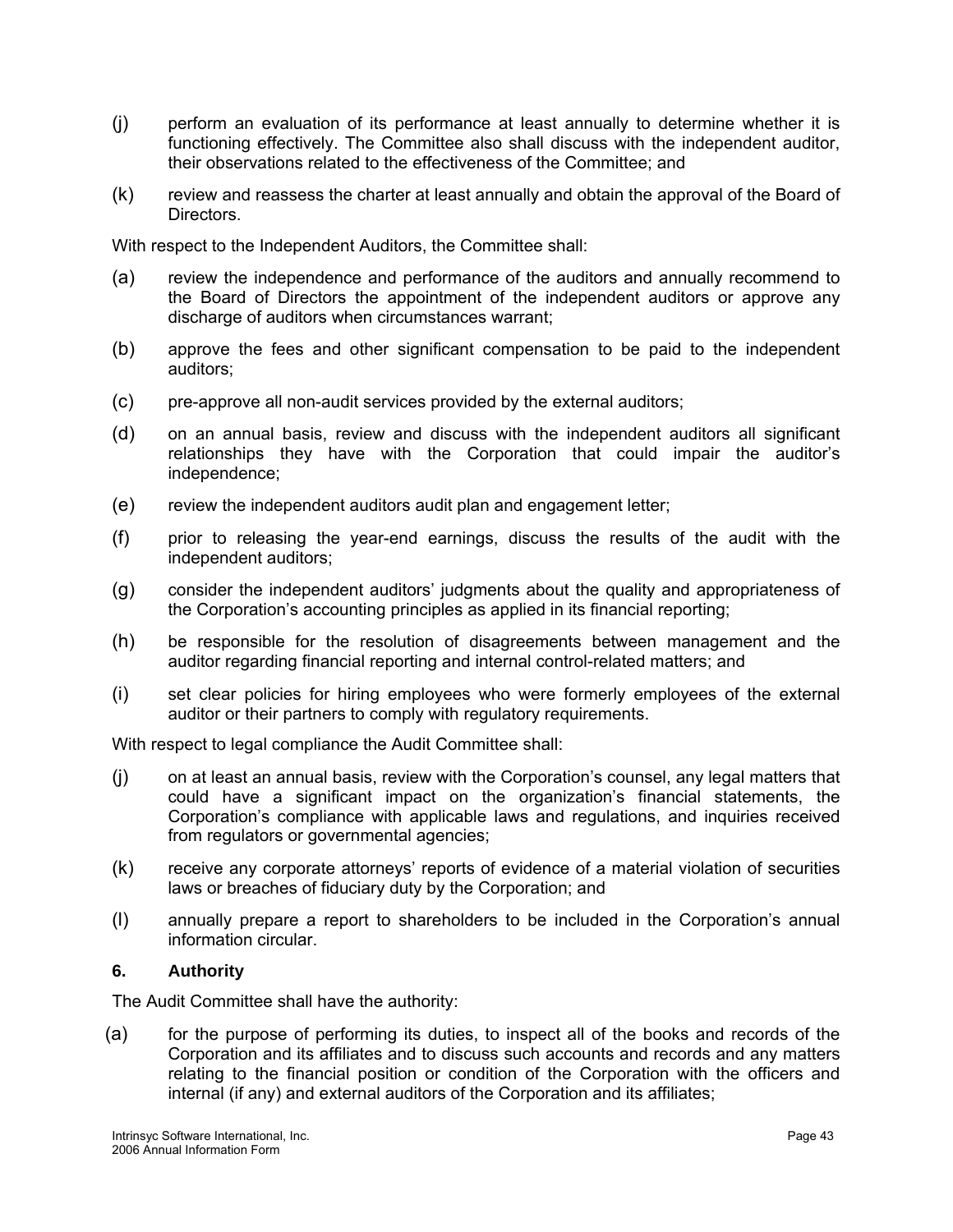(j) perform an evaluation of its performance at least annually to determine whether it is functioning effectively. The Committee also shall discuss with the independent auditor, their observations related to the effectiveness of the Committee; and

(k) review and reassess the charter at least annually and obtain the approval of the Board of Directors.

With respect to the Independent Auditors, the Committee shall:

(a) review the independence and performance of the auditors and annually recommend to the Board of Directors the appointment of the independent auditors or approve any discharge of auditors when circumstances warrant;

(b) approve the fees and other significant compensation to be paid to the independent auditors;

(c) pre-approve all non-audit services provided by the external auditors;

(d) on an annual basis, review and discuss with the independent auditors all significant relationships they have with the Corporation that could impair the auditor's independence;

(e) review the independent auditors audit plan and engagement letter;

(f) prior to releasing the year-end earnings, discuss the results of the audit with the independent auditors;

(g) consider the independent auditors' judgments about the quality and appropriateness of the Corporation's accounting principles as applied in its financial reporting;

(h) be responsible for the resolution of disagreements between management and the auditor regarding financial reporting and internal control-related matters; and

(i) set clear policies for hiring employees who were formerly employees of the external auditor or their partners to comply with regulatory requirements.

With respect to legal compliance the Audit Committee shall:

(j) on at least an annual basis, review with the Corporation's counsel, any legal matters that could have a significant impact on the organization's financial statements, the Corporation's compliance with applicable laws and regulations, and inquiries received from regulators or governmental agencies;

(k) receive any corporate attorneys' reports of evidence of a material violation of securities laws or breaches of fiduciary duty by the Corporation; and

(l) annually prepare a report to shareholders to be included in the Corporation's annual information circular.

### 6. Authority

The Audit Committee shall have the authority:

(a) for the purpose of performing its duties, to inspect all of the books and records of the Corporation and its affiliates and to discuss such accounts and records and any matters relating to the financial position or condition of the Corporation with the officers and internal (if any) and external auditors of the Corporation and its affiliates;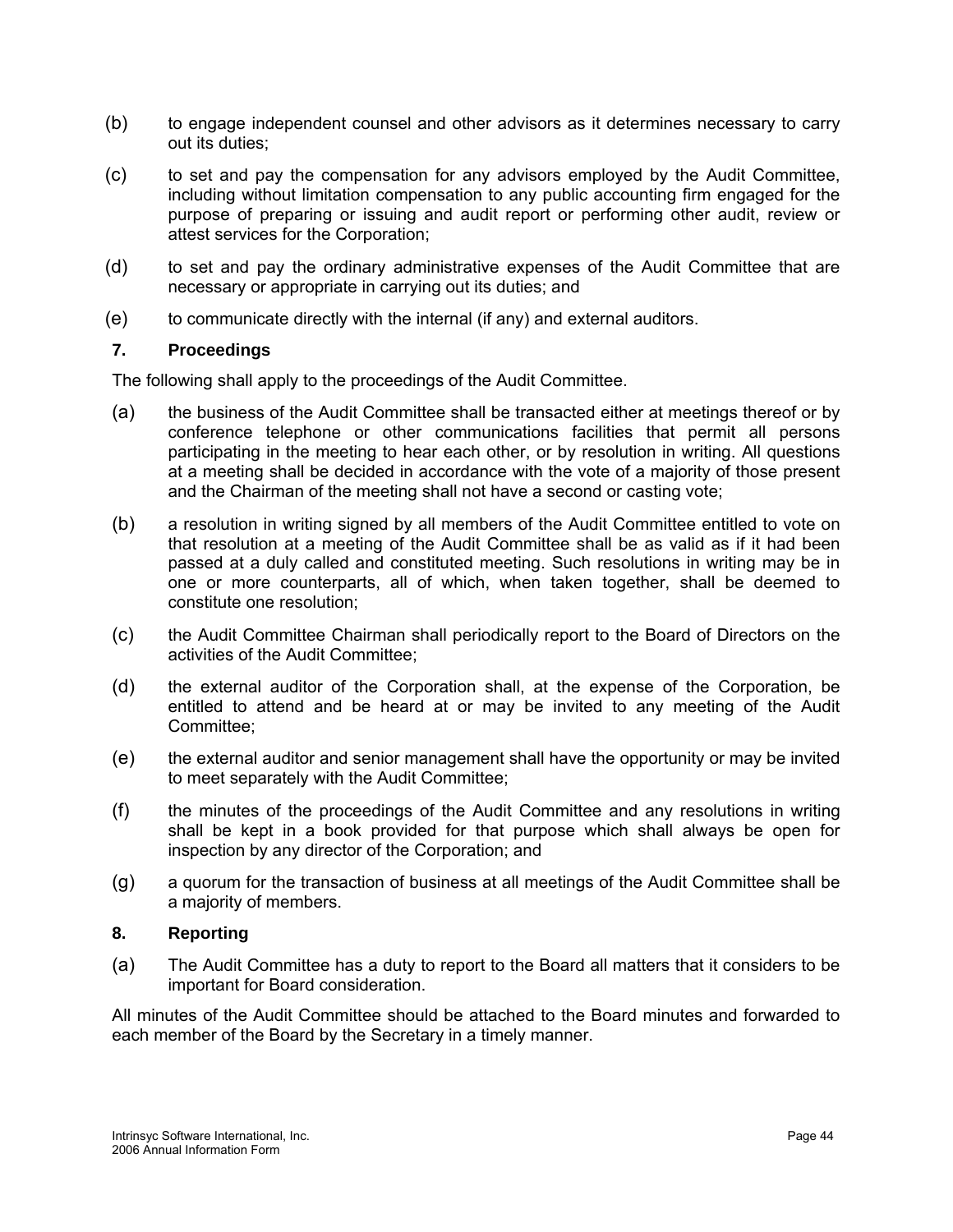(b) to engage independent counsel and other advisors as it determines necessary to carry out its duties;

(c) to set and pay the compensation for any advisors employed by the Audit Committee, including without limitation compensation to any public accounting firm engaged for the purpose of preparing or issuing and audit report or performing other audit, review or attest services for the Corporation;

(d) to set and pay the ordinary administrative expenses of the Audit Committee that are necessary or appropriate in carrying out its duties; and

(e) to communicate directly with the internal (if any) and external auditors.

**7. Proceedings**

The following shall apply to the proceedings of the Audit Committee.

(a) the business of the Audit Committee shall be transacted either at meetings thereof or by conference telephone or other communications facilities that permit all persons participating in the meeting to hear each other, or by resolution in writing. All questions at a meeting shall be decided in accordance with the vote of a majority of those present and the Chairman of the meeting shall not have a second or casting vote;

(b) a resolution in writing signed by all members of the Audit Committee entitled to vote on that resolution at a meeting of the Audit Committee shall be as valid as if it had been passed at a duly called and constituted meeting. Such resolutions in writing may be in one or more counterparts, all of which, when taken together, shall be deemed to constitute one resolution;

(c) the Audit Committee Chairman shall periodically report to the Board of Directors on the activities of the Audit Committee;

(d) the external auditor of the Corporation shall, at the expense of the Corporation, be entitled to attend and be heard at or may be invited to any meeting of the Audit Committee;

(e) the external auditor and senior management shall have the opportunity or may be invited to meet separately with the Audit Committee;

(f) the minutes of the proceedings of the Audit Committee and any resolutions in writing shall be kept in a book provided for that purpose which shall always be open for inspection by any director of the Corporation; and

(g) a quorum for the transaction of business at all meetings of the Audit Committee shall be a majority of members.

**8. Reporting**

(a) The Audit Committee has a duty to report to the Board all matters that it considers to be important for Board consideration.

All minutes of the Audit Committee should be attached to the Board minutes and forwarded to each member of the Board by the Secretary in a timely manner.